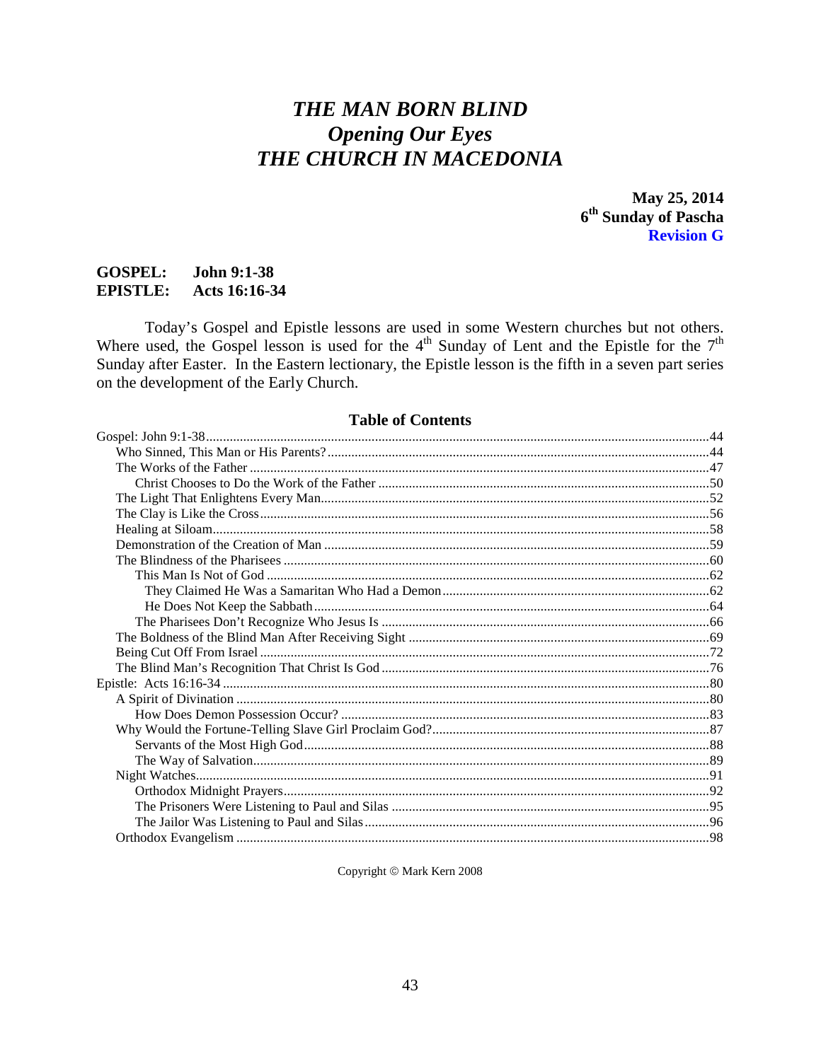# *THE MAN BORN BLIND*
## *Opening Our Eyes*
# *THE CHURCH IN MACEDONIA*

**May 25, 2014**
**6th Sunday of Pascha**
**Revision G**

**GOSPEL: John 9:1-38**
**EPISTLE: Acts 16:16-34**

Today's Gospel and Epistle lessons are used in some Western churches but not others. Where used, the Gospel lesson is used for the 4th Sunday of Lent and the Epistle for the 7th Sunday after Easter. In the Eastern lectionary, the Epistle lesson is the fifth in a seven part series on the development of the Early Church.

**Table of Contents**

Gospel: John 9:1-38 ... 44
- Who Sinned, This Man or His Parents? ... 44
- The Works of the Father ... 47
  - Christ Chooses to Do the Work of the Father ... 50
- The Light That Enlightens Every Man ... 52
- The Clay is Like the Cross ... 56
- Healing at Siloam ... 58
- Demonstration of the Creation of Man ... 59
- The Blindness of the Pharisees ... 60
  - This Man Is Not of God ... 62
    - They Claimed He Was a Samaritan Who Had a Demon ... 62
    - He Does Not Keep the Sabbath ... 64
  - The Pharisees Don't Recognize Who Jesus Is ... 66
- The Boldness of the Blind Man After Receiving Sight ... 69
- Being Cut Off From Israel ... 72
- The Blind Man's Recognition That Christ Is God ... 76

Epistle: Acts 16:16-34 ... 80
- A Spirit of Divination ... 80
  - How Does Demon Possession Occur? ... 83
- Why Would the Fortune-Telling Slave Girl Proclaim God? ... 87
  - Servants of the Most High God ... 88
  - The Way of Salvation ... 89
- Night Watches ... 91
  - Orthodox Midnight Prayers ... 92
  - The Prisoners Were Listening to Paul and Silas ... 95
  - The Jailor Was Listening to Paul and Silas ... 96
- Orthodox Evangelism ... 98

Copyright © Mark Kern 2008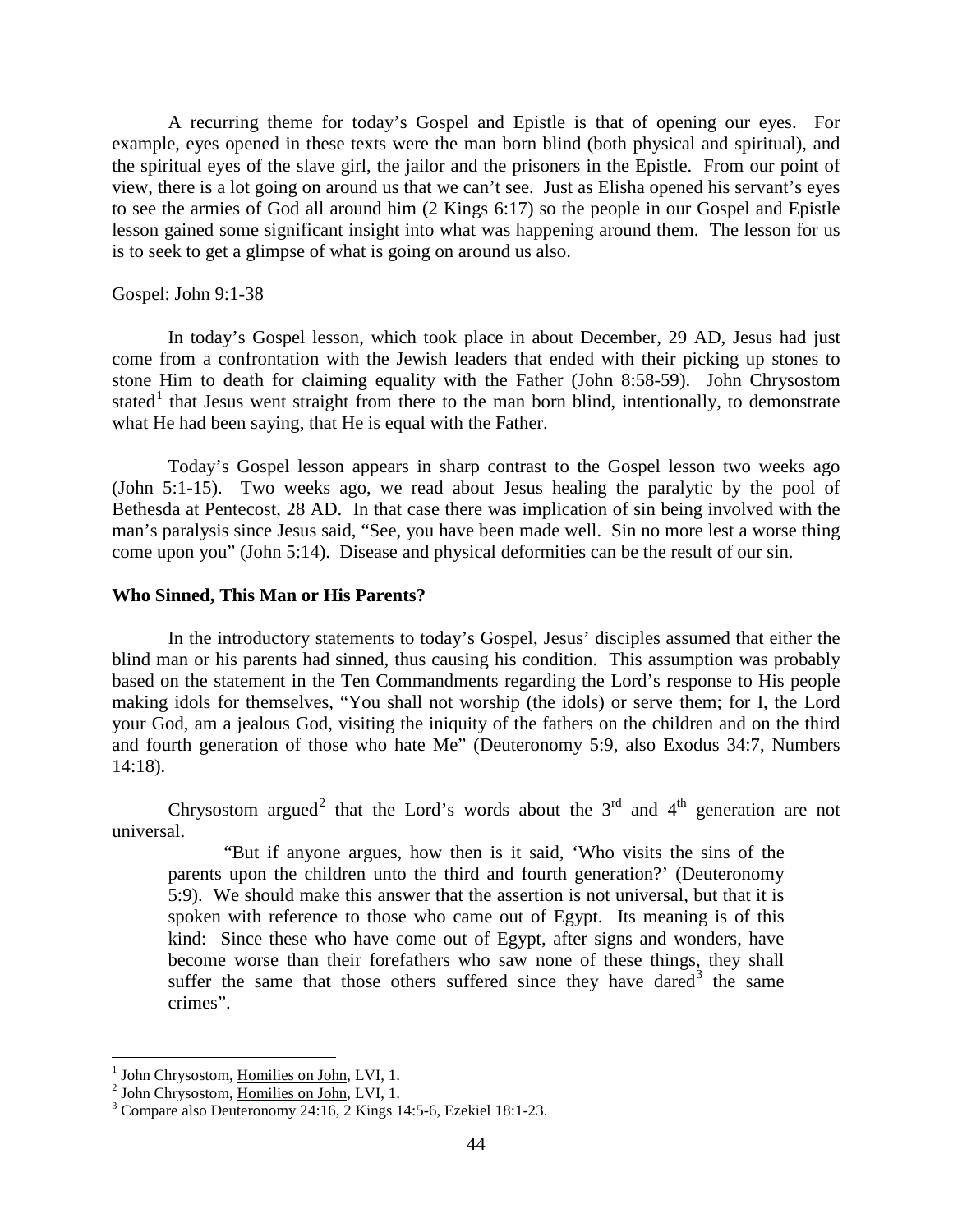A recurring theme for today's Gospel and Epistle is that of opening our eyes. For example, eyes opened in these texts were the man born blind (both physical and spiritual), and the spiritual eyes of the slave girl, the jailor and the prisoners in the Epistle. From our point of view, there is a lot going on around us that we can't see. Just as Elisha opened his servant's eyes to see the armies of God all around him (2 Kings 6:17) so the people in our Gospel and Epistle lesson gained some significant insight into what was happening around them. The lesson for us is to seek to get a glimpse of what is going on around us also.

Gospel: John 9:1-38

In today's Gospel lesson, which took place in about December, 29 AD, Jesus had just come from a confrontation with the Jewish leaders that ended with their picking up stones to stone Him to death for claiming equality with the Father (John 8:58-59). John Chrysostom stated[1] that Jesus went straight from there to the man born blind, intentionally, to demonstrate what He had been saying, that He is equal with the Father.

Today's Gospel lesson appears in sharp contrast to the Gospel lesson two weeks ago (John 5:1-15). Two weeks ago, we read about Jesus healing the paralytic by the pool of Bethesda at Pentecost, 28 AD. In that case there was implication of sin being involved with the man's paralysis since Jesus said, "See, you have been made well. Sin no more lest a worse thing come upon you" (John 5:14). Disease and physical deformities can be the result of our sin.

**Who Sinned, This Man or His Parents?**

In the introductory statements to today's Gospel, Jesus' disciples assumed that either the blind man or his parents had sinned, thus causing his condition. This assumption was probably based on the statement in the Ten Commandments regarding the Lord's response to His people making idols for themselves, "You shall not worship (the idols) or serve them; for I, the Lord your God, am a jealous God, visiting the iniquity of the fathers on the children and on the third and fourth generation of those who hate Me" (Deuteronomy 5:9, also Exodus 34:7, Numbers 14:18).

Chrysostom argued[2] that the Lord's words about the 3rd and 4th generation are not universal.

> "But if anyone argues, how then is it said, 'Who visits the sins of the parents upon the children unto the third and fourth generation?' (Deuteronomy 5:9). We should make this answer that the assertion is not universal, but that it is spoken with reference to those who came out of Egypt. Its meaning is of this kind: Since these who have come out of Egypt, after signs and wonders, have become worse than their forefathers who saw none of these things, they shall suffer the same that those others suffered since they have dared[3] the same crimes".

---

[1] John Chrysostom, Homilies on John, LVI, 1.

[2] John Chrysostom, Homilies on John, LVI, 1.

[3] Compare also Deuteronomy 24:16, 2 Kings 14:5-6, Ezekiel 18:1-23.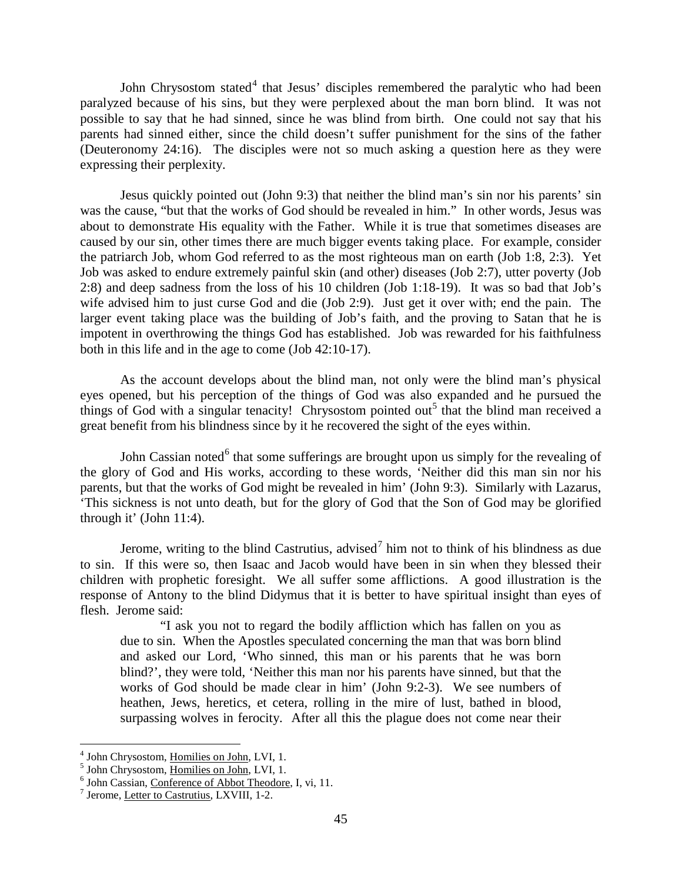John Chrysostom stated[4] that Jesus' disciples remembered the paralytic who had been paralyzed because of his sins, but they were perplexed about the man born blind. It was not possible to say that he had sinned, since he was blind from birth. One could not say that his parents had sinned either, since the child doesn't suffer punishment for the sins of the father (Deuteronomy 24:16). The disciples were not so much asking a question here as they were expressing their perplexity.

Jesus quickly pointed out (John 9:3) that neither the blind man's sin nor his parents' sin was the cause, "but that the works of God should be revealed in him." In other words, Jesus was about to demonstrate His equality with the Father. While it is true that sometimes diseases are caused by our sin, other times there are much bigger events taking place. For example, consider the patriarch Job, whom God referred to as the most righteous man on earth (Job 1:8, 2:3). Yet Job was asked to endure extremely painful skin (and other) diseases (Job 2:7), utter poverty (Job 2:8) and deep sadness from the loss of his 10 children (Job 1:18-19). It was so bad that Job's wife advised him to just curse God and die (Job 2:9). Just get it over with; end the pain. The larger event taking place was the building of Job's faith, and the proving to Satan that he is impotent in overthrowing the things God has established. Job was rewarded for his faithfulness both in this life and in the age to come (Job 42:10-17).

As the account develops about the blind man, not only were the blind man's physical eyes opened, but his perception of the things of God was also expanded and he pursued the things of God with a singular tenacity! Chrysostom pointed out[5] that the blind man received a great benefit from his blindness since by it he recovered the sight of the eyes within.

John Cassian noted[6] that some sufferings are brought upon us simply for the revealing of the glory of God and His works, according to these words, 'Neither did this man sin nor his parents, but that the works of God might be revealed in him' (John 9:3). Similarly with Lazarus, 'This sickness is not unto death, but for the glory of God that the Son of God may be glorified through it' (John 11:4).

Jerome, writing to the blind Castrutius, advised[7] him not to think of his blindness as due to sin. If this were so, then Isaac and Jacob would have been in sin when they blessed their children with prophetic foresight. We all suffer some afflictions. A good illustration is the response of Antony to the blind Didymus that it is better to have spiritual insight than eyes of flesh. Jerome said:

> "I ask you not to regard the bodily affliction which has fallen on you as due to sin. When the Apostles speculated concerning the man that was born blind and asked our Lord, 'Who sinned, this man or his parents that he was born blind?', they were told, 'Neither this man nor his parents have sinned, but that the works of God should be made clear in him' (John 9:2-3). We see numbers of heathen, Jews, heretics, et cetera, rolling in the mire of lust, bathed in blood, surpassing wolves in ferocity. After all this the plague does not come near their

---

[4] John Chrysostom, Homilies on John, LVI, 1.

[5] John Chrysostom, Homilies on John, LVI, 1.

[6] John Cassian, Conference of Abbot Theodore, I, vi, 11.

[7] Jerome, Letter to Castrutius, LXVIII, 1-2.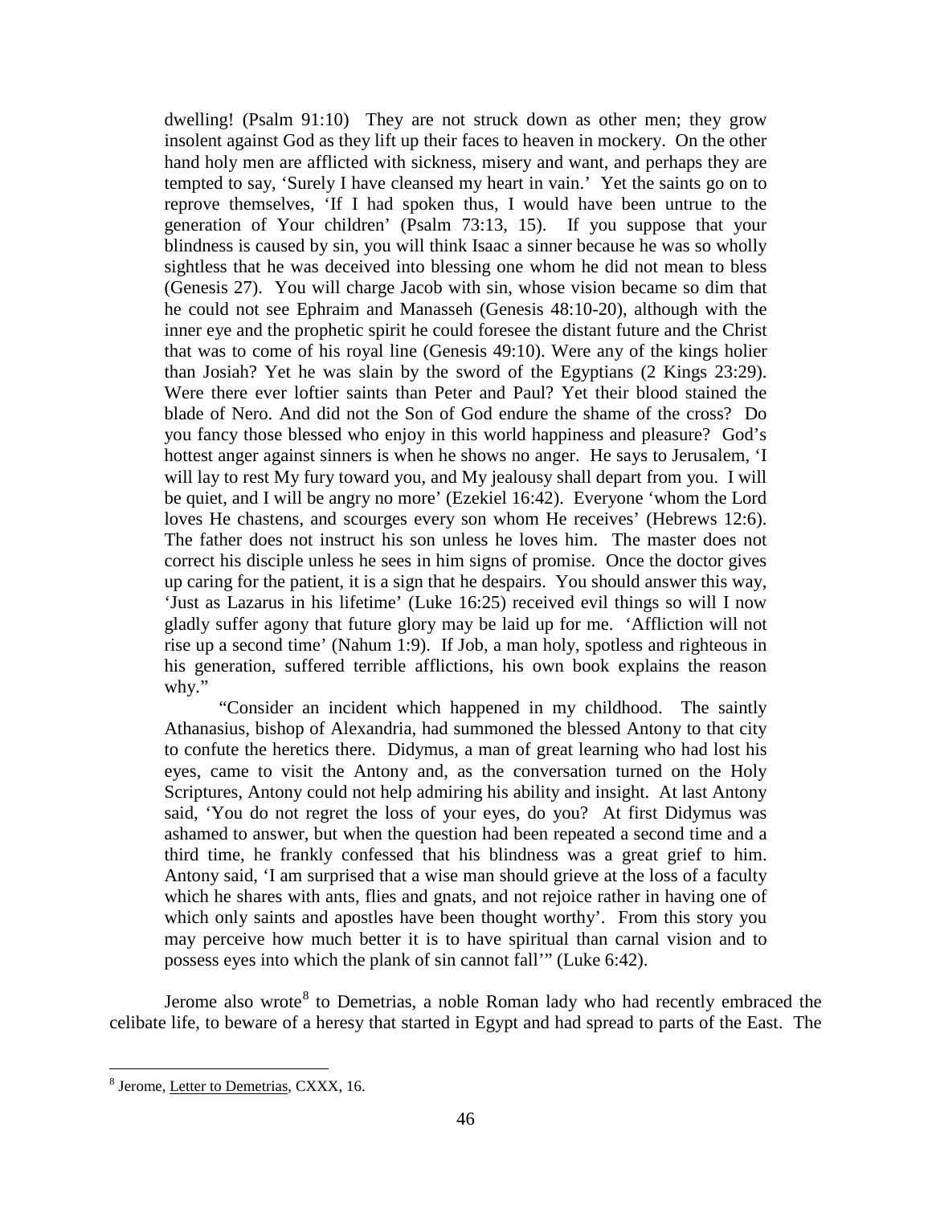dwelling! (Psalm 91:10) They are not struck down as other men; they grow insolent against God as they lift up their faces to heaven in mockery. On the other hand holy men are afflicted with sickness, misery and want, and perhaps they are tempted to say, 'Surely I have cleansed my heart in vain.' Yet the saints go on to reprove themselves, 'If I had spoken thus, I would have been untrue to the generation of Your children' (Psalm 73:13, 15). If you suppose that your blindness is caused by sin, you will think Isaac a sinner because he was so wholly sightless that he was deceived into blessing one whom he did not mean to bless (Genesis 27). You will charge Jacob with sin, whose vision became so dim that he could not see Ephraim and Manasseh (Genesis 48:10-20), although with the inner eye and the prophetic spirit he could foresee the distant future and the Christ that was to come of his royal line (Genesis 49:10). Were any of the kings holier than Josiah? Yet he was slain by the sword of the Egyptians (2 Kings 23:29). Were there ever loftier saints than Peter and Paul? Yet their blood stained the blade of Nero. And did not the Son of God endure the shame of the cross? Do you fancy those blessed who enjoy in this world happiness and pleasure? God's hottest anger against sinners is when he shows no anger. He says to Jerusalem, 'I will lay to rest My fury toward you, and My jealousy shall depart from you. I will be quiet, and I will be angry no more' (Ezekiel 16:42). Everyone 'whom the Lord loves He chastens, and scourges every son whom He receives' (Hebrews 12:6). The father does not instruct his son unless he loves him. The master does not correct his disciple unless he sees in him signs of promise. Once the doctor gives up caring for the patient, it is a sign that he despairs. You should answer this way, 'Just as Lazarus in his lifetime' (Luke 16:25) received evil things so will I now gladly suffer agony that future glory may be laid up for me. 'Affliction will not rise up a second time' (Nahum 1:9). If Job, a man holy, spotless and righteous in his generation, suffered terrible afflictions, his own book explains the reason why."

"Consider an incident which happened in my childhood. The saintly Athanasius, bishop of Alexandria, had summoned the blessed Antony to that city to confute the heretics there. Didymus, a man of great learning who had lost his eyes, came to visit the Antony and, as the conversation turned on the Holy Scriptures, Antony could not help admiring his ability and insight. At last Antony said, 'You do not regret the loss of your eyes, do you? At first Didymus was ashamed to answer, but when the question had been repeated a second time and a third time, he frankly confessed that his blindness was a great grief to him. Antony said, 'I am surprised that a wise man should grieve at the loss of a faculty which he shares with ants, flies and gnats, and not rejoice rather in having one of which only saints and apostles have been thought worthy'. From this story you may perceive how much better it is to have spiritual than carnal vision and to possess eyes into which the plank of sin cannot fall'" (Luke 6:42).

Jerome also wrote[8] to Demetrias, a noble Roman lady who had recently embraced the celibate life, to beware of a heresy that started in Egypt and had spread to parts of the East. The

[8] Jerome, Letter to Demetrias, CXXX, 16.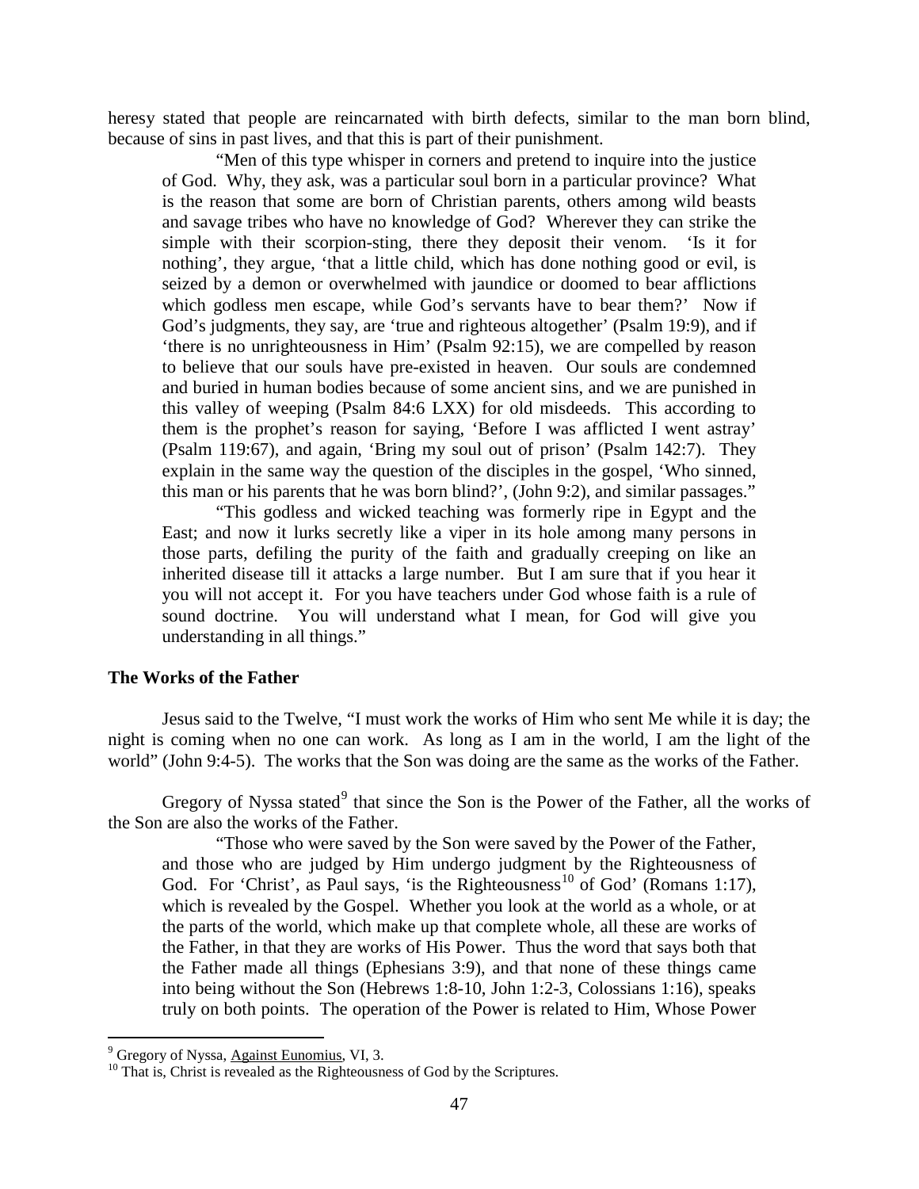heresy stated that people are reincarnated with birth defects, similar to the man born blind, because of sins in past lives, and that this is part of their punishment.

> "Men of this type whisper in corners and pretend to inquire into the justice of God. Why, they ask, was a particular soul born in a particular province? What is the reason that some are born of Christian parents, others among wild beasts and savage tribes who have no knowledge of God? Wherever they can strike the simple with their scorpion-sting, there they deposit their venom. 'Is it for nothing', they argue, 'that a little child, which has done nothing good or evil, is seized by a demon or overwhelmed with jaundice or doomed to bear afflictions which godless men escape, while God's servants have to bear them?' Now if God's judgments, they say, are 'true and righteous altogether' (Psalm 19:9), and if 'there is no unrighteousness in Him' (Psalm 92:15), we are compelled by reason to believe that our souls have pre-existed in heaven. Our souls are condemned and buried in human bodies because of some ancient sins, and we are punished in this valley of weeping (Psalm 84:6 LXX) for old misdeeds. This according to them is the prophet's reason for saying, 'Before I was afflicted I went astray' (Psalm 119:67), and again, 'Bring my soul out of prison' (Psalm 142:7). They explain in the same way the question of the disciples in the gospel, 'Who sinned, this man or his parents that he was born blind?', (John 9:2), and similar passages."
>
> "This godless and wicked teaching was formerly ripe in Egypt and the East; and now it lurks secretly like a viper in its hole among many persons in those parts, defiling the purity of the faith and gradually creeping on like an inherited disease till it attacks a large number. But I am sure that if you hear it you will not accept it. For you have teachers under God whose faith is a rule of sound doctrine. You will understand what I mean, for God will give you understanding in all things."

### The Works of the Father

Jesus said to the Twelve, "I must work the works of Him who sent Me while it is day; the night is coming when no one can work. As long as I am in the world, I am the light of the world" (John 9:4-5). The works that the Son was doing are the same as the works of the Father.

Gregory of Nyssa stated[9] that since the Son is the Power of the Father, all the works of the Son are also the works of the Father.

> "Those who were saved by the Son were saved by the Power of the Father, and those who are judged by Him undergo judgment by the Righteousness of God. For 'Christ', as Paul says, 'is the Righteousness[10] of God' (Romans 1:17), which is revealed by the Gospel. Whether you look at the world as a whole, or at the parts of the world, which make up that complete whole, all these are works of the Father, in that they are works of His Power. Thus the word that says both that the Father made all things (Ephesians 3:9), and that none of these things came into being without the Son (Hebrews 1:8-10, John 1:2-3, Colossians 1:16), speaks truly on both points. The operation of the Power is related to Him, Whose Power

---

[9] Gregory of Nyssa, Against Eunomius, VI, 3.

[10] That is, Christ is revealed as the Righteousness of God by the Scriptures.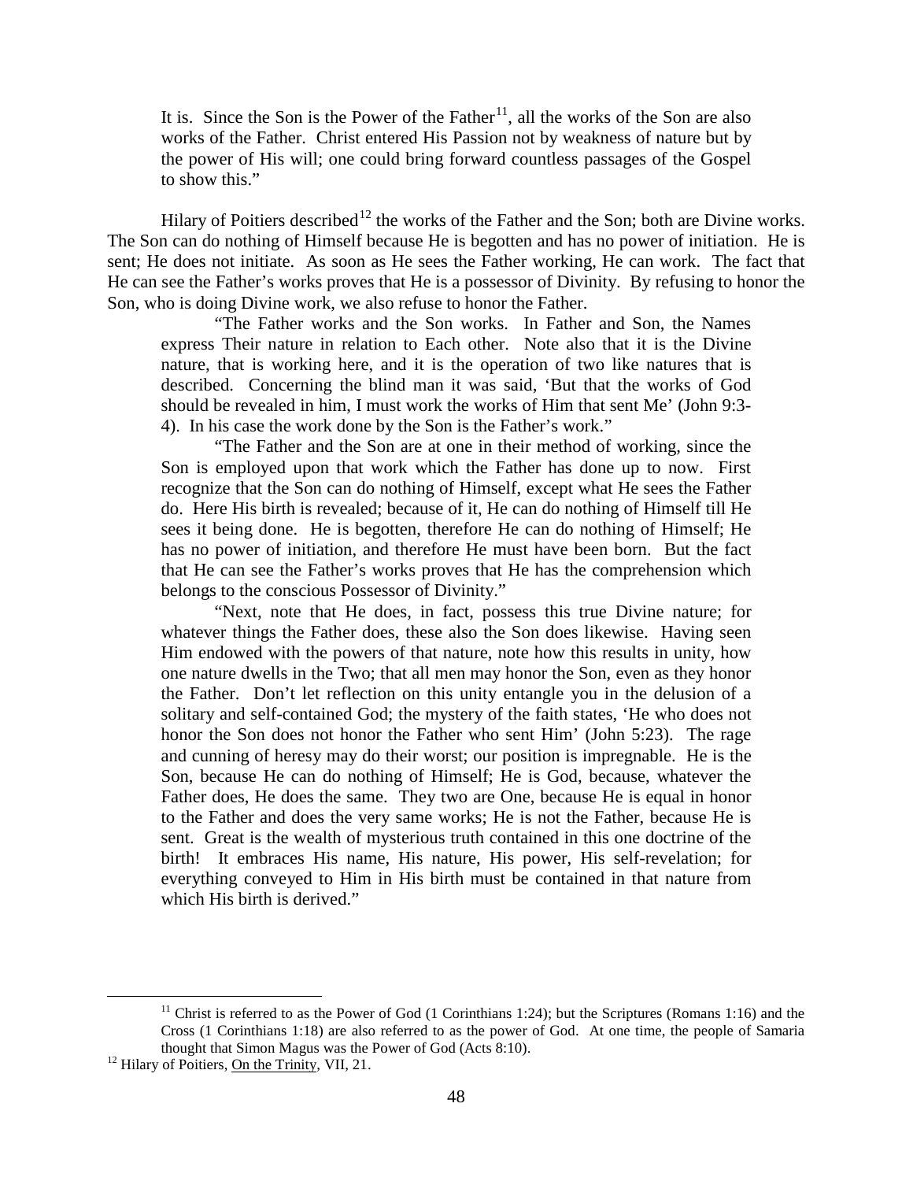> It is. Since the Son is the Power of the Father[11], all the works of the Son are also works of the Father. Christ entered His Passion not by weakness of nature but by the power of His will; one could bring forward countless passages of the Gospel to show this."

Hilary of Poitiers described[12] the works of the Father and the Son; both are Divine works. The Son can do nothing of Himself because He is begotten and has no power of initiation. He is sent; He does not initiate. As soon as He sees the Father working, He can work. The fact that He can see the Father's works proves that He is a possessor of Divinity. By refusing to honor the Son, who is doing Divine work, we also refuse to honor the Father.

> "The Father works and the Son works. In Father and Son, the Names express Their nature in relation to Each other. Note also that it is the Divine nature, that is working here, and it is the operation of two like natures that is described. Concerning the blind man it was said, 'But that the works of God should be revealed in him, I must work the works of Him that sent Me' (John 9:3-4). In his case the work done by the Son is the Father's work."
>
> "The Father and the Son are at one in their method of working, since the Son is employed upon that work which the Father has done up to now. First recognize that the Son can do nothing of Himself, except what He sees the Father do. Here His birth is revealed; because of it, He can do nothing of Himself till He sees it being done. He is begotten, therefore He can do nothing of Himself; He has no power of initiation, and therefore He must have been born. But the fact that He can see the Father's works proves that He has the comprehension which belongs to the conscious Possessor of Divinity."
>
> "Next, note that He does, in fact, possess this true Divine nature; for whatever things the Father does, these also the Son does likewise. Having seen Him endowed with the powers of that nature, note how this results in unity, how one nature dwells in the Two; that all men may honor the Son, even as they honor the Father. Don't let reflection on this unity entangle you in the delusion of a solitary and self-contained God; the mystery of the faith states, 'He who does not honor the Son does not honor the Father who sent Him' (John 5:23). The rage and cunning of heresy may do their worst; our position is impregnable. He is the Son, because He can do nothing of Himself; He is God, because, whatever the Father does, He does the same. They two are One, because He is equal in honor to the Father and does the very same works; He is not the Father, because He is sent. Great is the wealth of mysterious truth contained in this one doctrine of the birth! It embraces His name, His nature, His power, His self-revelation; for everything conveyed to Him in His birth must be contained in that nature from which His birth is derived."

---

[11] Christ is referred to as the Power of God (1 Corinthians 1:24); but the Scriptures (Romans 1:16) and the Cross (1 Corinthians 1:18) are also referred to as the power of God. At one time, the people of Samaria thought that Simon Magus was the Power of God (Acts 8:10).

[12] Hilary of Poitiers, On the Trinity, VII, 21.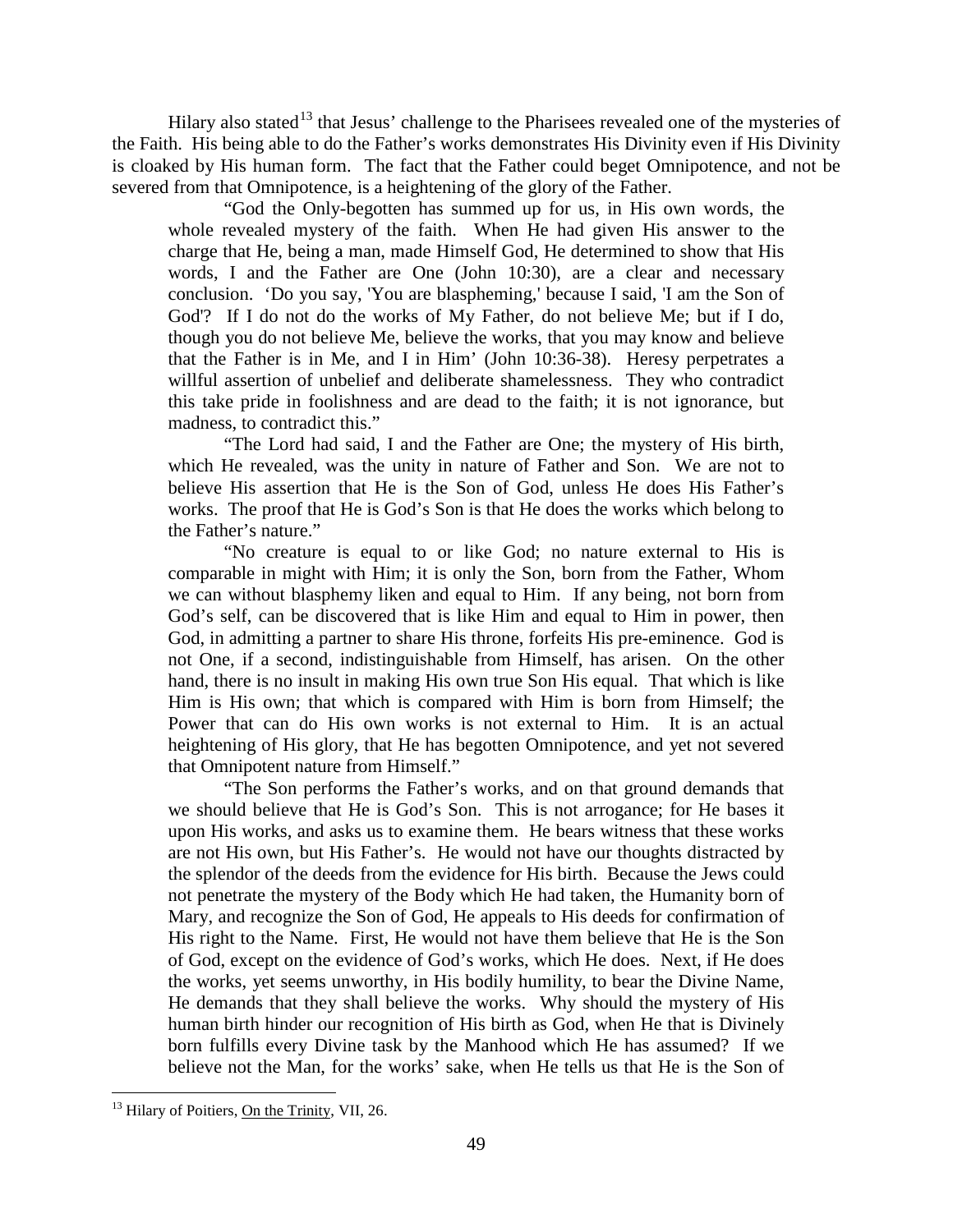Hilary also stated[13] that Jesus' challenge to the Pharisees revealed one of the mysteries of the Faith. His being able to do the Father's works demonstrates His Divinity even if His Divinity is cloaked by His human form. The fact that the Father could beget Omnipotence, and not be severed from that Omnipotence, is a heightening of the glory of the Father.

> "God the Only-begotten has summed up for us, in His own words, the whole revealed mystery of the faith. When He had given His answer to the charge that He, being a man, made Himself God, He determined to show that His words, I and the Father are One (John 10:30), are a clear and necessary conclusion. 'Do you say, 'You are blaspheming,' because I said, 'I am the Son of God'? If I do not do the works of My Father, do not believe Me; but if I do, though you do not believe Me, believe the works, that you may know and believe that the Father is in Me, and I in Him' (John 10:36-38). Heresy perpetrates a willful assertion of unbelief and deliberate shamelessness. They who contradict this take pride in foolishness and are dead to the faith; it is not ignorance, but madness, to contradict this."
>
> "The Lord had said, I and the Father are One; the mystery of His birth, which He revealed, was the unity in nature of Father and Son. We are not to believe His assertion that He is the Son of God, unless He does His Father's works. The proof that He is God's Son is that He does the works which belong to the Father's nature."
>
> "No creature is equal to or like God; no nature external to His is comparable in might with Him; it is only the Son, born from the Father, Whom we can without blasphemy liken and equal to Him. If any being, not born from God's self, can be discovered that is like Him and equal to Him in power, then God, in admitting a partner to share His throne, forfeits His pre-eminence. God is not One, if a second, indistinguishable from Himself, has arisen. On the other hand, there is no insult in making His own true Son His equal. That which is like Him is His own; that which is compared with Him is born from Himself; the Power that can do His own works is not external to Him. It is an actual heightening of His glory, that He has begotten Omnipotence, and yet not severed that Omnipotent nature from Himself."
>
> "The Son performs the Father's works, and on that ground demands that we should believe that He is God's Son. This is not arrogance; for He bases it upon His works, and asks us to examine them. He bears witness that these works are not His own, but His Father's. He would not have our thoughts distracted by the splendor of the deeds from the evidence for His birth. Because the Jews could not penetrate the mystery of the Body which He had taken, the Humanity born of Mary, and recognize the Son of God, He appeals to His deeds for confirmation of His right to the Name. First, He would not have them believe that He is the Son of God, except on the evidence of God's works, which He does. Next, if He does the works, yet seems unworthy, in His bodily humility, to bear the Divine Name, He demands that they shall believe the works. Why should the mystery of His human birth hinder our recognition of His birth as God, when He that is Divinely born fulfills every Divine task by the Manhood which He has assumed? If we believe not the Man, for the works' sake, when He tells us that He is the Son of

[13] Hilary of Poitiers, On the Trinity, VII, 26.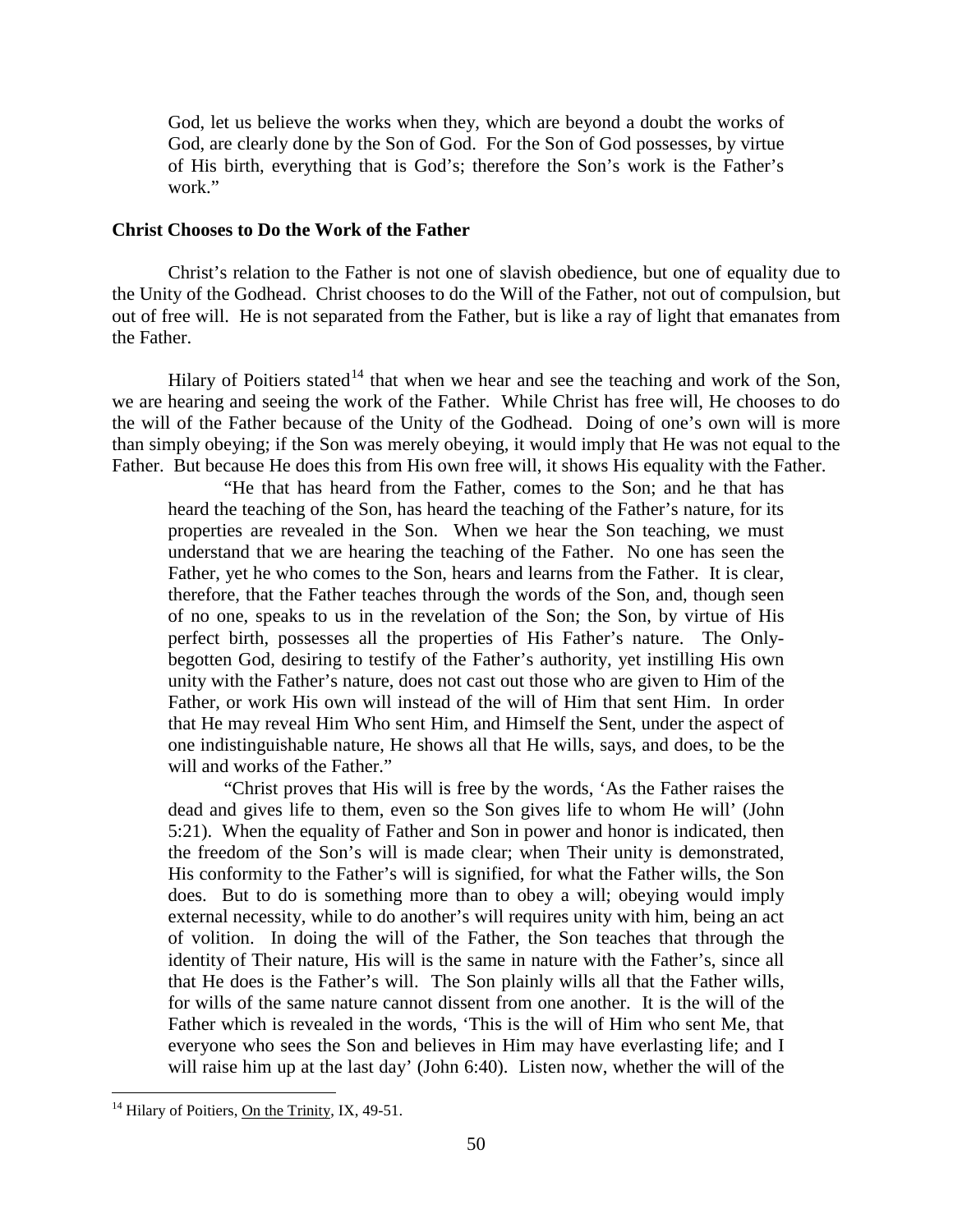God, let us believe the works when they, which are beyond a doubt the works of God, are clearly done by the Son of God. For the Son of God possesses, by virtue of His birth, everything that is God's; therefore the Son's work is the Father's work."

**Christ Chooses to Do the Work of the Father**

Christ's relation to the Father is not one of slavish obedience, but one of equality due to the Unity of the Godhead. Christ chooses to do the Will of the Father, not out of compulsion, but out of free will. He is not separated from the Father, but is like a ray of light that emanates from the Father.

Hilary of Poitiers stated[14] that when we hear and see the teaching and work of the Son, we are hearing and seeing the work of the Father. While Christ has free will, He chooses to do the will of the Father because of the Unity of the Godhead. Doing of one's own will is more than simply obeying; if the Son was merely obeying, it would imply that He was not equal to the Father. But because He does this from His own free will, it shows His equality with the Father.

> "He that has heard from the Father, comes to the Son; and he that has heard the teaching of the Son, has heard the teaching of the Father's nature, for its properties are revealed in the Son. When we hear the Son teaching, we must understand that we are hearing the teaching of the Father. No one has seen the Father, yet he who comes to the Son, hears and learns from the Father. It is clear, therefore, that the Father teaches through the words of the Son, and, though seen of no one, speaks to us in the revelation of the Son; the Son, by virtue of His perfect birth, possesses all the properties of His Father's nature. The Only-begotten God, desiring to testify of the Father's authority, yet instilling His own unity with the Father's nature, does not cast out those who are given to Him of the Father, or work His own will instead of the will of Him that sent Him. In order that He may reveal Him Who sent Him, and Himself the Sent, under the aspect of one indistinguishable nature, He shows all that He wills, says, and does, to be the will and works of the Father."
>
> "Christ proves that His will is free by the words, 'As the Father raises the dead and gives life to them, even so the Son gives life to whom He will' (John 5:21). When the equality of Father and Son in power and honor is indicated, then the freedom of the Son's will is made clear; when Their unity is demonstrated, His conformity to the Father's will is signified, for what the Father wills, the Son does. But to do is something more than to obey a will; obeying would imply external necessity, while to do another's will requires unity with him, being an act of volition. In doing the will of the Father, the Son teaches that through the identity of Their nature, His will is the same in nature with the Father's, since all that He does is the Father's will. The Son plainly wills all that the Father wills, for wills of the same nature cannot dissent from one another. It is the will of the Father which is revealed in the words, 'This is the will of Him who sent Me, that everyone who sees the Son and believes in Him may have everlasting life; and I will raise him up at the last day' (John 6:40). Listen now, whether the will of the

---

[14] Hilary of Poitiers, On the Trinity, IX, 49-51.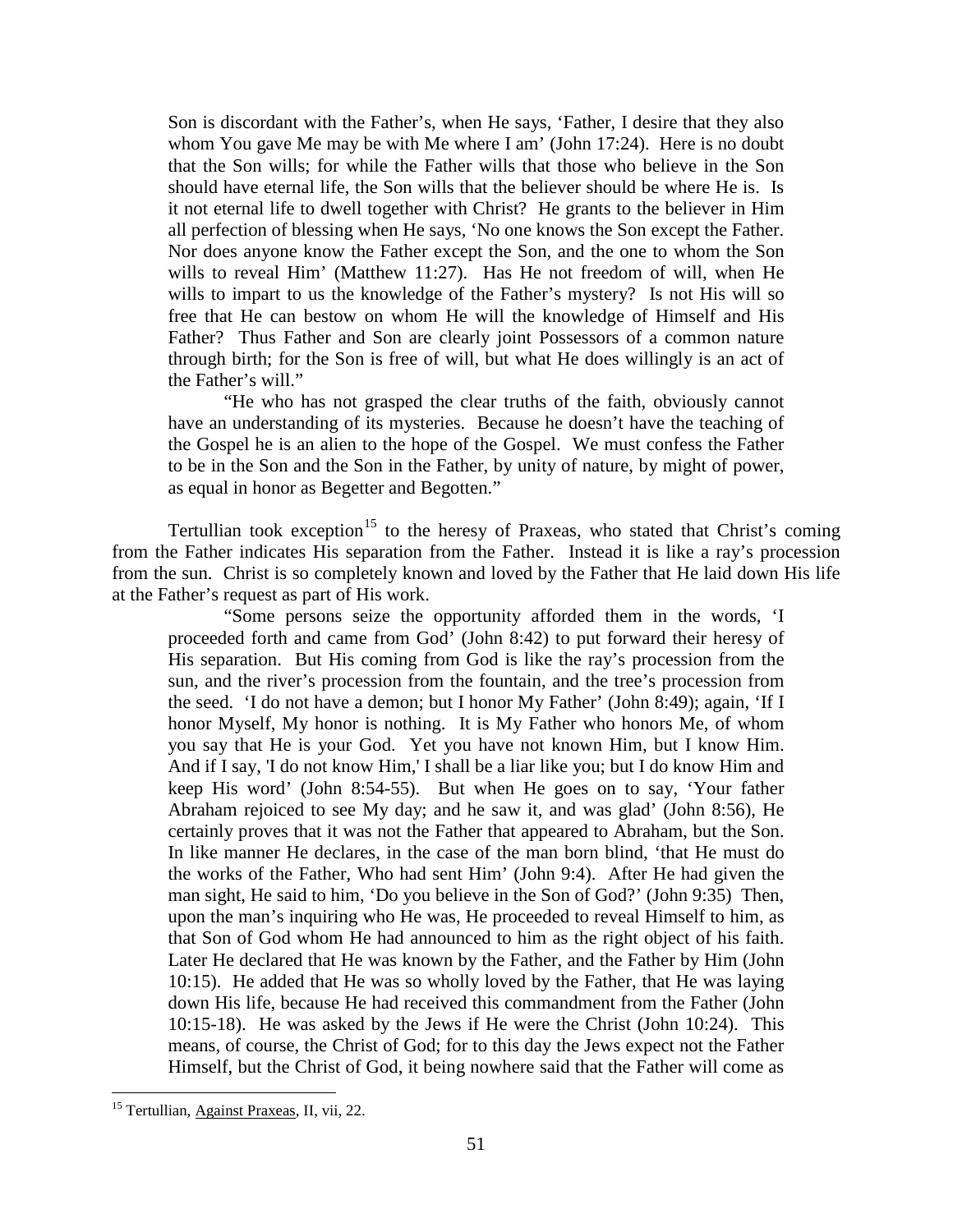> Son is discordant with the Father's, when He says, 'Father, I desire that they also whom You gave Me may be with Me where I am' (John 17:24). Here is no doubt that the Son wills; for while the Father wills that those who believe in the Son should have eternal life, the Son wills that the believer should be where He is. Is it not eternal life to dwell together with Christ? He grants to the believer in Him all perfection of blessing when He says, 'No one knows the Son except the Father. Nor does anyone know the Father except the Son, and the one to whom the Son wills to reveal Him' (Matthew 11:27). Has He not freedom of will, when He wills to impart to us the knowledge of the Father's mystery? Is not His will so free that He can bestow on whom He will the knowledge of Himself and His Father? Thus Father and Son are clearly joint Possessors of a common nature through birth; for the Son is free of will, but what He does willingly is an act of the Father's will."
>
> "He who has not grasped the clear truths of the faith, obviously cannot have an understanding of its mysteries. Because he doesn't have the teaching of the Gospel he is an alien to the hope of the Gospel. We must confess the Father to be in the Son and the Son in the Father, by unity of nature, by might of power, as equal in honor as Begetter and Begotten."

Tertullian took exception[15] to the heresy of Praxeas, who stated that Christ's coming from the Father indicates His separation from the Father. Instead it is like a ray's procession from the sun. Christ is so completely known and loved by the Father that He laid down His life at the Father's request as part of His work.

> "Some persons seize the opportunity afforded them in the words, 'I proceeded forth and came from God' (John 8:42) to put forward their heresy of His separation. But His coming from God is like the ray's procession from the sun, and the river's procession from the fountain, and the tree's procession from the seed. 'I do not have a demon; but I honor My Father' (John 8:49); again, 'If I honor Myself, My honor is nothing. It is My Father who honors Me, of whom you say that He is your God. Yet you have not known Him, but I know Him. And if I say, 'I do not know Him,' I shall be a liar like you; but I do know Him and keep His word' (John 8:54-55). But when He goes on to say, 'Your father Abraham rejoiced to see My day; and he saw it, and was glad' (John 8:56), He certainly proves that it was not the Father that appeared to Abraham, but the Son. In like manner He declares, in the case of the man born blind, 'that He must do the works of the Father, Who had sent Him' (John 9:4). After He had given the man sight, He said to him, 'Do you believe in the Son of God?' (John 9:35) Then, upon the man's inquiring who He was, He proceeded to reveal Himself to him, as that Son of God whom He had announced to him as the right object of his faith. Later He declared that He was known by the Father, and the Father by Him (John 10:15). He added that He was so wholly loved by the Father, that He was laying down His life, because He had received this commandment from the Father (John 10:15-18). He was asked by the Jews if He were the Christ (John 10:24). This means, of course, the Christ of God; for to this day the Jews expect not the Father Himself, but the Christ of God, it being nowhere said that the Father will come as

[15] Tertullian, Against Praxeas, II, vii, 22.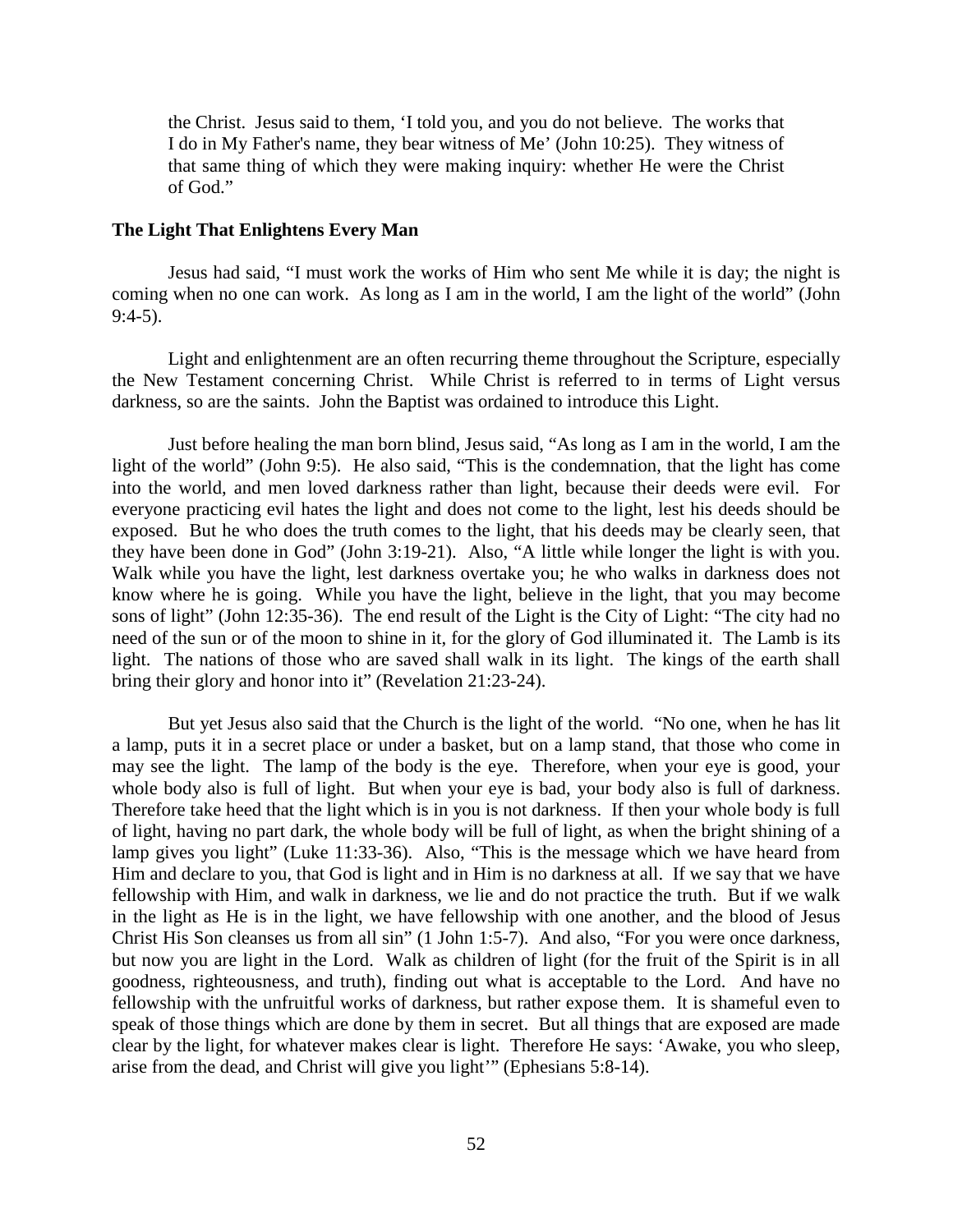> the Christ. Jesus said to them, 'I told you, and you do not believe. The works that I do in My Father's name, they bear witness of Me' (John 10:25). They witness of that same thing of which they were making inquiry: whether He were the Christ of God."

**The Light That Enlightens Every Man**

Jesus had said, "I must work the works of Him who sent Me while it is day; the night is coming when no one can work. As long as I am in the world, I am the light of the world" (John 9:4-5).

Light and enlightenment are an often recurring theme throughout the Scripture, especially the New Testament concerning Christ. While Christ is referred to in terms of Light versus darkness, so are the saints. John the Baptist was ordained to introduce this Light.

Just before healing the man born blind, Jesus said, "As long as I am in the world, I am the light of the world" (John 9:5). He also said, "This is the condemnation, that the light has come into the world, and men loved darkness rather than light, because their deeds were evil. For everyone practicing evil hates the light and does not come to the light, lest his deeds should be exposed. But he who does the truth comes to the light, that his deeds may be clearly seen, that they have been done in God" (John 3:19-21). Also, "A little while longer the light is with you. Walk while you have the light, lest darkness overtake you; he who walks in darkness does not know where he is going. While you have the light, believe in the light, that you may become sons of light" (John 12:35-36). The end result of the Light is the City of Light: "The city had no need of the sun or of the moon to shine in it, for the glory of God illuminated it. The Lamb is its light. The nations of those who are saved shall walk in its light. The kings of the earth shall bring their glory and honor into it" (Revelation 21:23-24).

But yet Jesus also said that the Church is the light of the world. "No one, when he has lit a lamp, puts it in a secret place or under a basket, but on a lamp stand, that those who come in may see the light. The lamp of the body is the eye. Therefore, when your eye is good, your whole body also is full of light. But when your eye is bad, your body also is full of darkness. Therefore take heed that the light which is in you is not darkness. If then your whole body is full of light, having no part dark, the whole body will be full of light, as when the bright shining of a lamp gives you light" (Luke 11:33-36). Also, "This is the message which we have heard from Him and declare to you, that God is light and in Him is no darkness at all. If we say that we have fellowship with Him, and walk in darkness, we lie and do not practice the truth. But if we walk in the light as He is in the light, we have fellowship with one another, and the blood of Jesus Christ His Son cleanses us from all sin" (1 John 1:5-7). And also, "For you were once darkness, but now you are light in the Lord. Walk as children of light (for the fruit of the Spirit is in all goodness, righteousness, and truth), finding out what is acceptable to the Lord. And have no fellowship with the unfruitful works of darkness, but rather expose them. It is shameful even to speak of those things which are done by them in secret. But all things that are exposed are made clear by the light, for whatever makes clear is light. Therefore He says: 'Awake, you who sleep, arise from the dead, and Christ will give you light'" (Ephesians 5:8-14).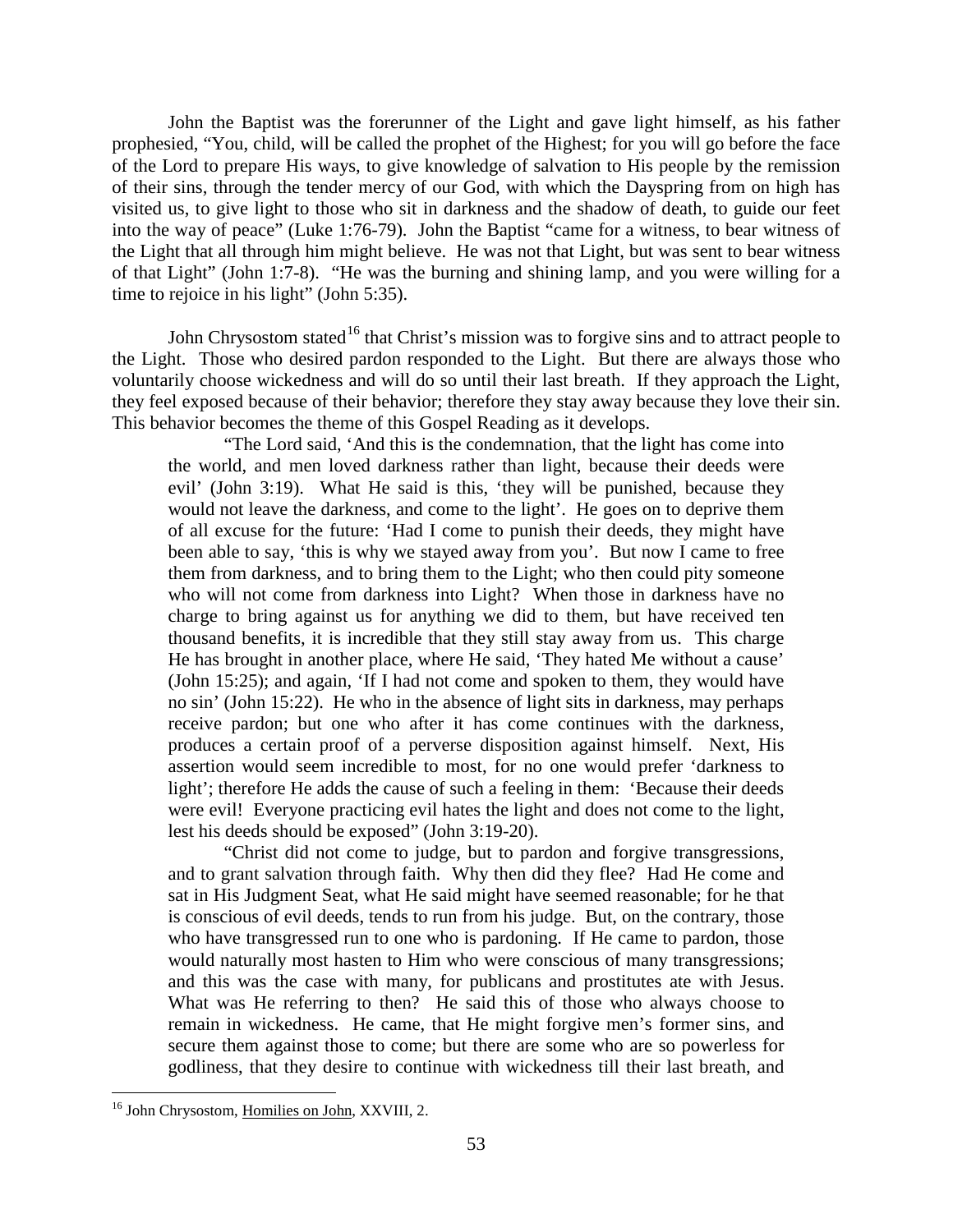John the Baptist was the forerunner of the Light and gave light himself, as his father prophesied, "You, child, will be called the prophet of the Highest; for you will go before the face of the Lord to prepare His ways, to give knowledge of salvation to His people by the remission of their sins, through the tender mercy of our God, with which the Dayspring from on high has visited us, to give light to those who sit in darkness and the shadow of death, to guide our feet into the way of peace" (Luke 1:76-79). John the Baptist "came for a witness, to bear witness of the Light that all through him might believe. He was not that Light, but was sent to bear witness of that Light" (John 1:7-8). "He was the burning and shining lamp, and you were willing for a time to rejoice in his light" (John 5:35).

John Chrysostom stated[16] that Christ's mission was to forgive sins and to attract people to the Light. Those who desired pardon responded to the Light. But there are always those who voluntarily choose wickedness and will do so until their last breath. If they approach the Light, they feel exposed because of their behavior; therefore they stay away because they love their sin. This behavior becomes the theme of this Gospel Reading as it develops.

> "The Lord said, 'And this is the condemnation, that the light has come into the world, and men loved darkness rather than light, because their deeds were evil' (John 3:19). What He said is this, 'they will be punished, because they would not leave the darkness, and come to the light'. He goes on to deprive them of all excuse for the future: 'Had I come to punish their deeds, they might have been able to say, 'this is why we stayed away from you'. But now I came to free them from darkness, and to bring them to the Light; who then could pity someone who will not come from darkness into Light? When those in darkness have no charge to bring against us for anything we did to them, but have received ten thousand benefits, it is incredible that they still stay away from us. This charge He has brought in another place, where He said, 'They hated Me without a cause' (John 15:25); and again, 'If I had not come and spoken to them, they would have no sin' (John 15:22). He who in the absence of light sits in darkness, may perhaps receive pardon; but one who after it has come continues with the darkness, produces a certain proof of a perverse disposition against himself. Next, His assertion would seem incredible to most, for no one would prefer 'darkness to light'; therefore He adds the cause of such a feeling in them: 'Because their deeds were evil! Everyone practicing evil hates the light and does not come to the light, lest his deeds should be exposed" (John 3:19-20).
>
> "Christ did not come to judge, but to pardon and forgive transgressions, and to grant salvation through faith. Why then did they flee? Had He come and sat in His Judgment Seat, what He said might have seemed reasonable; for he that is conscious of evil deeds, tends to run from his judge. But, on the contrary, those who have transgressed run to one who is pardoning. If He came to pardon, those would naturally most hasten to Him who were conscious of many transgressions; and this was the case with many, for publicans and prostitutes ate with Jesus. What was He referring to then? He said this of those who always choose to remain in wickedness. He came, that He might forgive men's former sins, and secure them against those to come; but there are some who are so powerless for godliness, that they desire to continue with wickedness till their last breath, and

---

[16] John Chrysostom, Homilies on John, XXVIII, 2.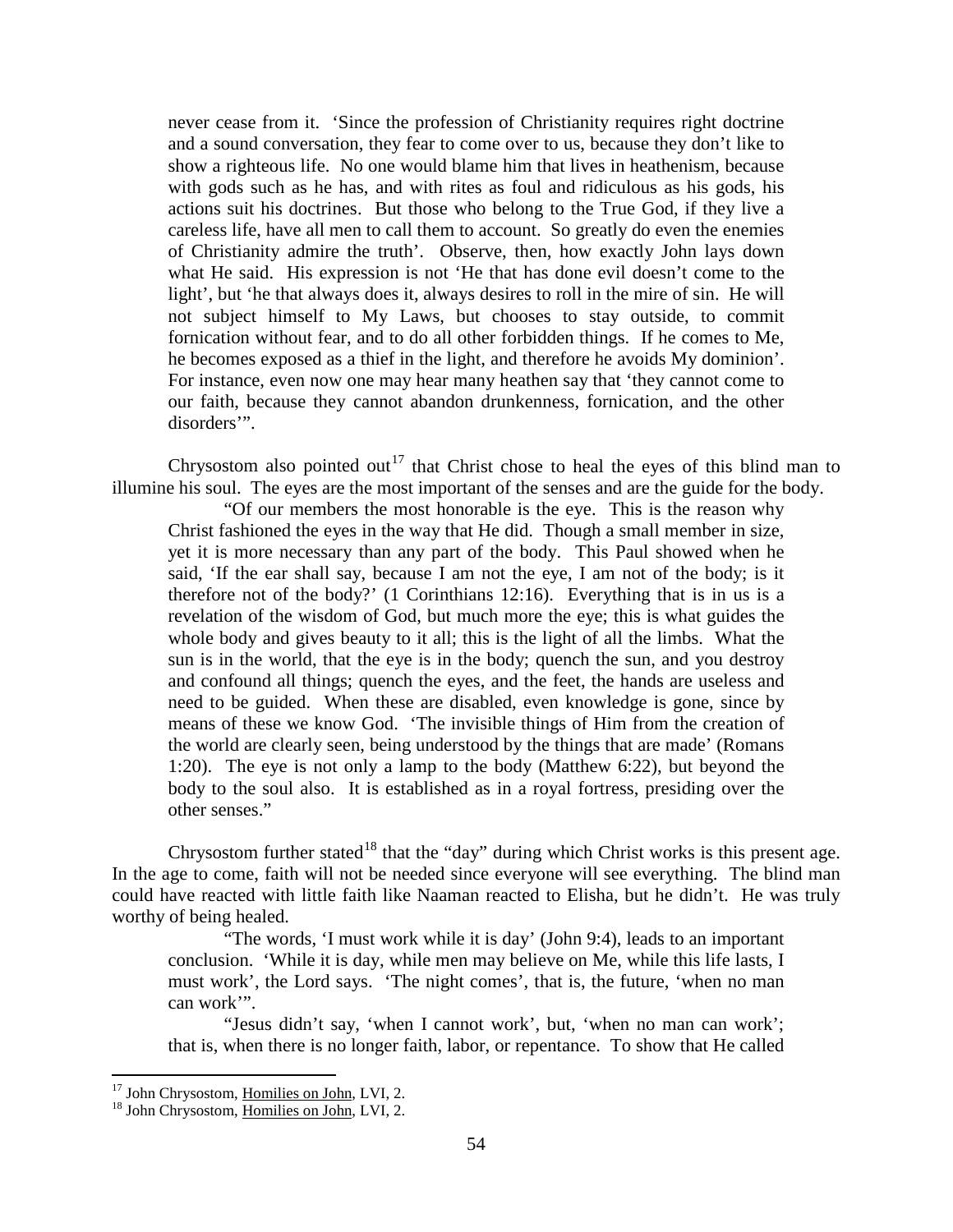never cease from it. 'Since the profession of Christianity requires right doctrine and a sound conversation, they fear to come over to us, because they don't like to show a righteous life. No one would blame him that lives in heathenism, because with gods such as he has, and with rites as foul and ridiculous as his gods, his actions suit his doctrines. But those who belong to the True God, if they live a careless life, have all men to call them to account. So greatly do even the enemies of Christianity admire the truth'. Observe, then, how exactly John lays down what He said. His expression is not 'He that has done evil doesn't come to the light', but 'he that always does it, always desires to roll in the mire of sin. He will not subject himself to My Laws, but chooses to stay outside, to commit fornication without fear, and to do all other forbidden things. If he comes to Me, he becomes exposed as a thief in the light, and therefore he avoids My dominion'. For instance, even now one may hear many heathen say that 'they cannot come to our faith, because they cannot abandon drunkenness, fornication, and the other disorders'".

Chrysostom also pointed out[17] that Christ chose to heal the eyes of this blind man to illumine his soul. The eyes are the most important of the senses and are the guide for the body.

> "Of our members the most honorable is the eye. This is the reason why Christ fashioned the eyes in the way that He did. Though a small member in size, yet it is more necessary than any part of the body. This Paul showed when he said, 'If the ear shall say, because I am not the eye, I am not of the body; is it therefore not of the body?' (1 Corinthians 12:16). Everything that is in us is a revelation of the wisdom of God, but much more the eye; this is what guides the whole body and gives beauty to it all; this is the light of all the limbs. What the sun is in the world, that the eye is in the body; quench the sun, and you destroy and confound all things; quench the eyes, and the feet, the hands are useless and need to be guided. When these are disabled, even knowledge is gone, since by means of these we know God. 'The invisible things of Him from the creation of the world are clearly seen, being understood by the things that are made' (Romans 1:20). The eye is not only a lamp to the body (Matthew 6:22), but beyond the body to the soul also. It is established as in a royal fortress, presiding over the other senses."

Chrysostom further stated[18] that the "day" during which Christ works is this present age. In the age to come, faith will not be needed since everyone will see everything. The blind man could have reacted with little faith like Naaman reacted to Elisha, but he didn't. He was truly worthy of being healed.

> "The words, 'I must work while it is day' (John 9:4), leads to an important conclusion. 'While it is day, while men may believe on Me, while this life lasts, I must work', the Lord says. 'The night comes', that is, the future, 'when no man can work'".
>
> "Jesus didn't say, 'when I cannot work', but, 'when no man can work'; that is, when there is no longer faith, labor, or repentance. To show that He called

[17] John Chrysostom, Homilies on John, LVI, 2.

[18] John Chrysostom, Homilies on John, LVI, 2.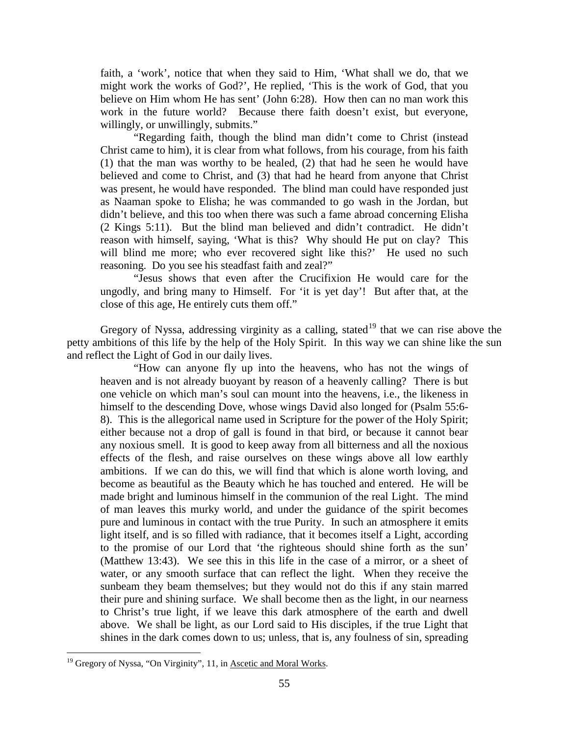faith, a 'work', notice that when they said to Him, 'What shall we do, that we might work the works of God?', He replied, 'This is the work of God, that you believe on Him whom He has sent' (John 6:28). How then can no man work this work in the future world? Because there faith doesn't exist, but everyone, willingly, or unwillingly, submits."

> "Regarding faith, though the blind man didn't come to Christ (instead Christ came to him), it is clear from what follows, from his courage, from his faith (1) that the man was worthy to be healed, (2) that had he seen he would have believed and come to Christ, and (3) that had he heard from anyone that Christ was present, he would have responded. The blind man could have responded just as Naaman spoke to Elisha; he was commanded to go wash in the Jordan, but didn't believe, and this too when there was such a fame abroad concerning Elisha (2 Kings 5:11). But the blind man believed and didn't contradict. He didn't reason with himself, saying, 'What is this? Why should He put on clay? This will blind me more; who ever recovered sight like this?' He used no such reasoning. Do you see his steadfast faith and zeal?"
>
> "Jesus shows that even after the Crucifixion He would care for the ungodly, and bring many to Himself. For 'it is yet day'! But after that, at the close of this age, He entirely cuts them off."

Gregory of Nyssa, addressing virginity as a calling, stated[19] that we can rise above the petty ambitions of this life by the help of the Holy Spirit. In this way we can shine like the sun and reflect the Light of God in our daily lives.

> "How can anyone fly up into the heavens, who has not the wings of heaven and is not already buoyant by reason of a heavenly calling? There is but one vehicle on which man's soul can mount into the heavens, i.e., the likeness in himself to the descending Dove, whose wings David also longed for (Psalm 55:6-8). This is the allegorical name used in Scripture for the power of the Holy Spirit; either because not a drop of gall is found in that bird, or because it cannot bear any noxious smell. It is good to keep away from all bitterness and all the noxious effects of the flesh, and raise ourselves on these wings above all low earthly ambitions. If we can do this, we will find that which is alone worth loving, and become as beautiful as the Beauty which he has touched and entered. He will be made bright and luminous himself in the communion of the real Light. The mind of man leaves this murky world, and under the guidance of the spirit becomes pure and luminous in contact with the true Purity. In such an atmosphere it emits light itself, and is so filled with radiance, that it becomes itself a Light, according to the promise of our Lord that 'the righteous should shine forth as the sun' (Matthew 13:43). We see this in this life in the case of a mirror, or a sheet of water, or any smooth surface that can reflect the light. When they receive the sunbeam they beam themselves; but they would not do this if any stain marred their pure and shining surface. We shall become then as the light, in our nearness to Christ's true light, if we leave this dark atmosphere of the earth and dwell above. We shall be light, as our Lord said to His disciples, if the true Light that shines in the dark comes down to us; unless, that is, any foulness of sin, spreading

---

[19] Gregory of Nyssa, "On Virginity", 11, in Ascetic and Moral Works.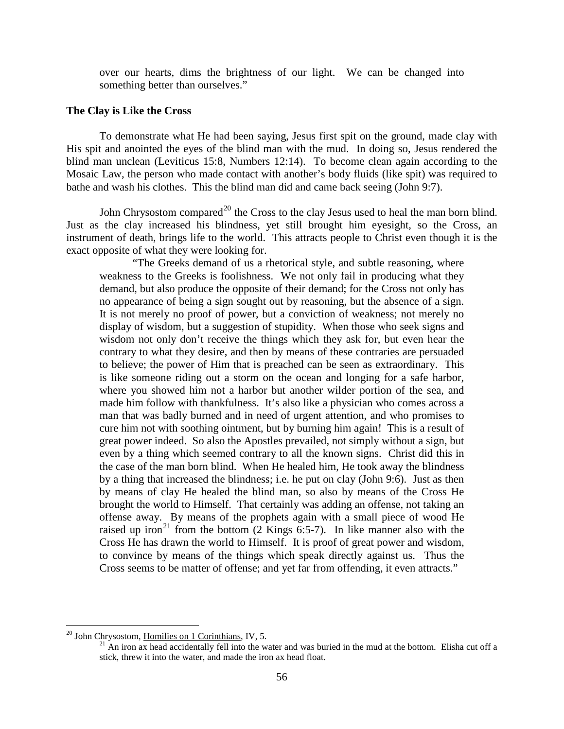over our hearts, dims the brightness of our light. We can be changed into something better than ourselves."

### The Clay is Like the Cross

To demonstrate what He had been saying, Jesus first spit on the ground, made clay with His spit and anointed the eyes of the blind man with the mud. In doing so, Jesus rendered the blind man unclean (Leviticus 15:8, Numbers 12:14). To become clean again according to the Mosaic Law, the person who made contact with another's body fluids (like spit) was required to bathe and wash his clothes. This the blind man did and came back seeing (John 9:7).

John Chrysostom compared[20] the Cross to the clay Jesus used to heal the man born blind. Just as the clay increased his blindness, yet still brought him eyesight, so the Cross, an instrument of death, brings life to the world. This attracts people to Christ even though it is the exact opposite of what they were looking for.

> "The Greeks demand of us a rhetorical style, and subtle reasoning, where weakness to the Greeks is foolishness. We not only fail in producing what they demand, but also produce the opposite of their demand; for the Cross not only has no appearance of being a sign sought out by reasoning, but the absence of a sign. It is not merely no proof of power, but a conviction of weakness; not merely no display of wisdom, but a suggestion of stupidity. When those who seek signs and wisdom not only don't receive the things which they ask for, but even hear the contrary to what they desire, and then by means of these contraries are persuaded to believe; the power of Him that is preached can be seen as extraordinary. This is like someone riding out a storm on the ocean and longing for a safe harbor, where you showed him not a harbor but another wilder portion of the sea, and made him follow with thankfulness. It's also like a physician who comes across a man that was badly burned and in need of urgent attention, and who promises to cure him not with soothing ointment, but by burning him again! This is a result of great power indeed. So also the Apostles prevailed, not simply without a sign, but even by a thing which seemed contrary to all the known signs. Christ did this in the case of the man born blind. When He healed him, He took away the blindness by a thing that increased the blindness; i.e. he put on clay (John 9:6). Just as then by means of clay He healed the blind man, so also by means of the Cross He brought the world to Himself. That certainly was adding an offense, not taking an offense away. By means of the prophets again with a small piece of wood He raised up iron[21] from the bottom (2 Kings 6:5-7). In like manner also with the Cross He has drawn the world to Himself. It is proof of great power and wisdom, to convince by means of the things which speak directly against us. Thus the Cross seems to be matter of offense; and yet far from offending, it even attracts."

---

[20] John Chrysostom, Homilies on 1 Corinthians, IV, 5.

[21] An iron ax head accidentally fell into the water and was buried in the mud at the bottom. Elisha cut off a stick, threw it into the water, and made the iron ax head float.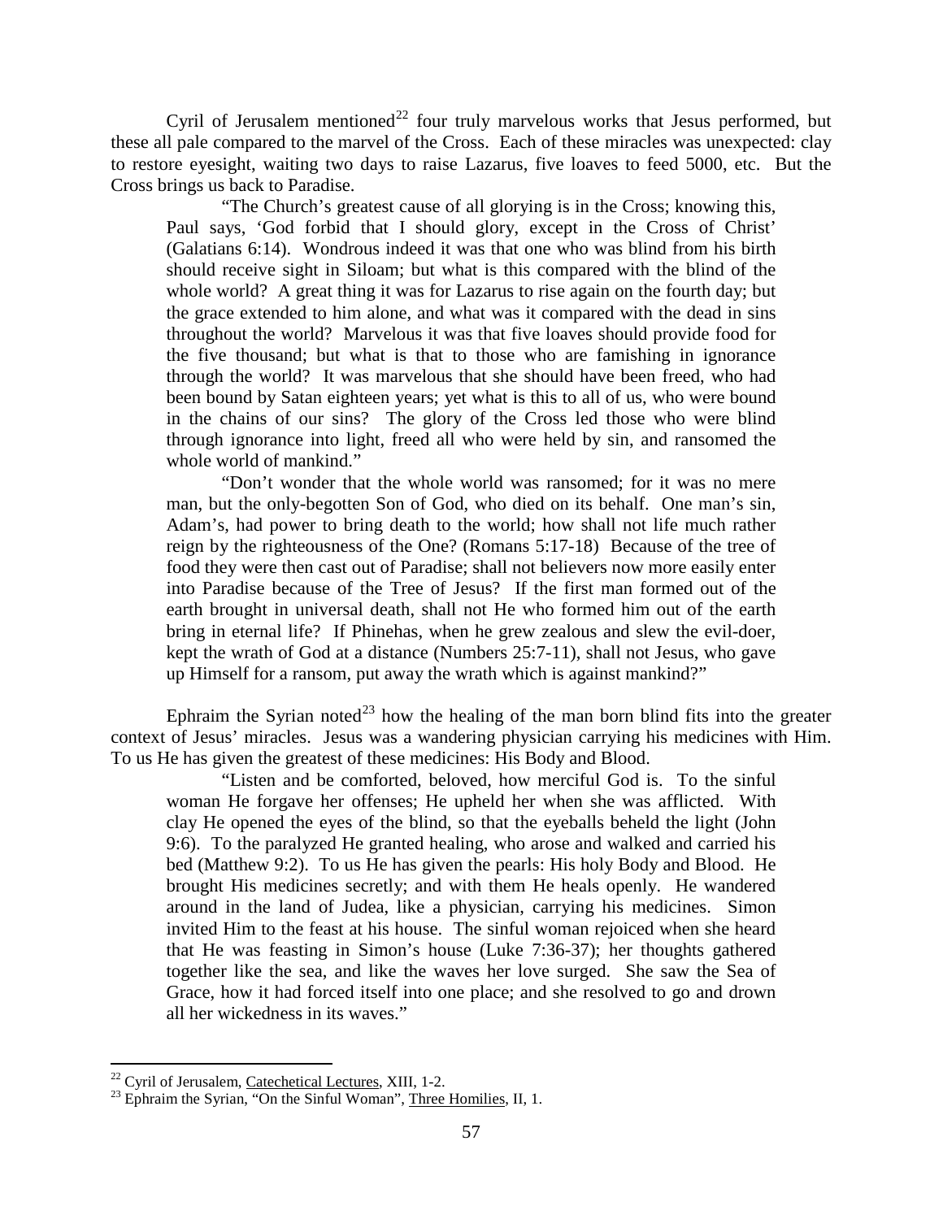Cyril of Jerusalem mentioned[22] four truly marvelous works that Jesus performed, but these all pale compared to the marvel of the Cross. Each of these miracles was unexpected: clay to restore eyesight, waiting two days to raise Lazarus, five loaves to feed 5000, etc. But the Cross brings us back to Paradise.

> "The Church's greatest cause of all glorying is in the Cross; knowing this, Paul says, 'God forbid that I should glory, except in the Cross of Christ' (Galatians 6:14). Wondrous indeed it was that one who was blind from his birth should receive sight in Siloam; but what is this compared with the blind of the whole world? A great thing it was for Lazarus to rise again on the fourth day; but the grace extended to him alone, and what was it compared with the dead in sins throughout the world? Marvelous it was that five loaves should provide food for the five thousand; but what is that to those who are famishing in ignorance through the world? It was marvelous that she should have been freed, who had been bound by Satan eighteen years; yet what is this to all of us, who were bound in the chains of our sins? The glory of the Cross led those who were blind through ignorance into light, freed all who were held by sin, and ransomed the whole world of mankind."
>
> "Don't wonder that the whole world was ransomed; for it was no mere man, but the only-begotten Son of God, who died on its behalf. One man's sin, Adam's, had power to bring death to the world; how shall not life much rather reign by the righteousness of the One? (Romans 5:17-18) Because of the tree of food they were then cast out of Paradise; shall not believers now more easily enter into Paradise because of the Tree of Jesus? If the first man formed out of the earth brought in universal death, shall not He who formed him out of the earth bring in eternal life? If Phinehas, when he grew zealous and slew the evil-doer, kept the wrath of God at a distance (Numbers 25:7-11), shall not Jesus, who gave up Himself for a ransom, put away the wrath which is against mankind?"

Ephraim the Syrian noted[23] how the healing of the man born blind fits into the greater context of Jesus' miracles. Jesus was a wandering physician carrying his medicines with Him. To us He has given the greatest of these medicines: His Body and Blood.

> "Listen and be comforted, beloved, how merciful God is. To the sinful woman He forgave her offenses; He upheld her when she was afflicted. With clay He opened the eyes of the blind, so that the eyeballs beheld the light (John 9:6). To the paralyzed He granted healing, who arose and walked and carried his bed (Matthew 9:2). To us He has given the pearls: His holy Body and Blood. He brought His medicines secretly; and with them He heals openly. He wandered around in the land of Judea, like a physician, carrying his medicines. Simon invited Him to the feast at his house. The sinful woman rejoiced when she heard that He was feasting in Simon's house (Luke 7:36-37); her thoughts gathered together like the sea, and like the waves her love surged. She saw the Sea of Grace, how it had forced itself into one place; and she resolved to go and drown all her wickedness in its waves."

---

[22] Cyril of Jerusalem, Catechetical Lectures, XIII, 1-2.

[23] Ephraim the Syrian, "On the Sinful Woman", Three Homilies, II, 1.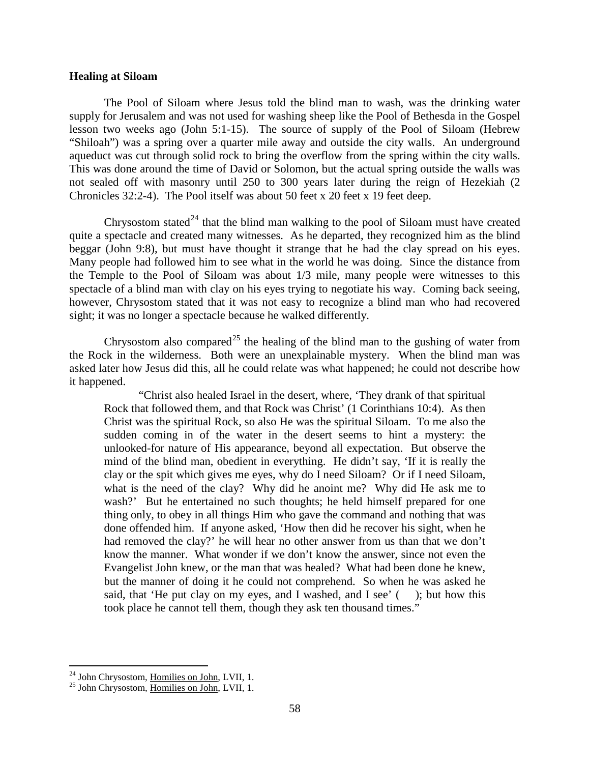**Healing at Siloam**

The Pool of Siloam where Jesus told the blind man to wash, was the drinking water supply for Jerusalem and was not used for washing sheep like the Pool of Bethesda in the Gospel lesson two weeks ago (John 5:1-15). The source of supply of the Pool of Siloam (Hebrew "Shiloah") was a spring over a quarter mile away and outside the city walls. An underground aqueduct was cut through solid rock to bring the overflow from the spring within the city walls. This was done around the time of David or Solomon, but the actual spring outside the walls was not sealed off with masonry until 250 to 300 years later during the reign of Hezekiah (2 Chronicles 32:2-4). The Pool itself was about 50 feet x 20 feet x 19 feet deep.

Chrysostom stated[24] that the blind man walking to the pool of Siloam must have created quite a spectacle and created many witnesses. As he departed, they recognized him as the blind beggar (John 9:8), but must have thought it strange that he had the clay spread on his eyes. Many people had followed him to see what in the world he was doing. Since the distance from the Temple to the Pool of Siloam was about 1/3 mile, many people were witnesses to this spectacle of a blind man with clay on his eyes trying to negotiate his way. Coming back seeing, however, Chrysostom stated that it was not easy to recognize a blind man who had recovered sight; it was no longer a spectacle because he walked differently.

Chrysostom also compared[25] the healing of the blind man to the gushing of water from the Rock in the wilderness. Both were an unexplainable mystery. When the blind man was asked later how Jesus did this, all he could relate was what happened; he could not describe how it happened.

> "Christ also healed Israel in the desert, where, 'They drank of that spiritual Rock that followed them, and that Rock was Christ' (1 Corinthians 10:4). As then Christ was the spiritual Rock, so also He was the spiritual Siloam. To me also the sudden coming in of the water in the desert seems to hint a mystery: the unlooked-for nature of His appearance, beyond all expectation. But observe the mind of the blind man, obedient in everything. He didn't say, 'If it is really the clay or the spit which gives me eyes, why do I need Siloam? Or if I need Siloam, what is the need of the clay? Why did he anoint me? Why did He ask me to wash?' But he entertained no such thoughts; he held himself prepared for one thing only, to obey in all things Him who gave the command and nothing that was done offended him. If anyone asked, 'How then did he recover his sight, when he had removed the clay?' he will hear no other answer from us than that we don't know the manner. What wonder if we don't know the answer, since not even the Evangelist John knew, or the man that was healed? What had been done he knew, but the manner of doing it he could not comprehend. So when he was asked he said, that 'He put clay on my eyes, and I washed, and I see' ( ); but how this took place he cannot tell them, though they ask ten thousand times."

---

[24] John Chrysostom, Homilies on John, LVII, 1.

[25] John Chrysostom, Homilies on John, LVII, 1.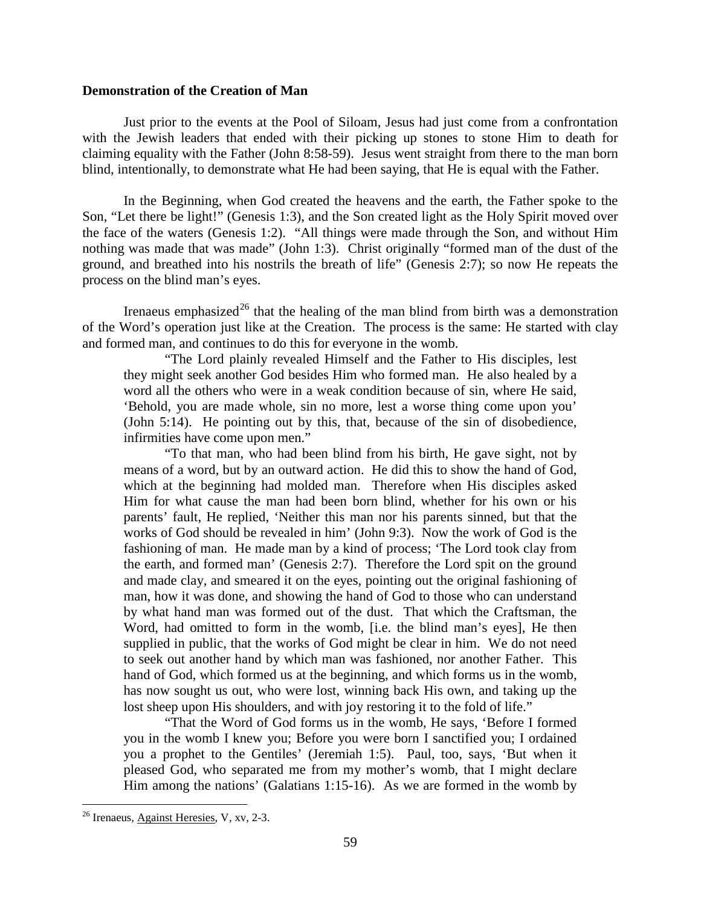**Demonstration of the Creation of Man**

Just prior to the events at the Pool of Siloam, Jesus had just come from a confrontation with the Jewish leaders that ended with their picking up stones to stone Him to death for claiming equality with the Father (John 8:58-59). Jesus went straight from there to the man born blind, intentionally, to demonstrate what He had been saying, that He is equal with the Father.

In the Beginning, when God created the heavens and the earth, the Father spoke to the Son, "Let there be light!" (Genesis 1:3), and the Son created light as the Holy Spirit moved over the face of the waters (Genesis 1:2). "All things were made through the Son, and without Him nothing was made that was made" (John 1:3). Christ originally "formed man of the dust of the ground, and breathed into his nostrils the breath of life" (Genesis 2:7); so now He repeats the process on the blind man's eyes.

Irenaeus emphasized[26] that the healing of the man blind from birth was a demonstration of the Word's operation just like at the Creation. The process is the same: He started with clay and formed man, and continues to do this for everyone in the womb.

> "The Lord plainly revealed Himself and the Father to His disciples, lest they might seek another God besides Him who formed man. He also healed by a word all the others who were in a weak condition because of sin, where He said, 'Behold, you are made whole, sin no more, lest a worse thing come upon you' (John 5:14). He pointing out by this, that, because of the sin of disobedience, infirmities have come upon men."
>
> "To that man, who had been blind from his birth, He gave sight, not by means of a word, but by an outward action. He did this to show the hand of God, which at the beginning had molded man. Therefore when His disciples asked Him for what cause the man had been born blind, whether for his own or his parents' fault, He replied, 'Neither this man nor his parents sinned, but that the works of God should be revealed in him' (John 9:3). Now the work of God is the fashioning of man. He made man by a kind of process; 'The Lord took clay from the earth, and formed man' (Genesis 2:7). Therefore the Lord spit on the ground and made clay, and smeared it on the eyes, pointing out the original fashioning of man, how it was done, and showing the hand of God to those who can understand by what hand man was formed out of the dust. That which the Craftsman, the Word, had omitted to form in the womb, [i.e. the blind man's eyes], He then supplied in public, that the works of God might be clear in him. We do not need to seek out another hand by which man was fashioned, nor another Father. This hand of God, which formed us at the beginning, and which forms us in the womb, has now sought us out, who were lost, winning back His own, and taking up the lost sheep upon His shoulders, and with joy restoring it to the fold of life."
>
> "That the Word of God forms us in the womb, He says, 'Before I formed you in the womb I knew you; Before you were born I sanctified you; I ordained you a prophet to the Gentiles' (Jeremiah 1:5). Paul, too, says, 'But when it pleased God, who separated me from my mother's womb, that I might declare Him among the nations' (Galatians 1:15-16). As we are formed in the womb by

[26] Irenaeus, Against Heresies, V, xv, 2-3.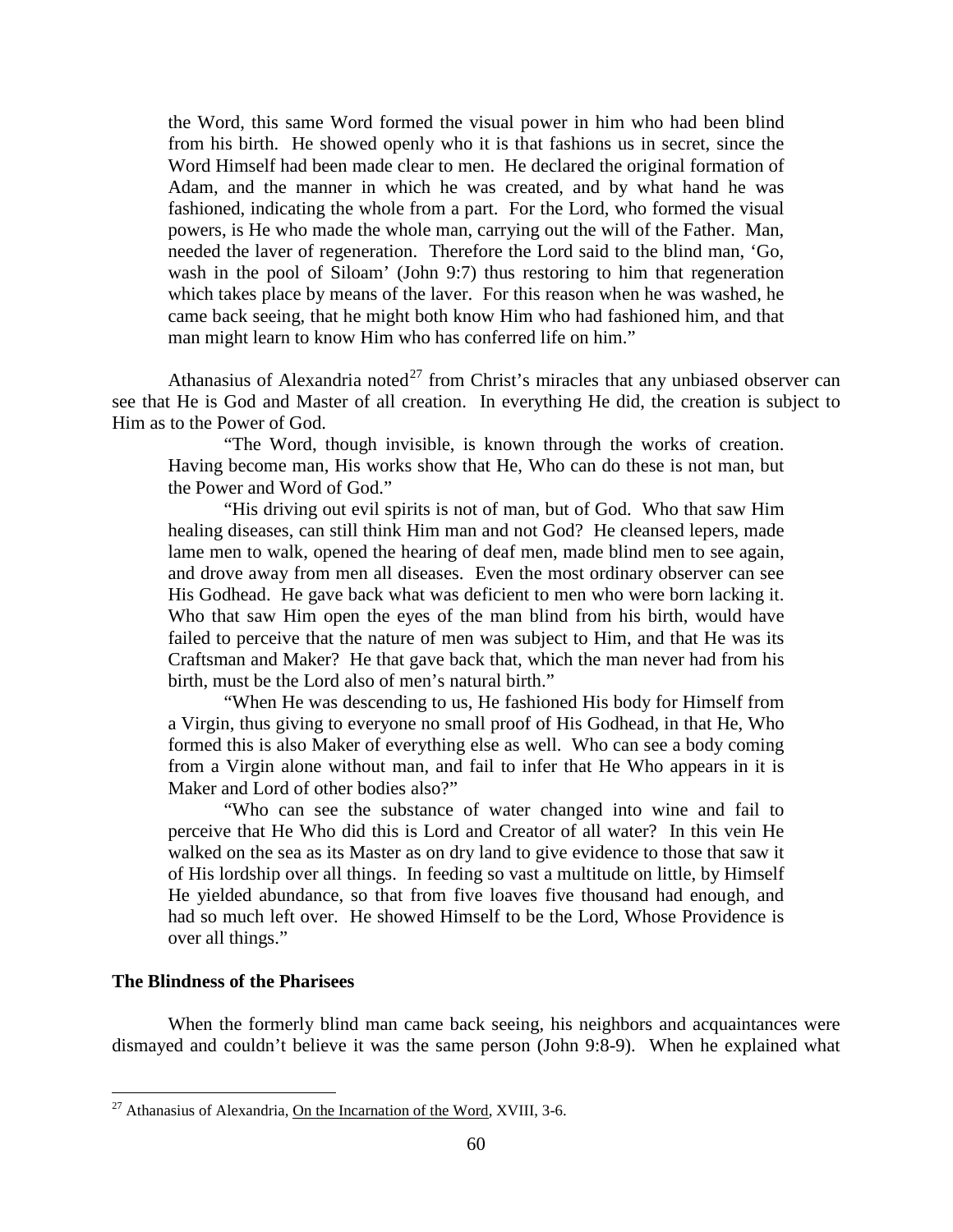the Word, this same Word formed the visual power in him who had been blind from his birth. He showed openly who it is that fashions us in secret, since the Word Himself had been made clear to men. He declared the original formation of Adam, and the manner in which he was created, and by what hand he was fashioned, indicating the whole from a part. For the Lord, who formed the visual powers, is He who made the whole man, carrying out the will of the Father. Man, needed the laver of regeneration. Therefore the Lord said to the blind man, 'Go, wash in the pool of Siloam' (John 9:7) thus restoring to him that regeneration which takes place by means of the laver. For this reason when he was washed, he came back seeing, that he might both know Him who had fashioned him, and that man might learn to know Him who has conferred life on him."

Athanasius of Alexandria noted[27] from Christ's miracles that any unbiased observer can see that He is God and Master of all creation. In everything He did, the creation is subject to Him as to the Power of God.

> "The Word, though invisible, is known through the works of creation. Having become man, His works show that He, Who can do these is not man, but the Power and Word of God."
>
> "His driving out evil spirits is not of man, but of God. Who that saw Him healing diseases, can still think Him man and not God? He cleansed lepers, made lame men to walk, opened the hearing of deaf men, made blind men to see again, and drove away from men all diseases. Even the most ordinary observer can see His Godhead. He gave back what was deficient to men who were born lacking it. Who that saw Him open the eyes of the man blind from his birth, would have failed to perceive that the nature of men was subject to Him, and that He was its Craftsman and Maker? He that gave back that, which the man never had from his birth, must be the Lord also of men's natural birth."
>
> "When He was descending to us, He fashioned His body for Himself from a Virgin, thus giving to everyone no small proof of His Godhead, in that He, Who formed this is also Maker of everything else as well. Who can see a body coming from a Virgin alone without man, and fail to infer that He Who appears in it is Maker and Lord of other bodies also?"
>
> "Who can see the substance of water changed into wine and fail to perceive that He Who did this is Lord and Creator of all water? In this vein He walked on the sea as its Master as on dry land to give evidence to those that saw it of His lordship over all things. In feeding so vast a multitude on little, by Himself He yielded abundance, so that from five loaves five thousand had enough, and had so much left over. He showed Himself to be the Lord, Whose Providence is over all things."

**The Blindness of the Pharisees**

When the formerly blind man came back seeing, his neighbors and acquaintances were dismayed and couldn't believe it was the same person (John 9:8-9). When he explained what

---

[27] Athanasius of Alexandria, On the Incarnation of the Word, XVIII, 3-6.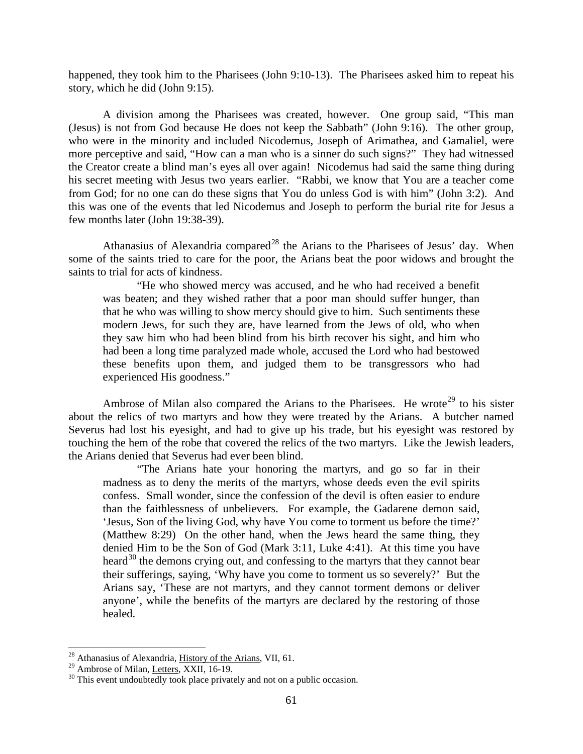happened, they took him to the Pharisees (John 9:10-13). The Pharisees asked him to repeat his story, which he did (John 9:15).

A division among the Pharisees was created, however. One group said, "This man (Jesus) is not from God because He does not keep the Sabbath" (John 9:16). The other group, who were in the minority and included Nicodemus, Joseph of Arimathea, and Gamaliel, were more perceptive and said, "How can a man who is a sinner do such signs?" They had witnessed the Creator create a blind man's eyes all over again! Nicodemus had said the same thing during his secret meeting with Jesus two years earlier. "Rabbi, we know that You are a teacher come from God; for no one can do these signs that You do unless God is with him" (John 3:2). And this was one of the events that led Nicodemus and Joseph to perform the burial rite for Jesus a few months later (John 19:38-39).

Athanasius of Alexandria compared[28] the Arians to the Pharisees of Jesus' day. When some of the saints tried to care for the poor, the Arians beat the poor widows and brought the saints to trial for acts of kindness.

> "He who showed mercy was accused, and he who had received a benefit was beaten; and they wished rather that a poor man should suffer hunger, than that he who was willing to show mercy should give to him. Such sentiments these modern Jews, for such they are, have learned from the Jews of old, who when they saw him who had been blind from his birth recover his sight, and him who had been a long time paralyzed made whole, accused the Lord who had bestowed these benefits upon them, and judged them to be transgressors who had experienced His goodness."

Ambrose of Milan also compared the Arians to the Pharisees. He wrote[29] to his sister about the relics of two martyrs and how they were treated by the Arians. A butcher named Severus had lost his eyesight, and had to give up his trade, but his eyesight was restored by touching the hem of the robe that covered the relics of the two martyrs. Like the Jewish leaders, the Arians denied that Severus had ever been blind.

> "The Arians hate your honoring the martyrs, and go so far in their madness as to deny the merits of the martyrs, whose deeds even the evil spirits confess. Small wonder, since the confession of the devil is often easier to endure than the faithlessness of unbelievers. For example, the Gadarene demon said, 'Jesus, Son of the living God, why have You come to torment us before the time?' (Matthew 8:29) On the other hand, when the Jews heard the same thing, they denied Him to be the Son of God (Mark 3:11, Luke 4:41). At this time you have heard[30] the demons crying out, and confessing to the martyrs that they cannot bear their sufferings, saying, 'Why have you come to torment us so severely?' But the Arians say, 'These are not martyrs, and they cannot torment demons or deliver anyone', while the benefits of the martyrs are declared by the restoring of those healed.

---

[28] Athanasius of Alexandria, History of the Arians, VII, 61.

[29] Ambrose of Milan, Letters, XXII, 16-19.

[30] This event undoubtedly took place privately and not on a public occasion.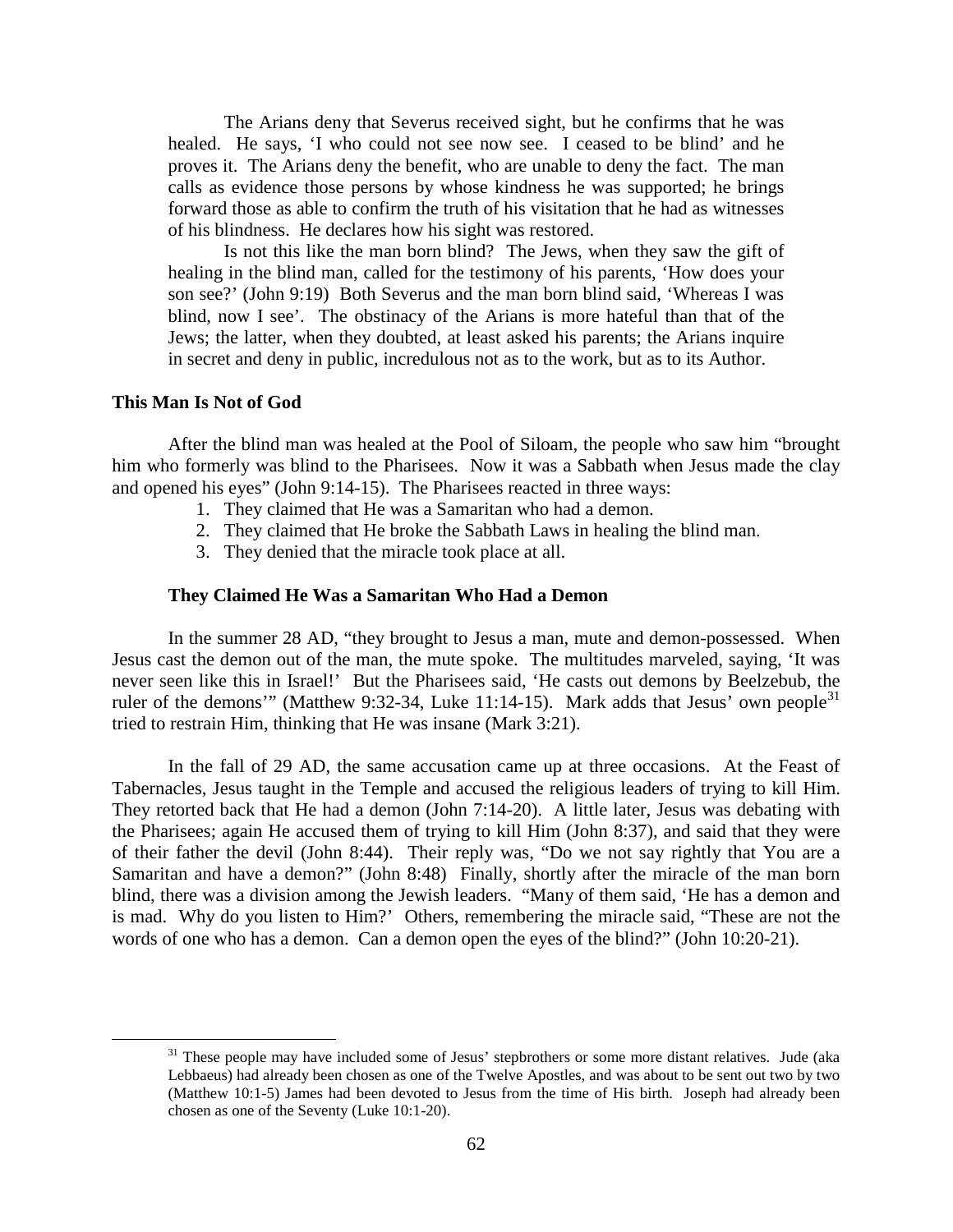The Arians deny that Severus received sight, but he confirms that he was healed. He says, 'I who could not see now see. I ceased to be blind' and he proves it. The Arians deny the benefit, who are unable to deny the fact. The man calls as evidence those persons by whose kindness he was supported; he brings forward those as able to confirm the truth of his visitation that he had as witnesses of his blindness. He declares how his sight was restored.

Is not this like the man born blind? The Jews, when they saw the gift of healing in the blind man, called for the testimony of his parents, 'How does your son see?' (John 9:19) Both Severus and the man born blind said, 'Whereas I was blind, now I see'. The obstinacy of the Arians is more hateful than that of the Jews; the latter, when they doubted, at least asked his parents; the Arians inquire in secret and deny in public, incredulous not as to the work, but as to its Author.

## This Man Is Not of God

After the blind man was healed at the Pool of Siloam, the people who saw him "brought him who formerly was blind to the Pharisees. Now it was a Sabbath when Jesus made the clay and opened his eyes" (John 9:14-15). The Pharisees reacted in three ways:

1. They claimed that He was a Samaritan who had a demon.
2. They claimed that He broke the Sabbath Laws in healing the blind man.
3. They denied that the miracle took place at all.

### They Claimed He Was a Samaritan Who Had a Demon

In the summer 28 AD, "they brought to Jesus a man, mute and demon-possessed. When Jesus cast the demon out of the man, the mute spoke. The multitudes marveled, saying, 'It was never seen like this in Israel!' But the Pharisees said, 'He casts out demons by Beelzebub, the ruler of the demons'" (Matthew 9:32-34, Luke 11:14-15). Mark adds that Jesus' own people[31] tried to restrain Him, thinking that He was insane (Mark 3:21).

In the fall of 29 AD, the same accusation came up at three occasions. At the Feast of Tabernacles, Jesus taught in the Temple and accused the religious leaders of trying to kill Him. They retorted back that He had a demon (John 7:14-20). A little later, Jesus was debating with the Pharisees; again He accused them of trying to kill Him (John 8:37), and said that they were of their father the devil (John 8:44). Their reply was, "Do we not say rightly that You are a Samaritan and have a demon?" (John 8:48) Finally, shortly after the miracle of the man born blind, there was a division among the Jewish leaders. "Many of them said, 'He has a demon and is mad. Why do you listen to Him?' Others, remembering the miracle said, "These are not the words of one who has a demon. Can a demon open the eyes of the blind?" (John 10:20-21).

---

[31] These people may have included some of Jesus' stepbrothers or some more distant relatives. Jude (aka Lebbaeus) had already been chosen as one of the Twelve Apostles, and was about to be sent out two by two (Matthew 10:1-5) James had been devoted to Jesus from the time of His birth. Joseph had already been chosen as one of the Seventy (Luke 10:1-20).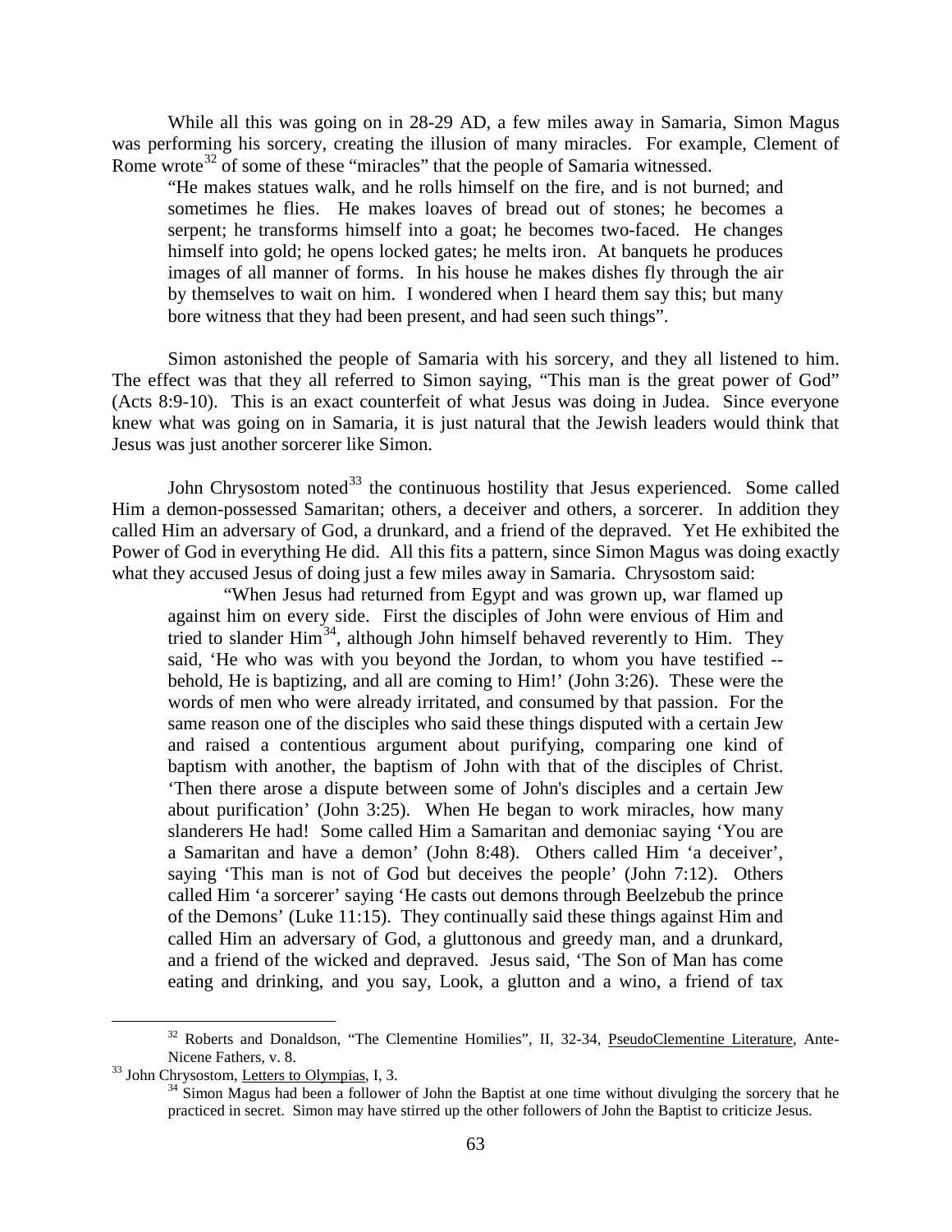While all this was going on in 28-29 AD, a few miles away in Samaria, Simon Magus was performing his sorcery, creating the illusion of many miracles. For example, Clement of Rome wrote[32] of some of these "miracles" that the people of Samaria witnessed.

> "He makes statues walk, and he rolls himself on the fire, and is not burned; and sometimes he flies. He makes loaves of bread out of stones; he becomes a serpent; he transforms himself into a goat; he becomes two-faced. He changes himself into gold; he opens locked gates; he melts iron. At banquets he produces images of all manner of forms. In his house he makes dishes fly through the air by themselves to wait on him. I wondered when I heard them say this; but many bore witness that they had been present, and had seen such things".

Simon astonished the people of Samaria with his sorcery, and they all listened to him. The effect was that they all referred to Simon saying, "This man is the great power of God" (Acts 8:9-10). This is an exact counterfeit of what Jesus was doing in Judea. Since everyone knew what was going on in Samaria, it is just natural that the Jewish leaders would think that Jesus was just another sorcerer like Simon.

John Chrysostom noted[33] the continuous hostility that Jesus experienced. Some called Him a demon-possessed Samaritan; others, a deceiver and others, a sorcerer. In addition they called Him an adversary of God, a drunkard, and a friend of the depraved. Yet He exhibited the Power of God in everything He did. All this fits a pattern, since Simon Magus was doing exactly what they accused Jesus of doing just a few miles away in Samaria. Chrysostom said:

> "When Jesus had returned from Egypt and was grown up, war flamed up against him on every side. First the disciples of John were envious of Him and tried to slander Him[34], although John himself behaved reverently to Him. They said, 'He who was with you beyond the Jordan, to whom you have testified -- behold, He is baptizing, and all are coming to Him!' (John 3:26). These were the words of men who were already irritated, and consumed by that passion. For the same reason one of the disciples who said these things disputed with a certain Jew and raised a contentious argument about purifying, comparing one kind of baptism with another, the baptism of John with that of the disciples of Christ. 'Then there arose a dispute between some of John's disciples and a certain Jew about purification' (John 3:25). When He began to work miracles, how many slanderers He had! Some called Him a Samaritan and demoniac saying 'You are a Samaritan and have a demon' (John 8:48). Others called Him 'a deceiver', saying 'This man is not of God but deceives the people' (John 7:12). Others called Him 'a sorcerer' saying 'He casts out demons through Beelzebub the prince of the Demons' (Luke 11:15). They continually said these things against Him and called Him an adversary of God, a gluttonous and greedy man, and a drunkard, and a friend of the wicked and depraved. Jesus said, 'The Son of Man has come eating and drinking, and you say, Look, a glutton and a wino, a friend of tax

---

[32] Roberts and Donaldson, "The Clementine Homilies", II, 32-34, PseudoClementine Literature, Ante-Nicene Fathers, v. 8.

[33] John Chrysostom, Letters to Olympias, I, 3.

[34] Simon Magus had been a follower of John the Baptist at one time without divulging the sorcery that he practiced in secret. Simon may have stirred up the other followers of John the Baptist to criticize Jesus.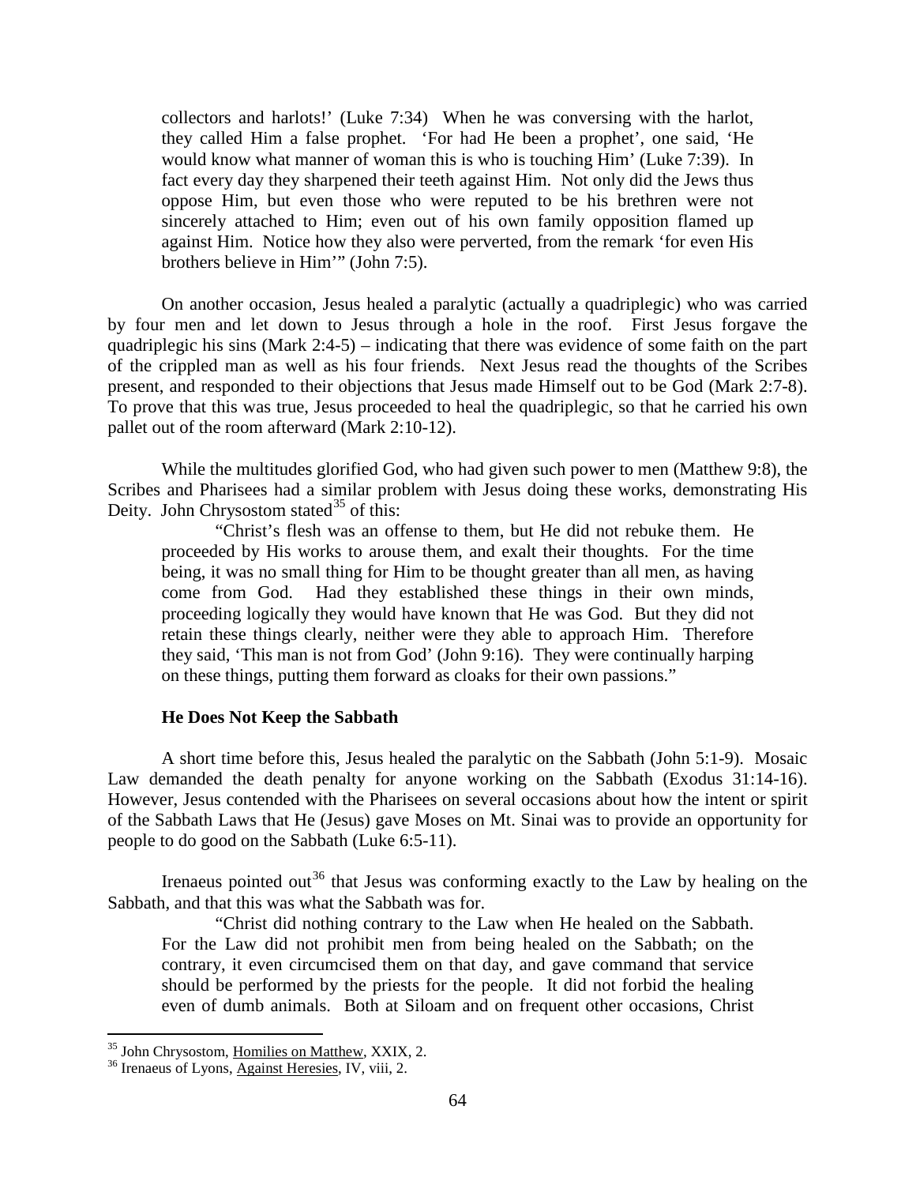collectors and harlots!' (Luke 7:34) When he was conversing with the harlot, they called Him a false prophet. 'For had He been a prophet', one said, 'He would know what manner of woman this is who is touching Him' (Luke 7:39). In fact every day they sharpened their teeth against Him. Not only did the Jews thus oppose Him, but even those who were reputed to be his brethren were not sincerely attached to Him; even out of his own family opposition flamed up against Him. Notice how they also were perverted, from the remark 'for even His brothers believe in Him'" (John 7:5).

On another occasion, Jesus healed a paralytic (actually a quadriplegic) who was carried by four men and let down to Jesus through a hole in the roof. First Jesus forgave the quadriplegic his sins (Mark 2:4-5) – indicating that there was evidence of some faith on the part of the crippled man as well as his four friends. Next Jesus read the thoughts of the Scribes present, and responded to their objections that Jesus made Himself out to be God (Mark 2:7-8). To prove that this was true, Jesus proceeded to heal the quadriplegic, so that he carried his own pallet out of the room afterward (Mark 2:10-12).

While the multitudes glorified God, who had given such power to men (Matthew 9:8), the Scribes and Pharisees had a similar problem with Jesus doing these works, demonstrating His Deity. John Chrysostom stated[35] of this:

> "Christ's flesh was an offense to them, but He did not rebuke them. He proceeded by His works to arouse them, and exalt their thoughts. For the time being, it was no small thing for Him to be thought greater than all men, as having come from God. Had they established these things in their own minds, proceeding logically they would have known that He was God. But they did not retain these things clearly, neither were they able to approach Him. Therefore they said, 'This man is not from God' (John 9:16). They were continually harping on these things, putting them forward as cloaks for their own passions."

### He Does Not Keep the Sabbath

A short time before this, Jesus healed the paralytic on the Sabbath (John 5:1-9). Mosaic Law demanded the death penalty for anyone working on the Sabbath (Exodus 31:14-16). However, Jesus contended with the Pharisees on several occasions about how the intent or spirit of the Sabbath Laws that He (Jesus) gave Moses on Mt. Sinai was to provide an opportunity for people to do good on the Sabbath (Luke 6:5-11).

Irenaeus pointed out[36] that Jesus was conforming exactly to the Law by healing on the Sabbath, and that this was what the Sabbath was for.

> "Christ did nothing contrary to the Law when He healed on the Sabbath. For the Law did not prohibit men from being healed on the Sabbath; on the contrary, it even circumcised them on that day, and gave command that service should be performed by the priests for the people. It did not forbid the healing even of dumb animals. Both at Siloam and on frequent other occasions, Christ

---

[35] John Chrysostom, Homilies on Matthew, XXIX, 2.

[36] Irenaeus of Lyons, Against Heresies, IV, viii, 2.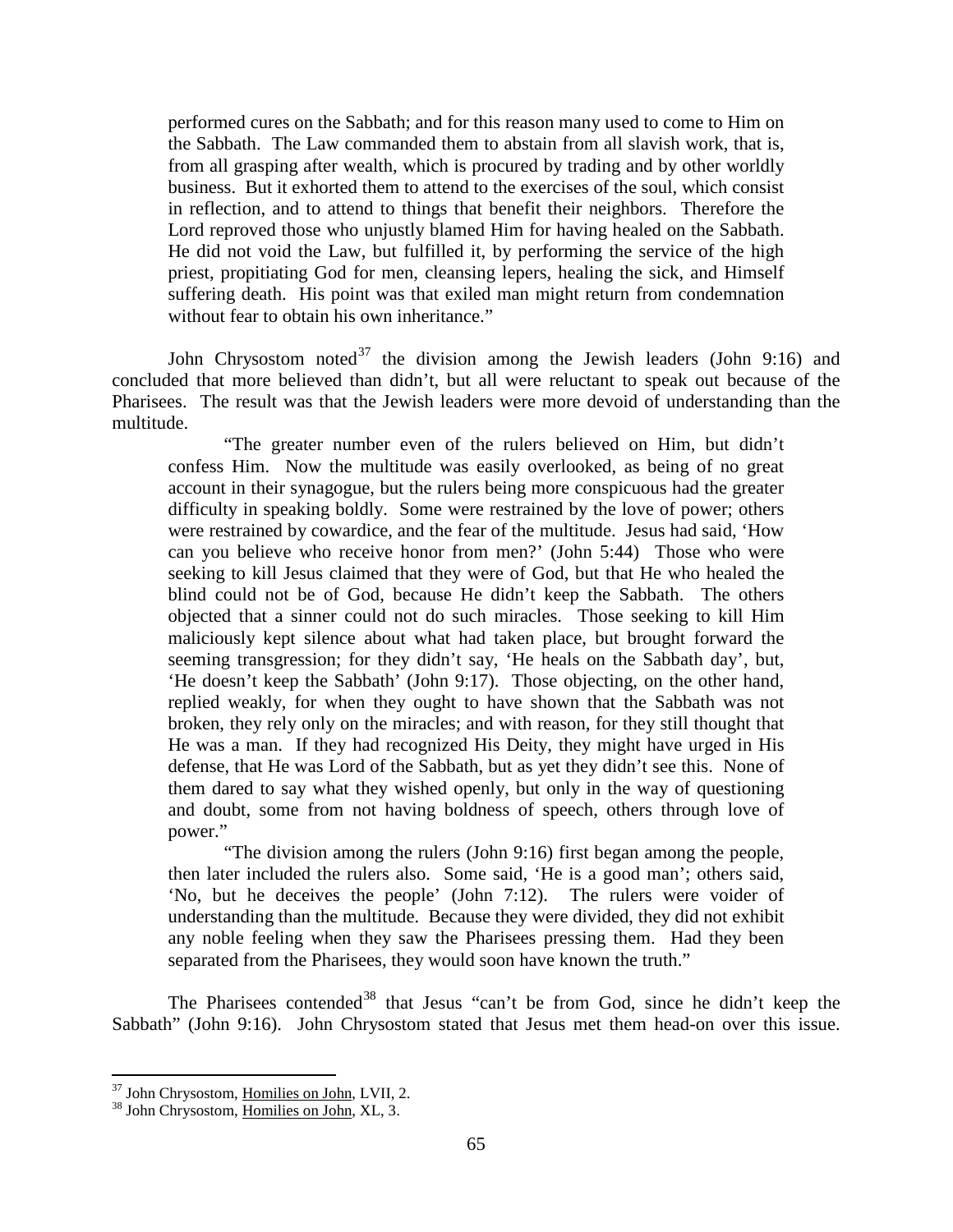> performed cures on the Sabbath; and for this reason many used to come to Him on the Sabbath. The Law commanded them to abstain from all slavish work, that is, from all grasping after wealth, which is procured by trading and by other worldly business. But it exhorted them to attend to the exercises of the soul, which consist in reflection, and to attend to things that benefit their neighbors. Therefore the Lord reproved those who unjustly blamed Him for having healed on the Sabbath. He did not void the Law, but fulfilled it, by performing the service of the high priest, propitiating God for men, cleansing lepers, healing the sick, and Himself suffering death. His point was that exiled man might return from condemnation without fear to obtain his own inheritance."

John Chrysostom noted[37] the division among the Jewish leaders (John 9:16) and concluded that more believed than didn't, but all were reluctant to speak out because of the Pharisees. The result was that the Jewish leaders were more devoid of understanding than the multitude.

> "The greater number even of the rulers believed on Him, but didn't confess Him. Now the multitude was easily overlooked, as being of no great account in their synagogue, but the rulers being more conspicuous had the greater difficulty in speaking boldly. Some were restrained by the love of power; others were restrained by cowardice, and the fear of the multitude. Jesus had said, 'How can you believe who receive honor from men?' (John 5:44) Those who were seeking to kill Jesus claimed that they were of God, but that He who healed the blind could not be of God, because He didn't keep the Sabbath. The others objected that a sinner could not do such miracles. Those seeking to kill Him maliciously kept silence about what had taken place, but brought forward the seeming transgression; for they didn't say, 'He heals on the Sabbath day', but, 'He doesn't keep the Sabbath' (John 9:17). Those objecting, on the other hand, replied weakly, for when they ought to have shown that the Sabbath was not broken, they rely only on the miracles; and with reason, for they still thought that He was a man. If they had recognized His Deity, they might have urged in His defense, that He was Lord of the Sabbath, but as yet they didn't see this. None of them dared to say what they wished openly, but only in the way of questioning and doubt, some from not having boldness of speech, others through love of power."
>
> "The division among the rulers (John 9:16) first began among the people, then later included the rulers also. Some said, 'He is a good man'; others said, 'No, but he deceives the people' (John 7:12). The rulers were voider of understanding than the multitude. Because they were divided, they did not exhibit any noble feeling when they saw the Pharisees pressing them. Had they been separated from the Pharisees, they would soon have known the truth."

The Pharisees contended[38] that Jesus "can't be from God, since he didn't keep the Sabbath" (John 9:16). John Chrysostom stated that Jesus met them head-on over this issue.

---

[37] John Chrysostom, Homilies on John, LVII, 2.

[38] John Chrysostom, Homilies on John, XL, 3.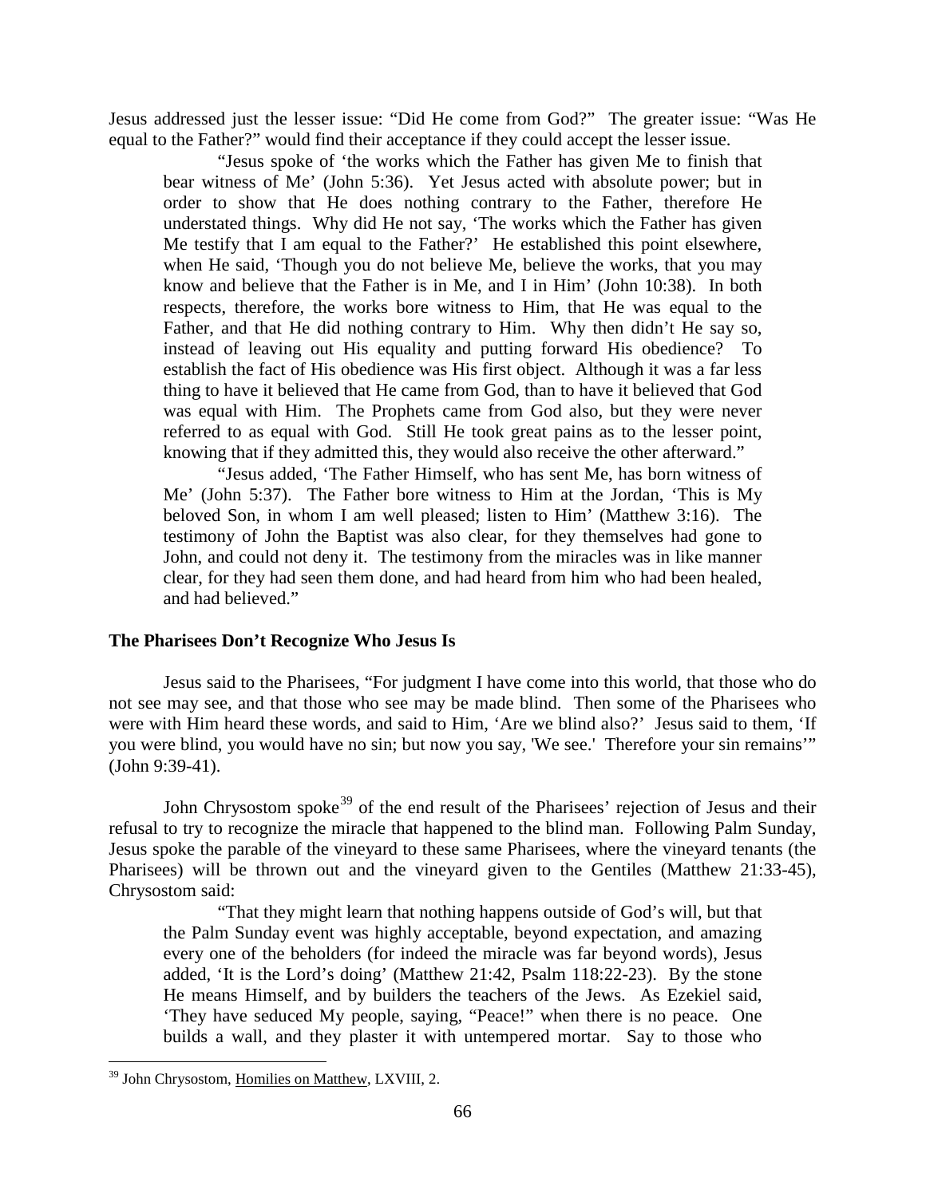Jesus addressed just the lesser issue: "Did He come from God?" The greater issue: "Was He equal to the Father?" would find their acceptance if they could accept the lesser issue.

> "Jesus spoke of 'the works which the Father has given Me to finish that bear witness of Me' (John 5:36). Yet Jesus acted with absolute power; but in order to show that He does nothing contrary to the Father, therefore He understated things. Why did He not say, 'The works which the Father has given Me testify that I am equal to the Father?' He established this point elsewhere, when He said, 'Though you do not believe Me, believe the works, that you may know and believe that the Father is in Me, and I in Him' (John 10:38). In both respects, therefore, the works bore witness to Him, that He was equal to the Father, and that He did nothing contrary to Him. Why then didn't He say so, instead of leaving out His equality and putting forward His obedience? To establish the fact of His obedience was His first object. Although it was a far less thing to have it believed that He came from God, than to have it believed that God was equal with Him. The Prophets came from God also, but they were never referred to as equal with God. Still He took great pains as to the lesser point, knowing that if they admitted this, they would also receive the other afterward."
>
> "Jesus added, 'The Father Himself, who has sent Me, has born witness of Me' (John 5:37). The Father bore witness to Him at the Jordan, 'This is My beloved Son, in whom I am well pleased; listen to Him' (Matthew 3:16). The testimony of John the Baptist was also clear, for they themselves had gone to John, and could not deny it. The testimony from the miracles was in like manner clear, for they had seen them done, and had heard from him who had been healed, and had believed."

### The Pharisees Don't Recognize Who Jesus Is

Jesus said to the Pharisees, "For judgment I have come into this world, that those who do not see may see, and that those who see may be made blind. Then some of the Pharisees who were with Him heard these words, and said to Him, 'Are we blind also?' Jesus said to them, 'If you were blind, you would have no sin; but now you say, 'We see.' Therefore your sin remains'" (John 9:39-41).

John Chrysostom spoke[39] of the end result of the Pharisees' rejection of Jesus and their refusal to try to recognize the miracle that happened to the blind man. Following Palm Sunday, Jesus spoke the parable of the vineyard to these same Pharisees, where the vineyard tenants (the Pharisees) will be thrown out and the vineyard given to the Gentiles (Matthew 21:33-45), Chrysostom said:

> "That they might learn that nothing happens outside of God's will, but that the Palm Sunday event was highly acceptable, beyond expectation, and amazing every one of the beholders (for indeed the miracle was far beyond words), Jesus added, 'It is the Lord's doing' (Matthew 21:42, Psalm 118:22-23). By the stone He means Himself, and by builders the teachers of the Jews. As Ezekiel said, 'They have seduced My people, saying, "Peace!" when there is no peace. One builds a wall, and they plaster it with untempered mortar. Say to those who

---

[39] John Chrysostom, Homilies on Matthew, LXVIII, 2.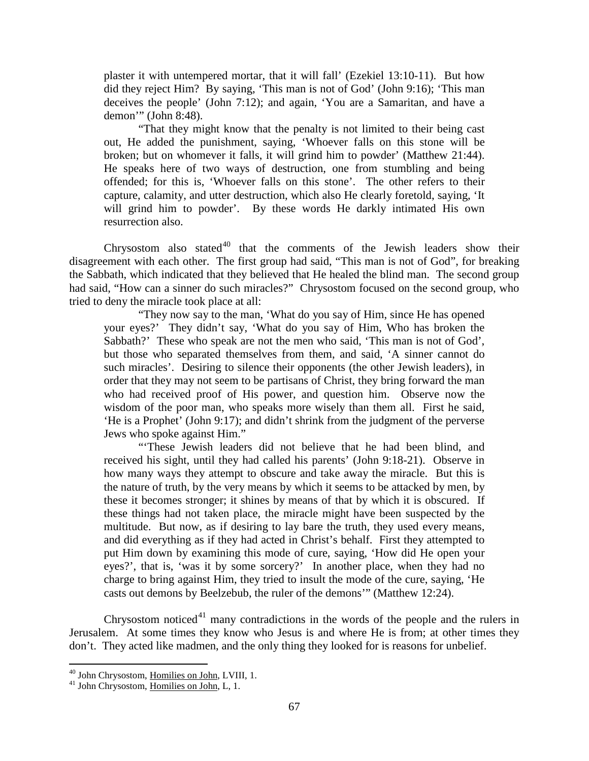> plaster it with untempered mortar, that it will fall' (Ezekiel 13:10-11). But how did they reject Him? By saying, 'This man is not of God' (John 9:16); 'This man deceives the people' (John 7:12); and again, 'You are a Samaritan, and have a demon'" (John 8:48).
>
> "That they might know that the penalty is not limited to their being cast out, He added the punishment, saying, 'Whoever falls on this stone will be broken; but on whomever it falls, it will grind him to powder' (Matthew 21:44). He speaks here of two ways of destruction, one from stumbling and being offended; for this is, 'Whoever falls on this stone'. The other refers to their capture, calamity, and utter destruction, which also He clearly foretold, saying, 'It will grind him to powder'. By these words He darkly intimated His own resurrection also.

Chrysostom also stated[40] that the comments of the Jewish leaders show their disagreement with each other. The first group had said, "This man is not of God", for breaking the Sabbath, which indicated that they believed that He healed the blind man. The second group had said, "How can a sinner do such miracles?" Chrysostom focused on the second group, who tried to deny the miracle took place at all:

> "They now say to the man, 'What do you say of Him, since He has opened your eyes?' They didn't say, 'What do you say of Him, Who has broken the Sabbath?' These who speak are not the men who said, 'This man is not of God', but those who separated themselves from them, and said, 'A sinner cannot do such miracles'. Desiring to silence their opponents (the other Jewish leaders), in order that they may not seem to be partisans of Christ, they bring forward the man who had received proof of His power, and question him. Observe now the wisdom of the poor man, who speaks more wisely than them all. First he said, 'He is a Prophet' (John 9:17); and didn't shrink from the judgment of the perverse Jews who spoke against Him."
>
> "'These Jewish leaders did not believe that he had been blind, and received his sight, until they had called his parents' (John 9:18-21). Observe in how many ways they attempt to obscure and take away the miracle. But this is the nature of truth, by the very means by which it seems to be attacked by men, by these it becomes stronger; it shines by means of that by which it is obscured. If these things had not taken place, the miracle might have been suspected by the multitude. But now, as if desiring to lay bare the truth, they used every means, and did everything as if they had acted in Christ's behalf. First they attempted to put Him down by examining this mode of cure, saying, 'How did He open your eyes?', that is, 'was it by some sorcery?' In another place, when they had no charge to bring against Him, they tried to insult the mode of the cure, saying, 'He casts out demons by Beelzebub, the ruler of the demons'" (Matthew 12:24).

Chrysostom noticed[41] many contradictions in the words of the people and the rulers in Jerusalem. At some times they know who Jesus is and where He is from; at other times they don't. They acted like madmen, and the only thing they looked for is reasons for unbelief.

---

[40] John Chrysostom, Homilies on John, LVIII, 1.

[41] John Chrysostom, Homilies on John, L, 1.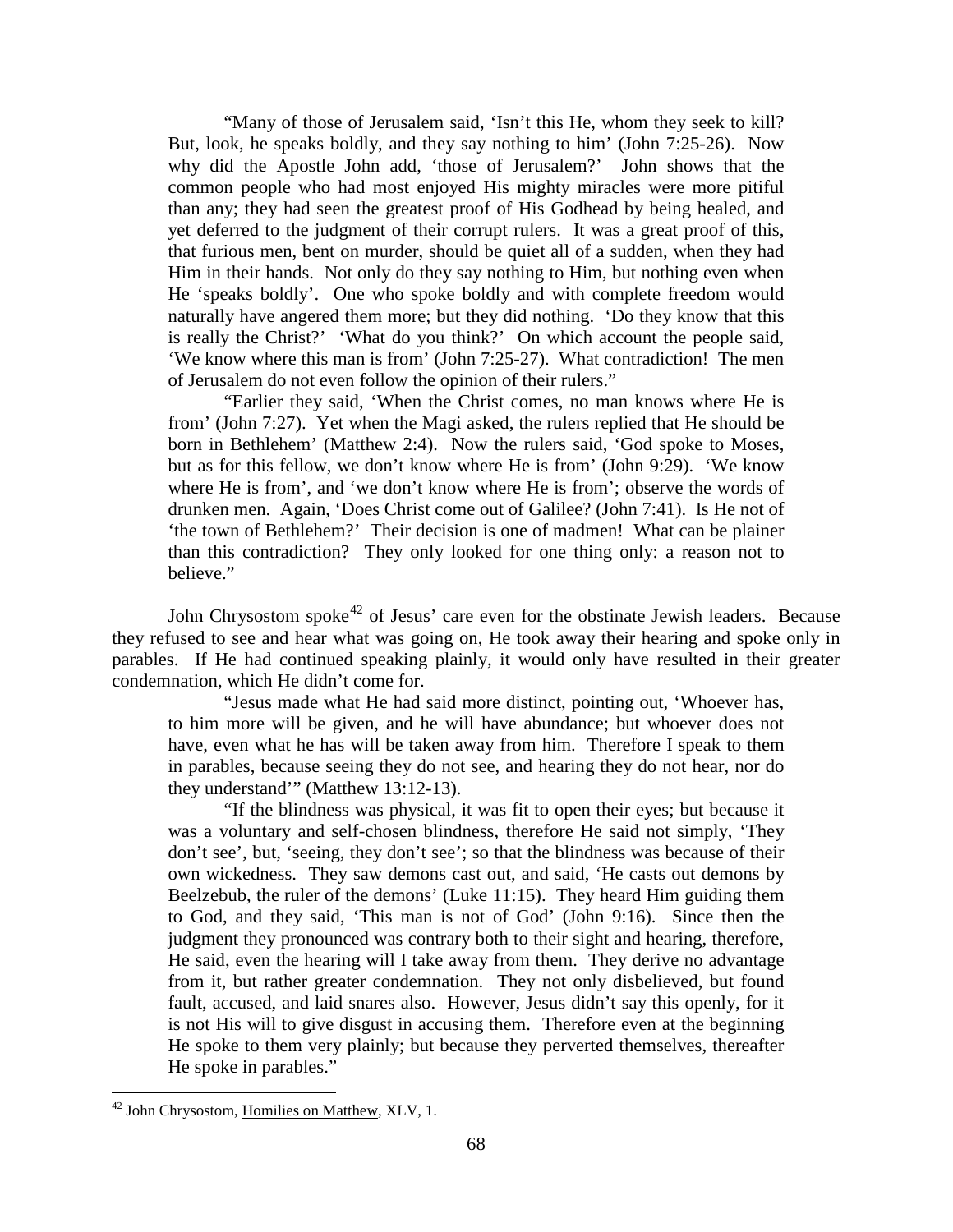> "Many of those of Jerusalem said, 'Isn't this He, whom they seek to kill? But, look, he speaks boldly, and they say nothing to him' (John 7:25-26). Now why did the Apostle John add, 'those of Jerusalem?' John shows that the common people who had most enjoyed His mighty miracles were more pitiful than any; they had seen the greatest proof of His Godhead by being healed, and yet deferred to the judgment of their corrupt rulers. It was a great proof of this, that furious men, bent on murder, should be quiet all of a sudden, when they had Him in their hands. Not only do they say nothing to Him, but nothing even when He 'speaks boldly'. One who spoke boldly and with complete freedom would naturally have angered them more; but they did nothing. 'Do they know that this is really the Christ?' 'What do you think?' On which account the people said, 'We know where this man is from' (John 7:25-27). What contradiction! The men of Jerusalem do not even follow the opinion of their rulers."
>
> "Earlier they said, 'When the Christ comes, no man knows where He is from' (John 7:27). Yet when the Magi asked, the rulers replied that He should be born in Bethlehem' (Matthew 2:4). Now the rulers said, 'God spoke to Moses, but as for this fellow, we don't know where He is from' (John 9:29). 'We know where He is from', and 'we don't know where He is from'; observe the words of drunken men. Again, 'Does Christ come out of Galilee? (John 7:41). Is He not of 'the town of Bethlehem?' Their decision is one of madmen! What can be plainer than this contradiction? They only looked for one thing only: a reason not to believe."

John Chrysostom spoke[42] of Jesus' care even for the obstinate Jewish leaders. Because they refused to see and hear what was going on, He took away their hearing and spoke only in parables. If He had continued speaking plainly, it would only have resulted in their greater condemnation, which He didn't come for.

> "Jesus made what He had said more distinct, pointing out, 'Whoever has, to him more will be given, and he will have abundance; but whoever does not have, even what he has will be taken away from him. Therefore I speak to them in parables, because seeing they do not see, and hearing they do not hear, nor do they understand'" (Matthew 13:12-13).
>
> "If the blindness was physical, it was fit to open their eyes; but because it was a voluntary and self-chosen blindness, therefore He said not simply, 'They don't see', but, 'seeing, they don't see'; so that the blindness was because of their own wickedness. They saw demons cast out, and said, 'He casts out demons by Beelzebub, the ruler of the demons' (Luke 11:15). They heard Him guiding them to God, and they said, 'This man is not of God' (John 9:16). Since then the judgment they pronounced was contrary both to their sight and hearing, therefore, He said, even the hearing will I take away from them. They derive no advantage from it, but rather greater condemnation. They not only disbelieved, but found fault, accused, and laid snares also. However, Jesus didn't say this openly, for it is not His will to give disgust in accusing them. Therefore even at the beginning He spoke to them very plainly; but because they perverted themselves, thereafter He spoke in parables."

---

[42] John Chrysostom, Homilies on Matthew, XLV, 1.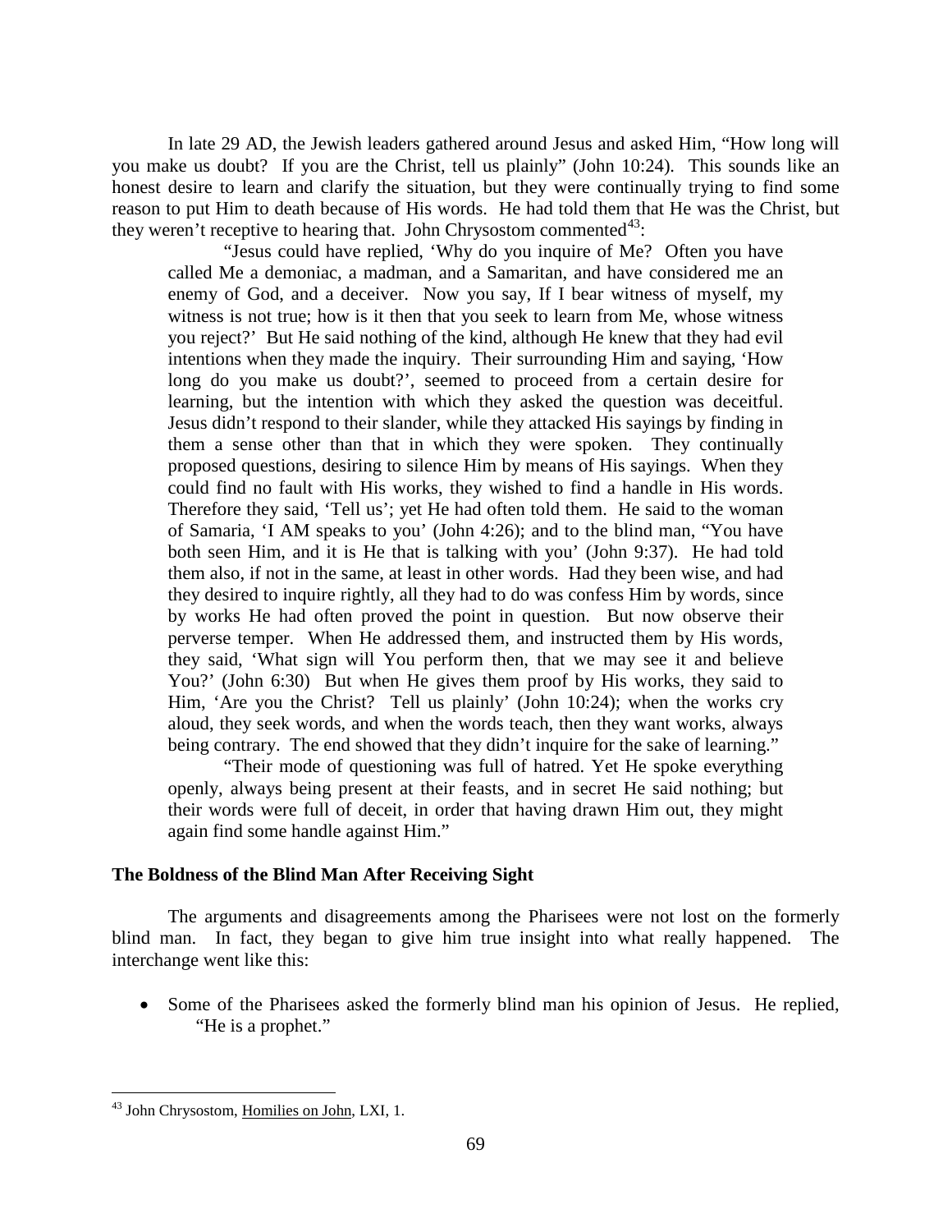In late 29 AD, the Jewish leaders gathered around Jesus and asked Him, "How long will you make us doubt? If you are the Christ, tell us plainly" (John 10:24). This sounds like an honest desire to learn and clarify the situation, but they were continually trying to find some reason to put Him to death because of His words. He had told them that He was the Christ, but they weren't receptive to hearing that. John Chrysostom commented[43]:

> "Jesus could have replied, 'Why do you inquire of Me? Often you have called Me a demoniac, a madman, and a Samaritan, and have considered me an enemy of God, and a deceiver. Now you say, If I bear witness of myself, my witness is not true; how is it then that you seek to learn from Me, whose witness you reject?' But He said nothing of the kind, although He knew that they had evil intentions when they made the inquiry. Their surrounding Him and saying, 'How long do you make us doubt?', seemed to proceed from a certain desire for learning, but the intention with which they asked the question was deceitful. Jesus didn't respond to their slander, while they attacked His sayings by finding in them a sense other than that in which they were spoken. They continually proposed questions, desiring to silence Him by means of His sayings. When they could find no fault with His works, they wished to find a handle in His words. Therefore they said, 'Tell us'; yet He had often told them. He said to the woman of Samaria, 'I AM speaks to you' (John 4:26); and to the blind man, "You have both seen Him, and it is He that is talking with you' (John 9:37). He had told them also, if not in the same, at least in other words. Had they been wise, and had they desired to inquire rightly, all they had to do was confess Him by words, since by works He had often proved the point in question. But now observe their perverse temper. When He addressed them, and instructed them by His words, they said, 'What sign will You perform then, that we may see it and believe You?' (John 6:30) But when He gives them proof by His works, they said to Him, 'Are you the Christ? Tell us plainly' (John 10:24); when the works cry aloud, they seek words, and when the words teach, then they want works, always being contrary. The end showed that they didn't inquire for the sake of learning."
>
> "Their mode of questioning was full of hatred. Yet He spoke everything openly, always being present at their feasts, and in secret He said nothing; but their words were full of deceit, in order that having drawn Him out, they might again find some handle against Him."

**The Boldness of the Blind Man After Receiving Sight**

The arguments and disagreements among the Pharisees were not lost on the formerly blind man. In fact, they began to give him true insight into what really happened. The interchange went like this:

- Some of the Pharisees asked the formerly blind man his opinion of Jesus. He replied, "He is a prophet."

---

[43] John Chrysostom, Homilies on John, LXI, 1.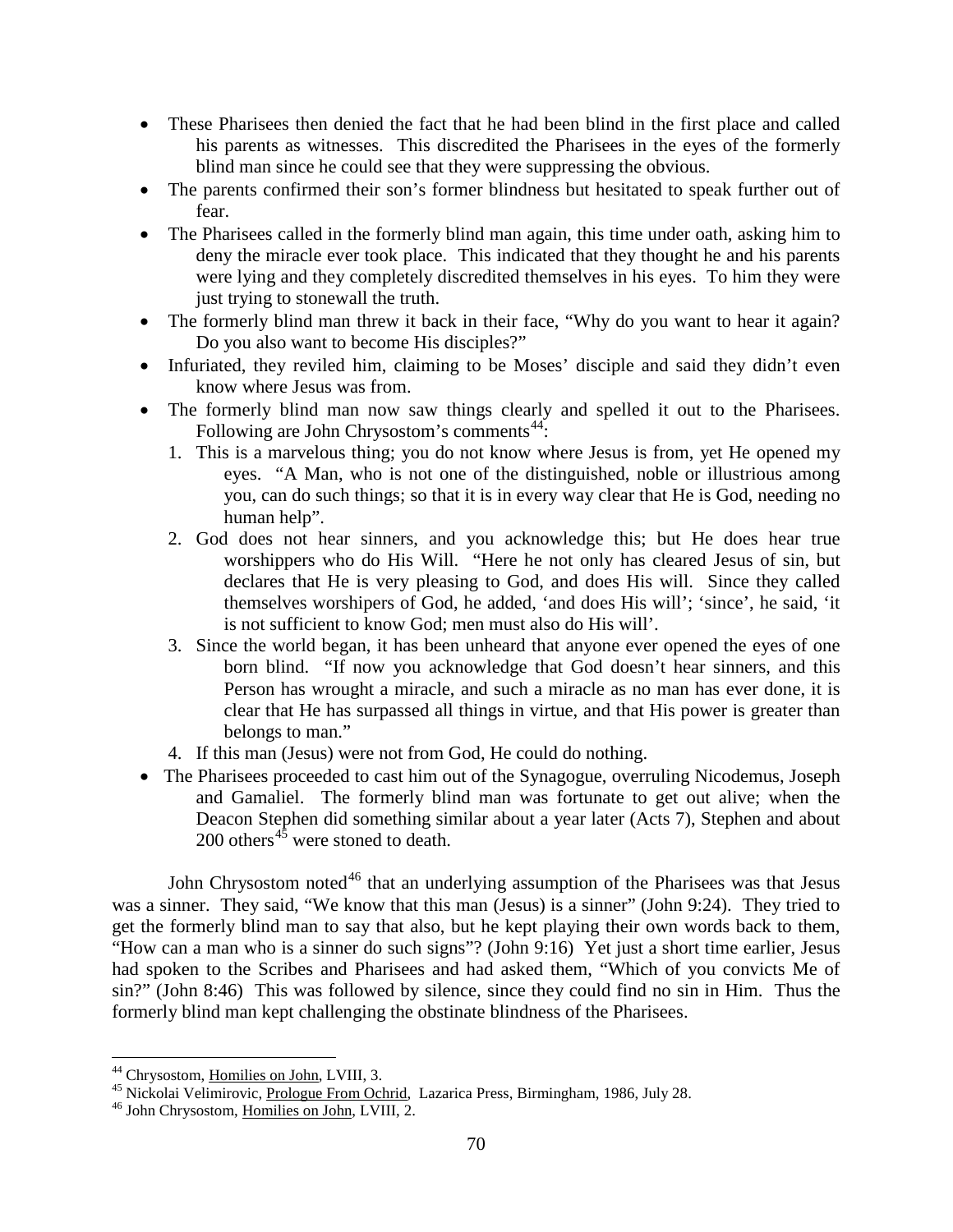- These Pharisees then denied the fact that he had been blind in the first place and called his parents as witnesses. This discredited the Pharisees in the eyes of the formerly blind man since he could see that they were suppressing the obvious.
- The parents confirmed their son's former blindness but hesitated to speak further out of fear.
- The Pharisees called in the formerly blind man again, this time under oath, asking him to deny the miracle ever took place. This indicated that they thought he and his parents were lying and they completely discredited themselves in his eyes. To him they were just trying to stonewall the truth.
- The formerly blind man threw it back in their face, "Why do you want to hear it again? Do you also want to become His disciples?"
- Infuriated, they reviled him, claiming to be Moses' disciple and said they didn't even know where Jesus was from.
- The formerly blind man now saw things clearly and spelled it out to the Pharisees. Following are John Chrysostom's comments[44]:
    1. This is a marvelous thing; you do not know where Jesus is from, yet He opened my eyes. "A Man, who is not one of the distinguished, noble or illustrious among you, can do such things; so that it is in every way clear that He is God, needing no human help".
    2. God does not hear sinners, and you acknowledge this; but He does hear true worshippers who do His Will. "Here he not only has cleared Jesus of sin, but declares that He is very pleasing to God, and does His will. Since they called themselves worshipers of God, he added, 'and does His will'; 'since', he said, 'it is not sufficient to know God; men must also do His will'.
    3. Since the world began, it has been unheard that anyone ever opened the eyes of one born blind. "If now you acknowledge that God doesn't hear sinners, and this Person has wrought a miracle, and such a miracle as no man has ever done, it is clear that He has surpassed all things in virtue, and that His power is greater than belongs to man."
    4. If this man (Jesus) were not from God, He could do nothing.
- The Pharisees proceeded to cast him out of the Synagogue, overruling Nicodemus, Joseph and Gamaliel. The formerly blind man was fortunate to get out alive; when the Deacon Stephen did something similar about a year later (Acts 7), Stephen and about 200 others[45] were stoned to death.

John Chrysostom noted[46] that an underlying assumption of the Pharisees was that Jesus was a sinner. They said, "We know that this man (Jesus) is a sinner" (John 9:24). They tried to get the formerly blind man to say that also, but he kept playing their own words back to them, "How can a man who is a sinner do such signs"? (John 9:16) Yet just a short time earlier, Jesus had spoken to the Scribes and Pharisees and had asked them, "Which of you convicts Me of sin?" (John 8:46) This was followed by silence, since they could find no sin in Him. Thus the formerly blind man kept challenging the obstinate blindness of the Pharisees.

---

[44] Chrysostom, Homilies on John, LVIII, 3.

[45] Nickolai Velimirovic, Prologue From Ochrid, Lazarica Press, Birmingham, 1986, July 28.

[46] John Chrysostom, Homilies on John, LVIII, 2.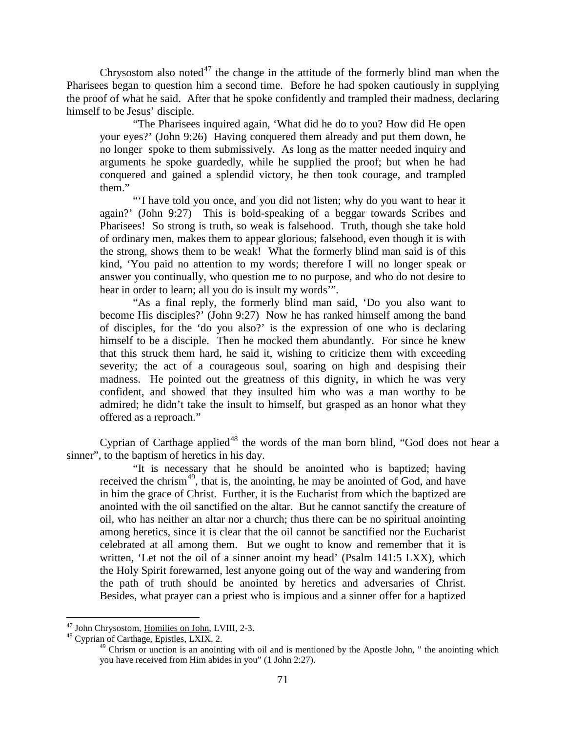Chrysostom also noted[47] the change in the attitude of the formerly blind man when the Pharisees began to question him a second time. Before he had spoken cautiously in supplying the proof of what he said. After that he spoke confidently and trampled their madness, declaring himself to be Jesus' disciple.

> "The Pharisees inquired again, 'What did he do to you? How did He open your eyes?' (John 9:26) Having conquered them already and put them down, he no longer spoke to them submissively. As long as the matter needed inquiry and arguments he spoke guardedly, while he supplied the proof; but when he had conquered and gained a splendid victory, he then took courage, and trampled them."
>
> "'I have told you once, and you did not listen; why do you want to hear it again?' (John 9:27) This is bold-speaking of a beggar towards Scribes and Pharisees! So strong is truth, so weak is falsehood. Truth, though she take hold of ordinary men, makes them to appear glorious; falsehood, even though it is with the strong, shows them to be weak! What the formerly blind man said is of this kind, 'You paid no attention to my words; therefore I will no longer speak or answer you continually, who question me to no purpose, and who do not desire to hear in order to learn; all you do is insult my words'".
>
> "As a final reply, the formerly blind man said, 'Do you also want to become His disciples?' (John 9:27) Now he has ranked himself among the band of disciples, for the 'do you also?' is the expression of one who is declaring himself to be a disciple. Then he mocked them abundantly. For since he knew that this struck them hard, he said it, wishing to criticize them with exceeding severity; the act of a courageous soul, soaring on high and despising their madness. He pointed out the greatness of this dignity, in which he was very confident, and showed that they insulted him who was a man worthy to be admired; he didn't take the insult to himself, but grasped as an honor what they offered as a reproach."

Cyprian of Carthage applied[48] the words of the man born blind, "God does not hear a sinner", to the baptism of heretics in his day.

> "It is necessary that he should be anointed who is baptized; having received the chrism[49], that is, the anointing, he may be anointed of God, and have in him the grace of Christ. Further, it is the Eucharist from which the baptized are anointed with the oil sanctified on the altar. But he cannot sanctify the creature of oil, who has neither an altar nor a church; thus there can be no spiritual anointing among heretics, since it is clear that the oil cannot be sanctified nor the Eucharist celebrated at all among them. But we ought to know and remember that it is written, 'Let not the oil of a sinner anoint my head' (Psalm 141:5 LXX), which the Holy Spirit forewarned, lest anyone going out of the way and wandering from the path of truth should be anointed by heretics and adversaries of Christ. Besides, what prayer can a priest who is impious and a sinner offer for a baptized

---

[47] John Chrysostom, Homilies on John, LVIII, 2-3.

[48] Cyprian of Carthage, Epistles, LXIX, 2.

[49] Chrism or unction is an anointing with oil and is mentioned by the Apostle John, " the anointing which you have received from Him abides in you" (1 John 2:27).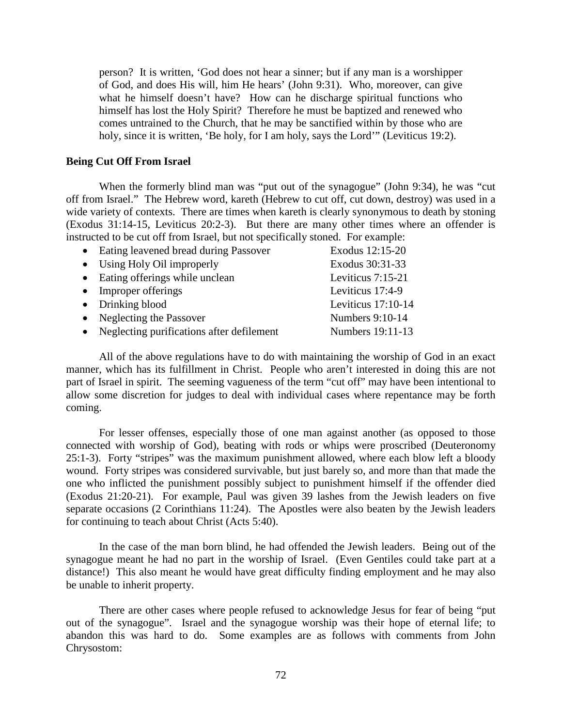person? It is written, 'God does not hear a sinner; but if any man is a worshipper of God, and does His will, him He hears' (John 9:31). Who, moreover, can give what he himself doesn't have? How can he discharge spiritual functions who himself has lost the Holy Spirit? Therefore he must be baptized and renewed who comes untrained to the Church, that he may be sanctified within by those who are holy, since it is written, 'Be holy, for I am holy, says the Lord'" (Leviticus 19:2).

**Being Cut Off From Israel**

When the formerly blind man was "put out of the synagogue" (John 9:34), he was "cut off from Israel." The Hebrew word, kareth (Hebrew to cut off, cut down, destroy) was used in a wide variety of contexts. There are times when kareth is clearly synonymous to death by stoning (Exodus 31:14-15, Leviticus 20:2-3). But there are many other times where an offender is instructed to be cut off from Israel, but not specifically stoned. For example:

- Eating leavened bread during Passover — Exodus 12:15-20
- Using Holy Oil improperly — Exodus 30:31-33
- Eating offerings while unclean — Leviticus 7:15-21
- Improper offerings — Leviticus 17:4-9
- Drinking blood — Leviticus 17:10-14
- Neglecting the Passover — Numbers 9:10-14
- Neglecting purifications after defilement — Numbers 19:11-13

All of the above regulations have to do with maintaining the worship of God in an exact manner, which has its fulfillment in Christ. People who aren't interested in doing this are not part of Israel in spirit. The seeming vagueness of the term "cut off" may have been intentional to allow some discretion for judges to deal with individual cases where repentance may be forth coming.

For lesser offenses, especially those of one man against another (as opposed to those connected with worship of God), beating with rods or whips were proscribed (Deuteronomy 25:1-3). Forty "stripes" was the maximum punishment allowed, where each blow left a bloody wound. Forty stripes was considered survivable, but just barely so, and more than that made the one who inflicted the punishment possibly subject to punishment himself if the offender died (Exodus 21:20-21). For example, Paul was given 39 lashes from the Jewish leaders on five separate occasions (2 Corinthians 11:24). The Apostles were also beaten by the Jewish leaders for continuing to teach about Christ (Acts 5:40).

In the case of the man born blind, he had offended the Jewish leaders. Being out of the synagogue meant he had no part in the worship of Israel. (Even Gentiles could take part at a distance!) This also meant he would have great difficulty finding employment and he may also be unable to inherit property.

There are other cases where people refused to acknowledge Jesus for fear of being "put out of the synagogue". Israel and the synagogue worship was their hope of eternal life; to abandon this was hard to do. Some examples are as follows with comments from John Chrysostom: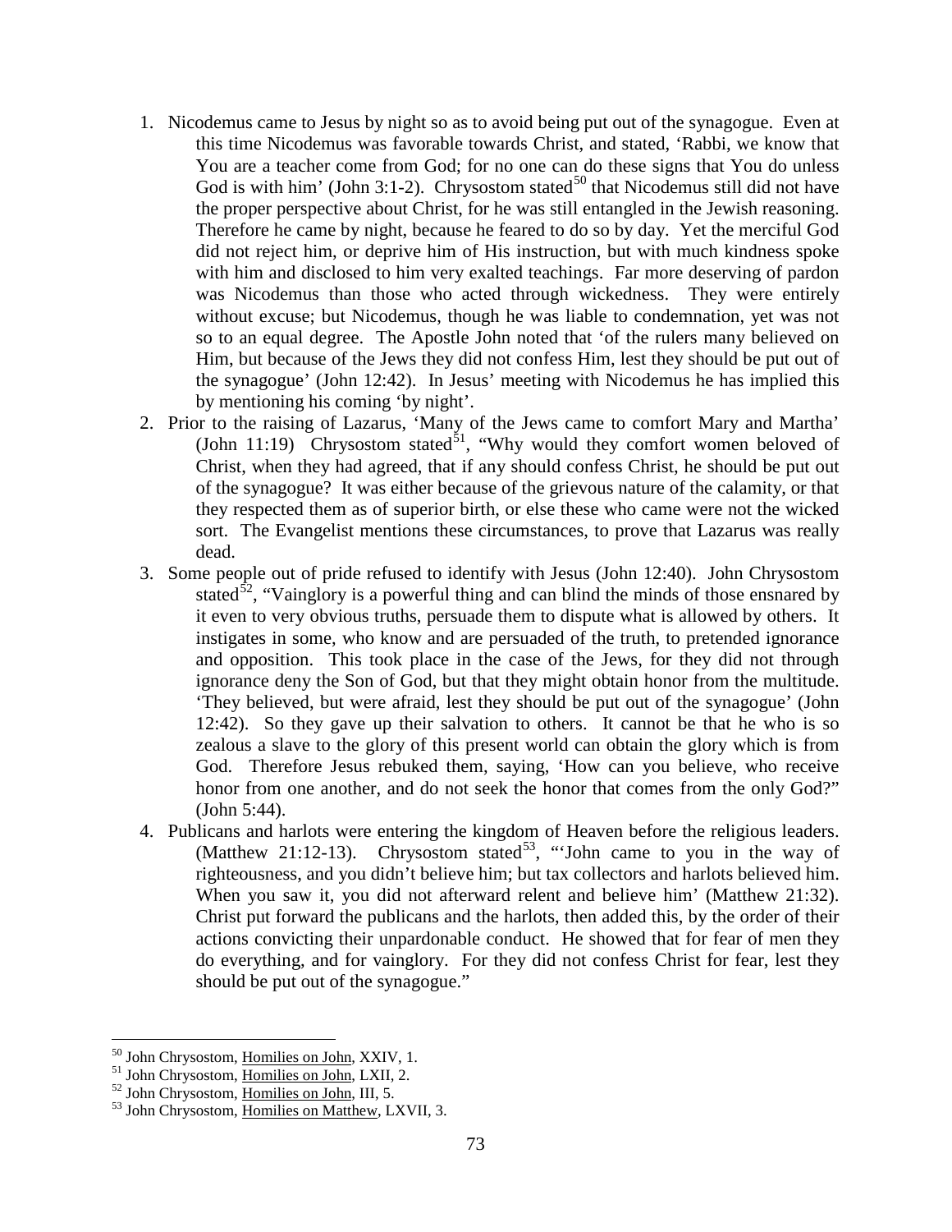1. Nicodemus came to Jesus by night so as to avoid being put out of the synagogue. Even at this time Nicodemus was favorable towards Christ, and stated, 'Rabbi, we know that You are a teacher come from God; for no one can do these signs that You do unless God is with him' (John 3:1-2). Chrysostom stated[50] that Nicodemus still did not have the proper perspective about Christ, for he was still entangled in the Jewish reasoning. Therefore he came by night, because he feared to do so by day. Yet the merciful God did not reject him, or deprive him of His instruction, but with much kindness spoke with him and disclosed to him very exalted teachings. Far more deserving of pardon was Nicodemus than those who acted through wickedness. They were entirely without excuse; but Nicodemus, though he was liable to condemnation, yet was not so to an equal degree. The Apostle John noted that 'of the rulers many believed on Him, but because of the Jews they did not confess Him, lest they should be put out of the synagogue' (John 12:42). In Jesus' meeting with Nicodemus he has implied this by mentioning his coming 'by night'.
2. Prior to the raising of Lazarus, 'Many of the Jews came to comfort Mary and Martha' (John 11:19) Chrysostom stated[51], "Why would they comfort women beloved of Christ, when they had agreed, that if any should confess Christ, he should be put out of the synagogue? It was either because of the grievous nature of the calamity, or that they respected them as of superior birth, or else these who came were not the wicked sort. The Evangelist mentions these circumstances, to prove that Lazarus was really dead.
3. Some people out of pride refused to identify with Jesus (John 12:40). John Chrysostom stated[52], "Vainglory is a powerful thing and can blind the minds of those ensnared by it even to very obvious truths, persuade them to dispute what is allowed by others. It instigates in some, who know and are persuaded of the truth, to pretended ignorance and opposition. This took place in the case of the Jews, for they did not through ignorance deny the Son of God, but that they might obtain honor from the multitude. 'They believed, but were afraid, lest they should be put out of the synagogue' (John 12:42). So they gave up their salvation to others. It cannot be that he who is so zealous a slave to the glory of this present world can obtain the glory which is from God. Therefore Jesus rebuked them, saying, 'How can you believe, who receive honor from one another, and do not seek the honor that comes from the only God?" (John 5:44).
4. Publicans and harlots were entering the kingdom of Heaven before the religious leaders. (Matthew 21:12-13). Chrysostom stated[53], "'John came to you in the way of righteousness, and you didn't believe him; but tax collectors and harlots believed him. When you saw it, you did not afterward relent and believe him' (Matthew 21:32). Christ put forward the publicans and the harlots, then added this, by the order of their actions convicting their unpardonable conduct. He showed that for fear of men they do everything, and for vainglory. For they did not confess Christ for fear, lest they should be put out of the synagogue."

---

[50] John Chrysostom, Homilies on John, XXIV, 1.
[51] John Chrysostom, Homilies on John, LXII, 2.
[52] John Chrysostom, Homilies on John, III, 5.
[53] John Chrysostom, Homilies on Matthew, LXVII, 3.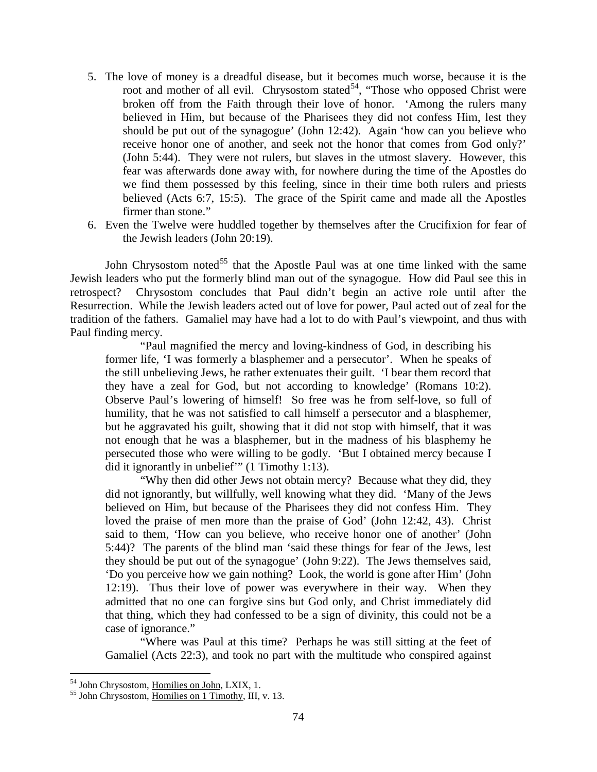5. The love of money is a dreadful disease, but it becomes much worse, because it is the root and mother of all evil. Chrysostom stated[54], "Those who opposed Christ were broken off from the Faith through their love of honor. 'Among the rulers many believed in Him, but because of the Pharisees they did not confess Him, lest they should be put out of the synagogue' (John 12:42). Again 'how can you believe who receive honor one of another, and seek not the honor that comes from God only?' (John 5:44). They were not rulers, but slaves in the utmost slavery. However, this fear was afterwards done away with, for nowhere during the time of the Apostles do we find them possessed by this feeling, since in their time both rulers and priests believed (Acts 6:7, 15:5). The grace of the Spirit came and made all the Apostles firmer than stone."
6. Even the Twelve were huddled together by themselves after the Crucifixion for fear of the Jewish leaders (John 20:19).

John Chrysostom noted[55] that the Apostle Paul was at one time linked with the same Jewish leaders who put the formerly blind man out of the synagogue. How did Paul see this in retrospect? Chrysostom concludes that Paul didn't begin an active role until after the Resurrection. While the Jewish leaders acted out of love for power, Paul acted out of zeal for the tradition of the fathers. Gamaliel may have had a lot to do with Paul's viewpoint, and thus with Paul finding mercy.

> "Paul magnified the mercy and loving-kindness of God, in describing his former life, 'I was formerly a blasphemer and a persecutor'. When he speaks of the still unbelieving Jews, he rather extenuates their guilt. 'I bear them record that they have a zeal for God, but not according to knowledge' (Romans 10:2). Observe Paul's lowering of himself! So free was he from self-love, so full of humility, that he was not satisfied to call himself a persecutor and a blasphemer, but he aggravated his guilt, showing that it did not stop with himself, that it was not enough that he was a blasphemer, but in the madness of his blasphemy he persecuted those who were willing to be godly. 'But I obtained mercy because I did it ignorantly in unbelief'" (1 Timothy 1:13).
>
> "Why then did other Jews not obtain mercy? Because what they did, they did not ignorantly, but willfully, well knowing what they did. 'Many of the Jews believed on Him, but because of the Pharisees they did not confess Him. They loved the praise of men more than the praise of God' (John 12:42, 43). Christ said to them, 'How can you believe, who receive honor one of another' (John 5:44)? The parents of the blind man 'said these things for fear of the Jews, lest they should be put out of the synagogue' (John 9:22). The Jews themselves said, 'Do you perceive how we gain nothing? Look, the world is gone after Him' (John 12:19). Thus their love of power was everywhere in their way. When they admitted that no one can forgive sins but God only, and Christ immediately did that thing, which they had confessed to be a sign of divinity, this could not be a case of ignorance."
>
> "Where was Paul at this time? Perhaps he was still sitting at the feet of Gamaliel (Acts 22:3), and took no part with the multitude who conspired against

---

[54] John Chrysostom, Homilies on John, LXIX, 1.

[55] John Chrysostom, Homilies on 1 Timothy, III, v. 13.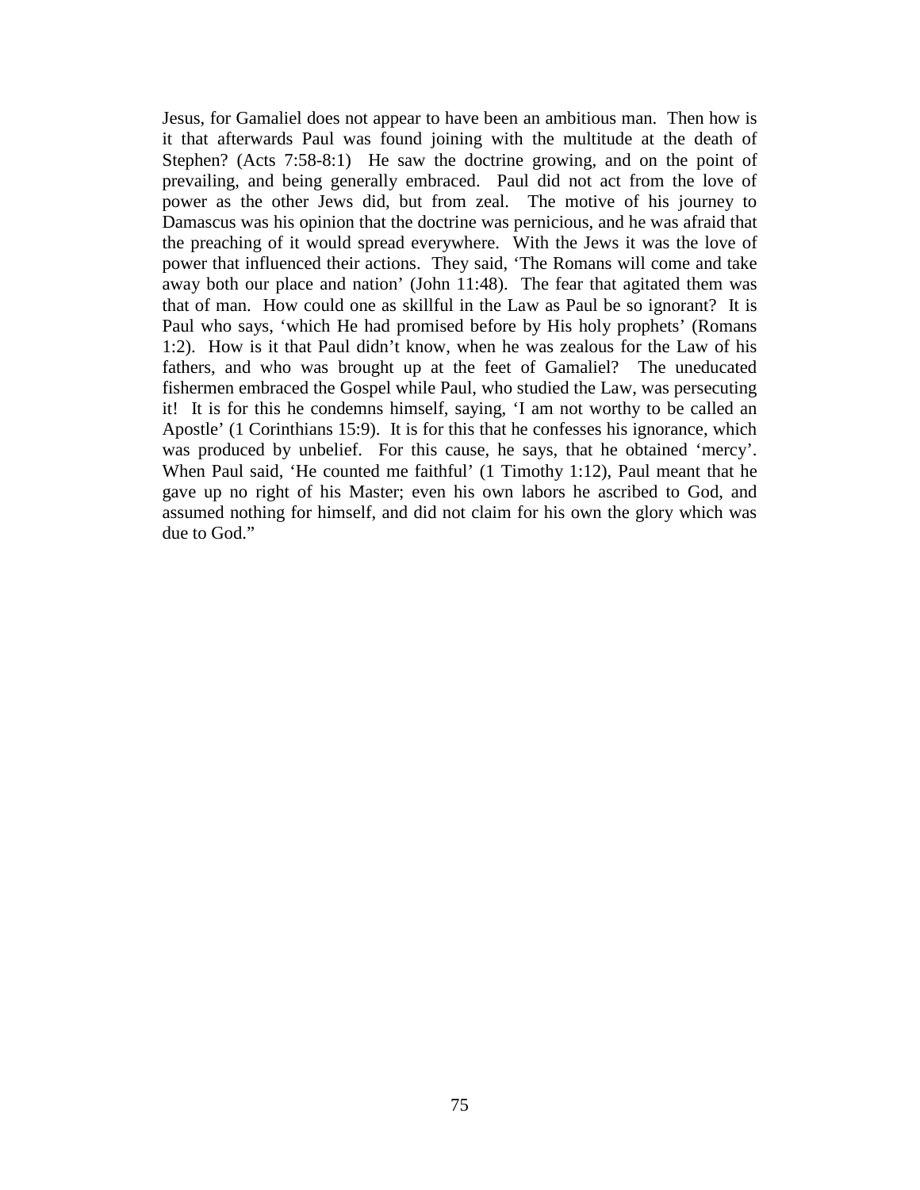Jesus, for Gamaliel does not appear to have been an ambitious man. Then how is it that afterwards Paul was found joining with the multitude at the death of Stephen? (Acts 7:58-8:1) He saw the doctrine growing, and on the point of prevailing, and being generally embraced. Paul did not act from the love of power as the other Jews did, but from zeal. The motive of his journey to Damascus was his opinion that the doctrine was pernicious, and he was afraid that the preaching of it would spread everywhere. With the Jews it was the love of power that influenced their actions. They said, 'The Romans will come and take away both our place and nation' (John 11:48). The fear that agitated them was that of man. How could one as skillful in the Law as Paul be so ignorant? It is Paul who says, 'which He had promised before by His holy prophets' (Romans 1:2). How is it that Paul didn't know, when he was zealous for the Law of his fathers, and who was brought up at the feet of Gamaliel? The uneducated fishermen embraced the Gospel while Paul, who studied the Law, was persecuting it! It is for this he condemns himself, saying, 'I am not worthy to be called an Apostle' (1 Corinthians 15:9). It is for this that he confesses his ignorance, which was produced by unbelief. For this cause, he says, that he obtained 'mercy'. When Paul said, 'He counted me faithful' (1 Timothy 1:12), Paul meant that he gave up no right of his Master; even his own labors he ascribed to God, and assumed nothing for himself, and did not claim for his own the glory which was due to God."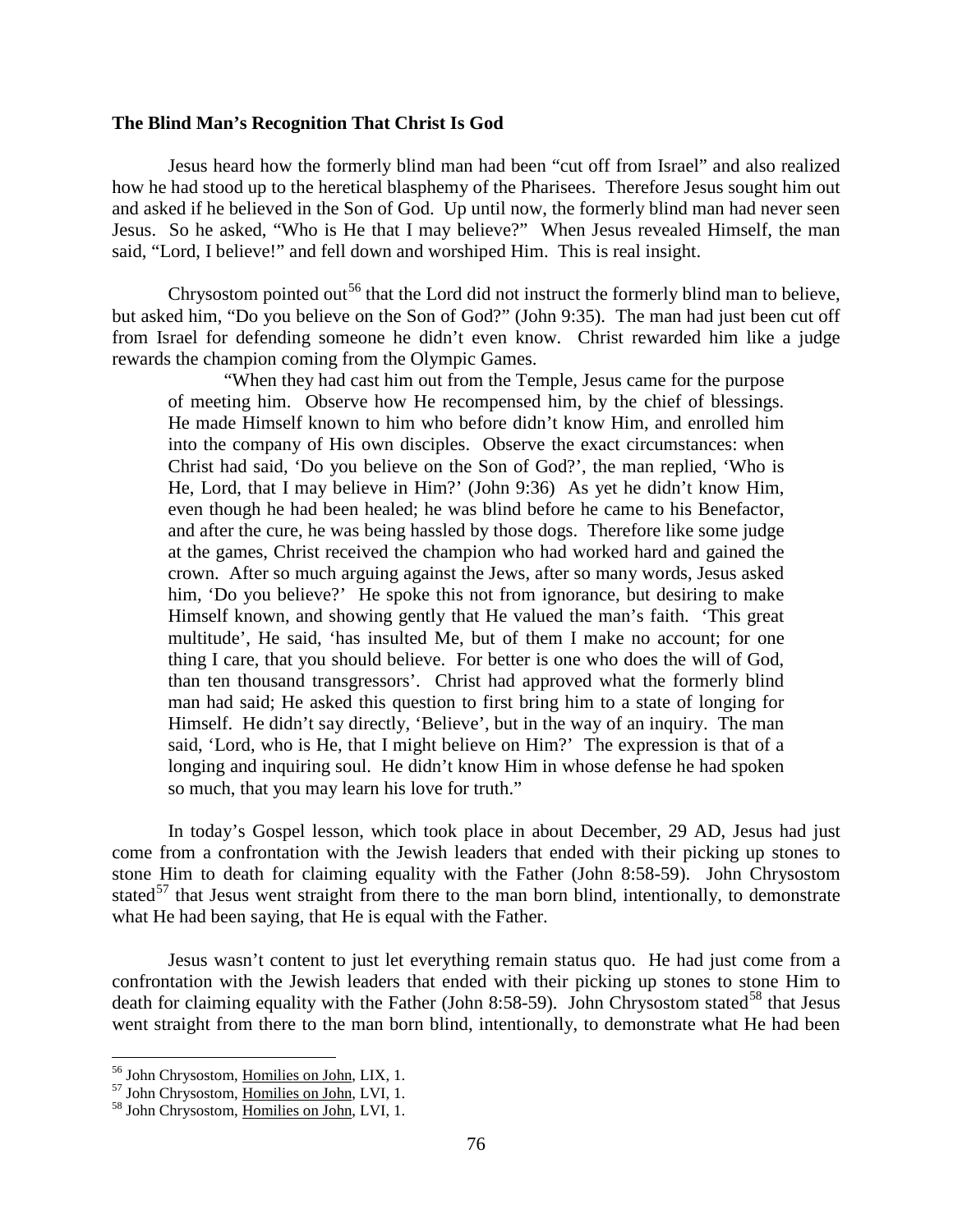**The Blind Man's Recognition That Christ Is God**

Jesus heard how the formerly blind man had been "cut off from Israel" and also realized how he had stood up to the heretical blasphemy of the Pharisees. Therefore Jesus sought him out and asked if he believed in the Son of God. Up until now, the formerly blind man had never seen Jesus. So he asked, "Who is He that I may believe?" When Jesus revealed Himself, the man said, "Lord, I believe!" and fell down and worshiped Him. This is real insight.

Chrysostom pointed out[56] that the Lord did not instruct the formerly blind man to believe, but asked him, "Do you believe on the Son of God?" (John 9:35). The man had just been cut off from Israel for defending someone he didn't even know. Christ rewarded him like a judge rewards the champion coming from the Olympic Games.

> "When they had cast him out from the Temple, Jesus came for the purpose of meeting him. Observe how He recompensed him, by the chief of blessings. He made Himself known to him who before didn't know Him, and enrolled him into the company of His own disciples. Observe the exact circumstances: when Christ had said, 'Do you believe on the Son of God?', the man replied, 'Who is He, Lord, that I may believe in Him?' (John 9:36) As yet he didn't know Him, even though he had been healed; he was blind before he came to his Benefactor, and after the cure, he was being hassled by those dogs. Therefore like some judge at the games, Christ received the champion who had worked hard and gained the crown. After so much arguing against the Jews, after so many words, Jesus asked him, 'Do you believe?' He spoke this not from ignorance, but desiring to make Himself known, and showing gently that He valued the man's faith. 'This great multitude', He said, 'has insulted Me, but of them I make no account; for one thing I care, that you should believe. For better is one who does the will of God, than ten thousand transgressors'. Christ had approved what the formerly blind man had said; He asked this question to first bring him to a state of longing for Himself. He didn't say directly, 'Believe', but in the way of an inquiry. The man said, 'Lord, who is He, that I might believe on Him?' The expression is that of a longing and inquiring soul. He didn't know Him in whose defense he had spoken so much, that you may learn his love for truth."

In today's Gospel lesson, which took place in about December, 29 AD, Jesus had just come from a confrontation with the Jewish leaders that ended with their picking up stones to stone Him to death for claiming equality with the Father (John 8:58-59). John Chrysostom stated[57] that Jesus went straight from there to the man born blind, intentionally, to demonstrate what He had been saying, that He is equal with the Father.

Jesus wasn't content to just let everything remain status quo. He had just come from a confrontation with the Jewish leaders that ended with their picking up stones to stone Him to death for claiming equality with the Father (John 8:58-59). John Chrysostom stated[58] that Jesus went straight from there to the man born blind, intentionally, to demonstrate what He had been

---

[56] John Chrysostom, Homilies on John, LIX, 1.

[57] John Chrysostom, Homilies on John, LVI, 1.

[58] John Chrysostom, Homilies on John, LVI, 1.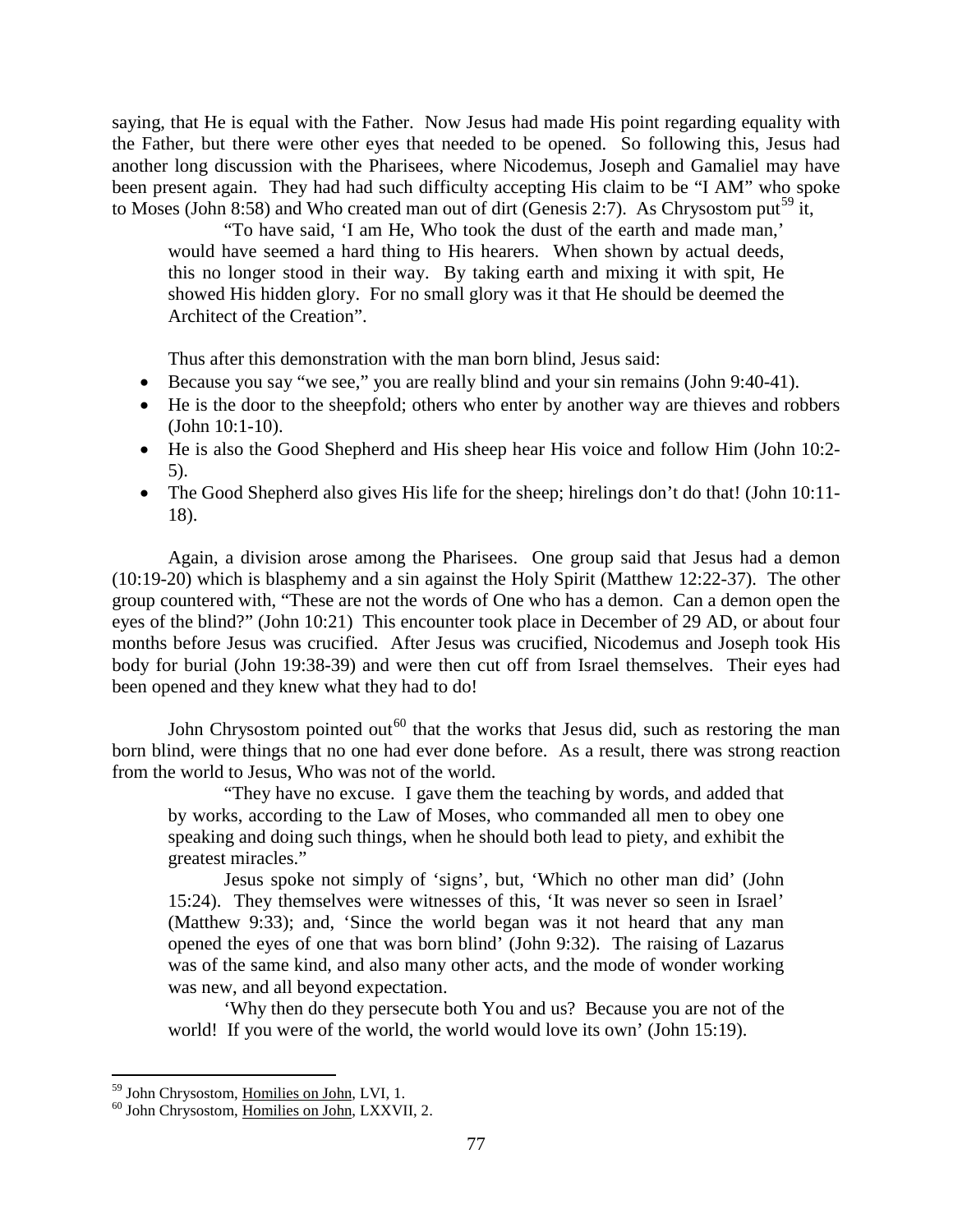saying, that He is equal with the Father. Now Jesus had made His point regarding equality with the Father, but there were other eyes that needed to be opened. So following this, Jesus had another long discussion with the Pharisees, where Nicodemus, Joseph and Gamaliel may have been present again. They had had such difficulty accepting His claim to be "I AM" who spoke to Moses (John 8:58) and Who created man out of dirt (Genesis 2:7). As Chrysostom put[59] it,

> "To have said, 'I am He, Who took the dust of the earth and made man,' would have seemed a hard thing to His hearers. When shown by actual deeds, this no longer stood in their way. By taking earth and mixing it with spit, He showed His hidden glory. For no small glory was it that He should be deemed the Architect of the Creation".

Thus after this demonstration with the man born blind, Jesus said:

- Because you say "we see," you are really blind and your sin remains (John 9:40-41).
- He is the door to the sheepfold; others who enter by another way are thieves and robbers (John 10:1-10).
- He is also the Good Shepherd and His sheep hear His voice and follow Him (John 10:2-5).
- The Good Shepherd also gives His life for the sheep; hirelings don't do that! (John 10:11-18).

Again, a division arose among the Pharisees. One group said that Jesus had a demon (10:19-20) which is blasphemy and a sin against the Holy Spirit (Matthew 12:22-37). The other group countered with, "These are not the words of One who has a demon. Can a demon open the eyes of the blind?" (John 10:21) This encounter took place in December of 29 AD, or about four months before Jesus was crucified. After Jesus was crucified, Nicodemus and Joseph took His body for burial (John 19:38-39) and were then cut off from Israel themselves. Their eyes had been opened and they knew what they had to do!

John Chrysostom pointed out[60] that the works that Jesus did, such as restoring the man born blind, were things that no one had ever done before. As a result, there was strong reaction from the world to Jesus, Who was not of the world.

> "They have no excuse. I gave them the teaching by words, and added that by works, according to the Law of Moses, who commanded all men to obey one speaking and doing such things, when he should both lead to piety, and exhibit the greatest miracles."
>
> Jesus spoke not simply of 'signs', but, 'Which no other man did' (John 15:24). They themselves were witnesses of this, 'It was never so seen in Israel' (Matthew 9:33); and, 'Since the world began was it not heard that any man opened the eyes of one that was born blind' (John 9:32). The raising of Lazarus was of the same kind, and also many other acts, and the mode of wonder working was new, and all beyond expectation.
>
> 'Why then do they persecute both You and us? Because you are not of the world! If you were of the world, the world would love its own' (John 15:19).

---

[59] John Chrysostom, Homilies on John, LVI, 1.

[60] John Chrysostom, Homilies on John, LXXVII, 2.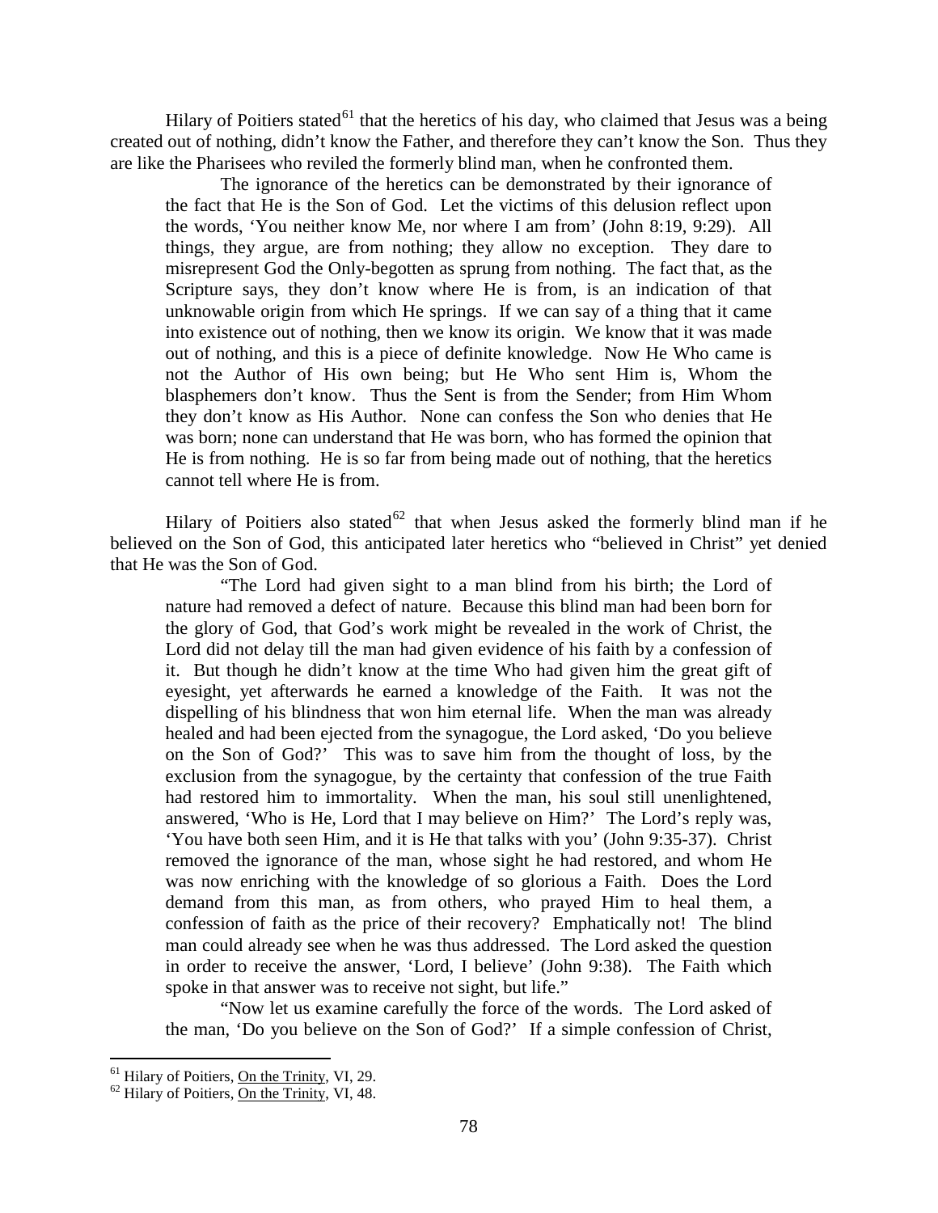Hilary of Poitiers stated[61] that the heretics of his day, who claimed that Jesus was a being created out of nothing, didn't know the Father, and therefore they can't know the Son. Thus they are like the Pharisees who reviled the formerly blind man, when he confronted them.

> The ignorance of the heretics can be demonstrated by their ignorance of the fact that He is the Son of God. Let the victims of this delusion reflect upon the words, 'You neither know Me, nor where I am from' (John 8:19, 9:29). All things, they argue, are from nothing; they allow no exception. They dare to misrepresent God the Only-begotten as sprung from nothing. The fact that, as the Scripture says, they don't know where He is from, is an indication of that unknowable origin from which He springs. If we can say of a thing that it came into existence out of nothing, then we know its origin. We know that it was made out of nothing, and this is a piece of definite knowledge. Now He Who came is not the Author of His own being; but He Who sent Him is, Whom the blasphemers don't know. Thus the Sent is from the Sender; from Him Whom they don't know as His Author. None can confess the Son who denies that He was born; none can understand that He was born, who has formed the opinion that He is from nothing. He is so far from being made out of nothing, that the heretics cannot tell where He is from.

Hilary of Poitiers also stated[62] that when Jesus asked the formerly blind man if he believed on the Son of God, this anticipated later heretics who "believed in Christ" yet denied that He was the Son of God.

> "The Lord had given sight to a man blind from his birth; the Lord of nature had removed a defect of nature. Because this blind man had been born for the glory of God, that God's work might be revealed in the work of Christ, the Lord did not delay till the man had given evidence of his faith by a confession of it. But though he didn't know at the time Who had given him the great gift of eyesight, yet afterwards he earned a knowledge of the Faith. It was not the dispelling of his blindness that won him eternal life. When the man was already healed and had been ejected from the synagogue, the Lord asked, 'Do you believe on the Son of God?' This was to save him from the thought of loss, by the exclusion from the synagogue, by the certainty that confession of the true Faith had restored him to immortality. When the man, his soul still unenlightened, answered, 'Who is He, Lord that I may believe on Him?' The Lord's reply was, 'You have both seen Him, and it is He that talks with you' (John 9:35-37). Christ removed the ignorance of the man, whose sight he had restored, and whom He was now enriching with the knowledge of so glorious a Faith. Does the Lord demand from this man, as from others, who prayed Him to heal them, a confession of faith as the price of their recovery? Emphatically not! The blind man could already see when he was thus addressed. The Lord asked the question in order to receive the answer, 'Lord, I believe' (John 9:38). The Faith which spoke in that answer was to receive not sight, but life."
>
> "Now let us examine carefully the force of the words. The Lord asked of the man, 'Do you believe on the Son of God?' If a simple confession of Christ,

[61] Hilary of Poitiers, On the Trinity, VI, 29.

[62] Hilary of Poitiers, On the Trinity, VI, 48.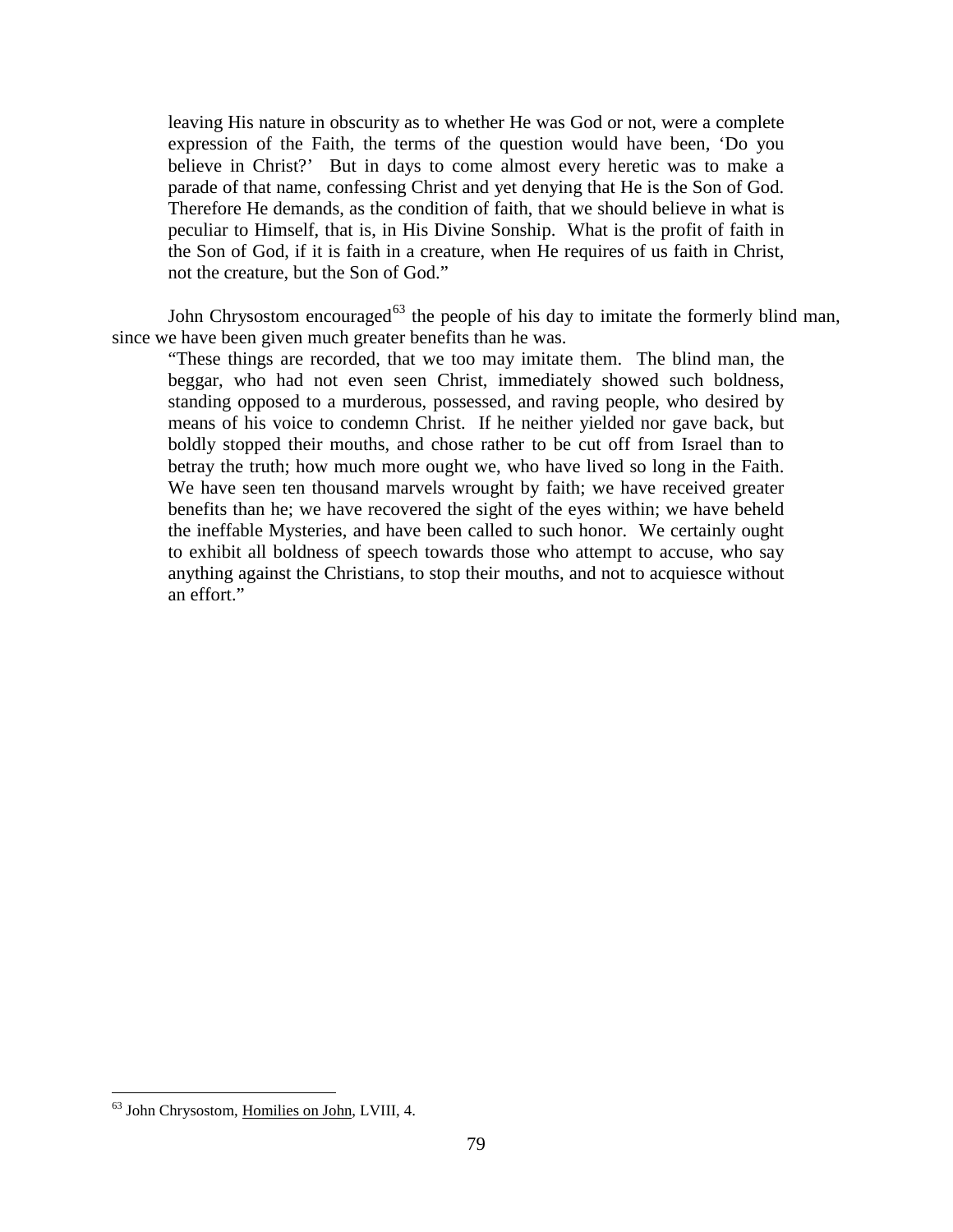> leaving His nature in obscurity as to whether He was God or not, were a complete expression of the Faith, the terms of the question would have been, 'Do you believe in Christ?' But in days to come almost every heretic was to make a parade of that name, confessing Christ and yet denying that He is the Son of God. Therefore He demands, as the condition of faith, that we should believe in what is peculiar to Himself, that is, in His Divine Sonship. What is the profit of faith in the Son of God, if it is faith in a creature, when He requires of us faith in Christ, not the creature, but the Son of God."

John Chrysostom encouraged[63] the people of his day to imitate the formerly blind man, since we have been given much greater benefits than he was.

> "These things are recorded, that we too may imitate them. The blind man, the beggar, who had not even seen Christ, immediately showed such boldness, standing opposed to a murderous, possessed, and raving people, who desired by means of his voice to condemn Christ. If he neither yielded nor gave back, but boldly stopped their mouths, and chose rather to be cut off from Israel than to betray the truth; how much more ought we, who have lived so long in the Faith. We have seen ten thousand marvels wrought by faith; we have received greater benefits than he; we have recovered the sight of the eyes within; we have beheld the ineffable Mysteries, and have been called to such honor. We certainly ought to exhibit all boldness of speech towards those who attempt to accuse, who say anything against the Christians, to stop their mouths, and not to acquiesce without an effort."

---

[63] John Chrysostom, Homilies on John, LVIII, 4.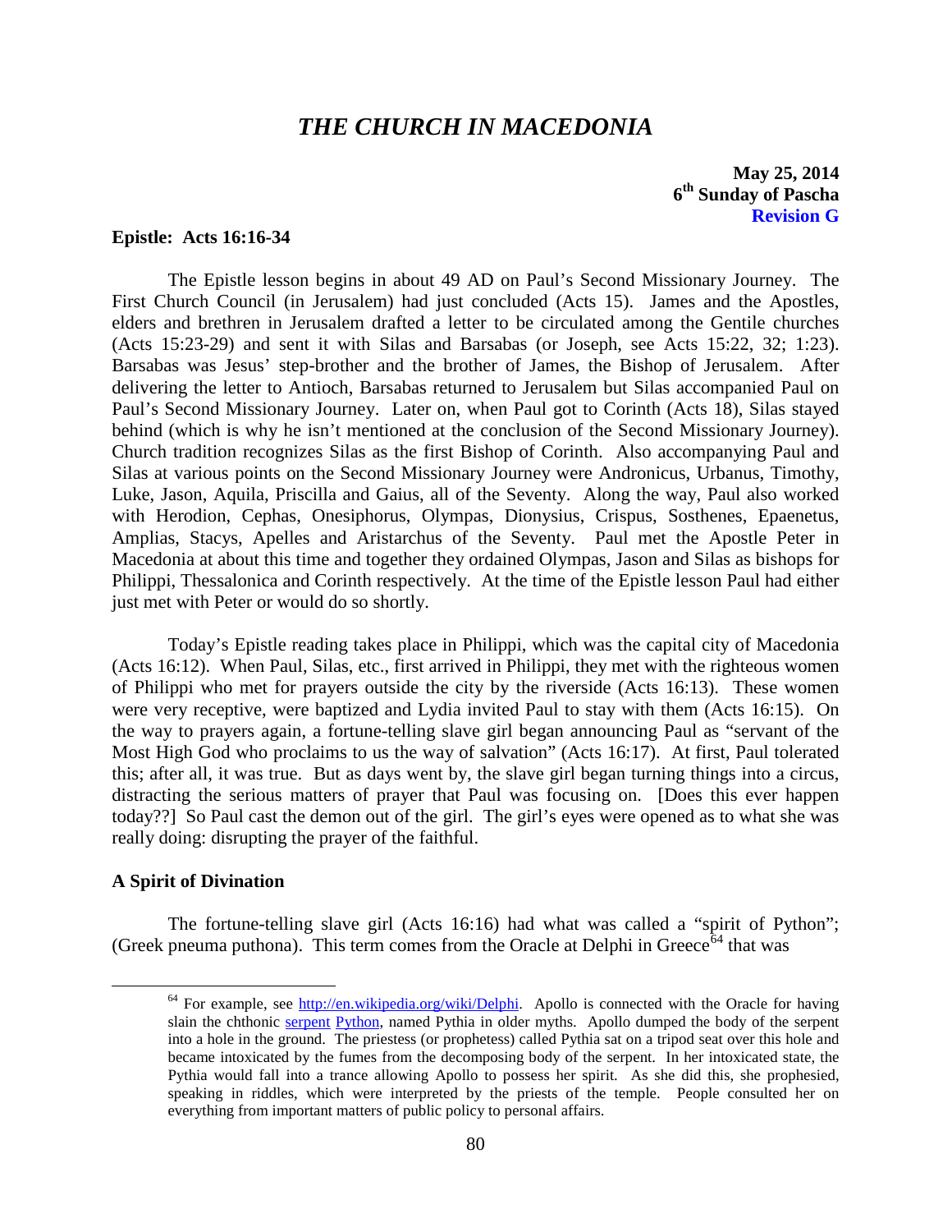# *THE CHURCH IN MACEDONIA*

**May 25, 2014**
**6th Sunday of Pascha**
**Revision G**

**Epistle: Acts 16:16-34**

The Epistle lesson begins in about 49 AD on Paul's Second Missionary Journey. The First Church Council (in Jerusalem) had just concluded (Acts 15). James and the Apostles, elders and brethren in Jerusalem drafted a letter to be circulated among the Gentile churches (Acts 15:23-29) and sent it with Silas and Barsabas (or Joseph, see Acts 15:22, 32; 1:23). Barsabas was Jesus' step-brother and the brother of James, the Bishop of Jerusalem. After delivering the letter to Antioch, Barsabas returned to Jerusalem but Silas accompanied Paul on Paul's Second Missionary Journey. Later on, when Paul got to Corinth (Acts 18), Silas stayed behind (which is why he isn't mentioned at the conclusion of the Second Missionary Journey). Church tradition recognizes Silas as the first Bishop of Corinth. Also accompanying Paul and Silas at various points on the Second Missionary Journey were Andronicus, Urbanus, Timothy, Luke, Jason, Aquila, Priscilla and Gaius, all of the Seventy. Along the way, Paul also worked with Herodion, Cephas, Onesiphorus, Olympas, Dionysius, Crispus, Sosthenes, Epaenetus, Amplias, Stacys, Apelles and Aristarchus of the Seventy. Paul met the Apostle Peter in Macedonia at about this time and together they ordained Olympas, Jason and Silas as bishops for Philippi, Thessalonica and Corinth respectively. At the time of the Epistle lesson Paul had either just met with Peter or would do so shortly.

Today's Epistle reading takes place in Philippi, which was the capital city of Macedonia (Acts 16:12). When Paul, Silas, etc., first arrived in Philippi, they met with the righteous women of Philippi who met for prayers outside the city by the riverside (Acts 16:13). These women were very receptive, were baptized and Lydia invited Paul to stay with them (Acts 16:15). On the way to prayers again, a fortune-telling slave girl began announcing Paul as "servant of the Most High God who proclaims to us the way of salvation" (Acts 16:17). At first, Paul tolerated this; after all, it was true. But as days went by, the slave girl began turning things into a circus, distracting the serious matters of prayer that Paul was focusing on. [Does this ever happen today??] So Paul cast the demon out of the girl. The girl's eyes were opened as to what she was really doing: disrupting the prayer of the faithful.

**A Spirit of Divination**

The fortune-telling slave girl (Acts 16:16) had what was called a "spirit of Python"; (Greek pneuma puthona). This term comes from the Oracle at Delphi in Greece[64] that was

[64] For example, see http://en.wikipedia.org/wiki/Delphi. Apollo is connected with the Oracle for having slain the chthonic serpent Python, named Pythia in older myths. Apollo dumped the body of the serpent into a hole in the ground. The priestess (or prophetess) called Pythia sat on a tripod seat over this hole and became intoxicated by the fumes from the decomposing body of the serpent. In her intoxicated state, the Pythia would fall into a trance allowing Apollo to possess her spirit. As she did this, she prophesied, speaking in riddles, which were interpreted by the priests of the temple. People consulted her on everything from important matters of public policy to personal affairs.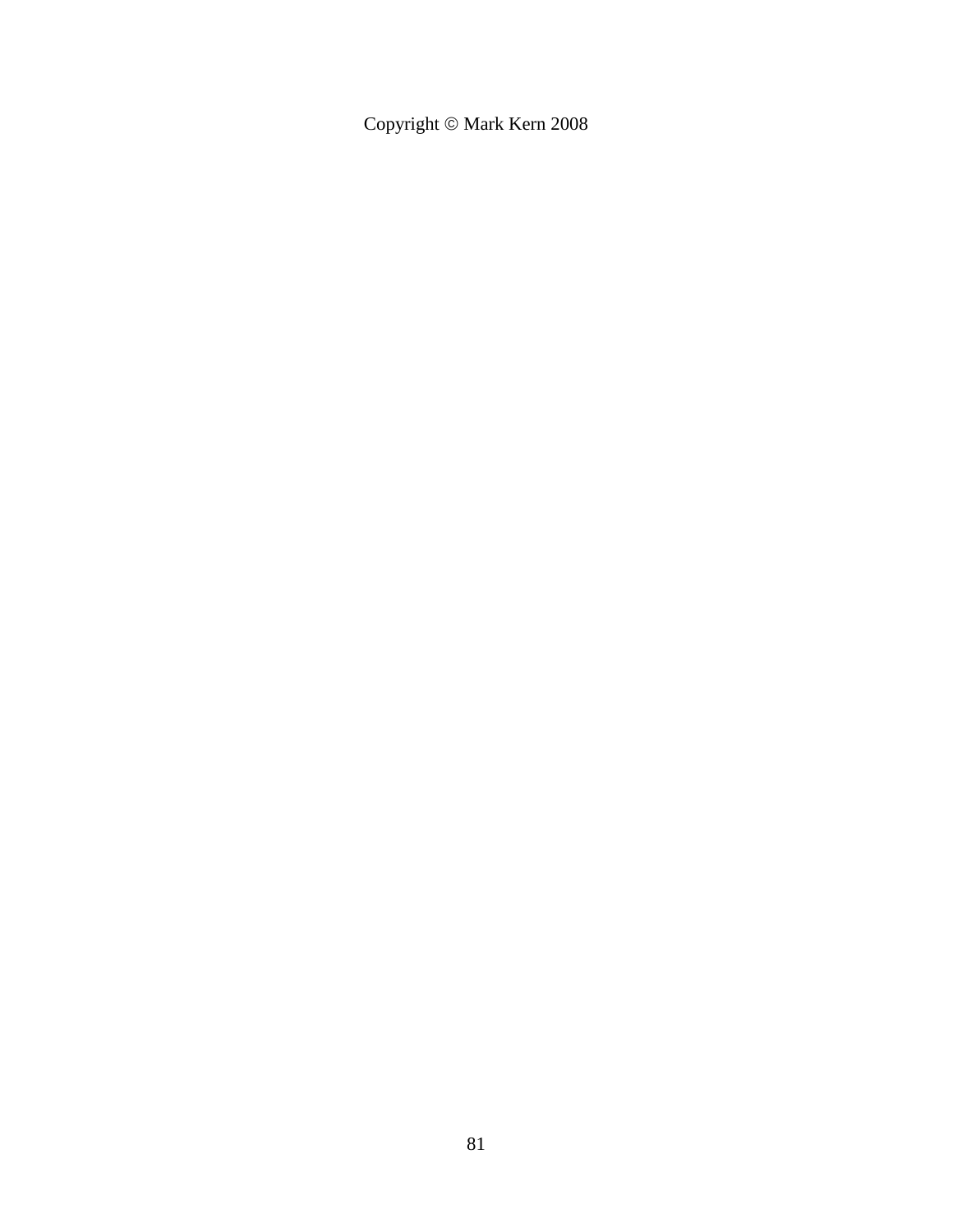Copyright © Mark Kern 2008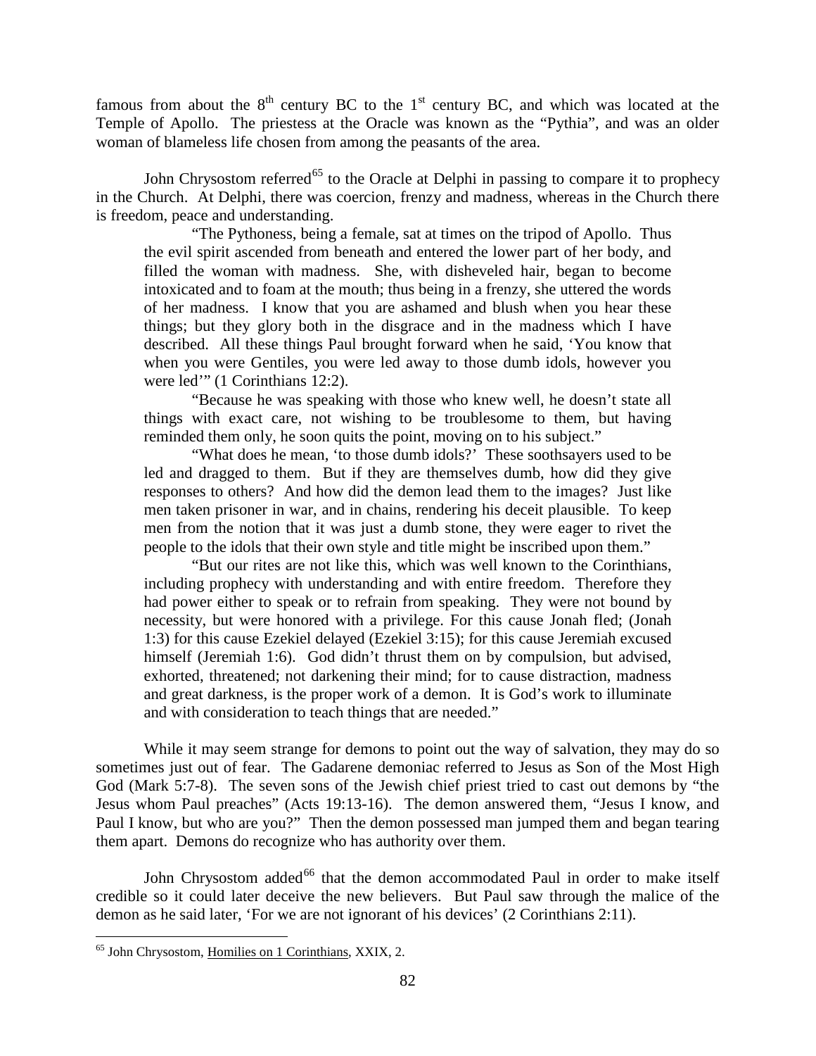famous from about the $8^{th}$ century BC to the $1^{st}$ century BC, and which was located at the Temple of Apollo. The priestess at the Oracle was known as the "Pythia", and was an older woman of blameless life chosen from among the peasants of the area.

John Chrysostom referred[65] to the Oracle at Delphi in passing to compare it to prophecy in the Church. At Delphi, there was coercion, frenzy and madness, whereas in the Church there is freedom, peace and understanding.

> "The Pythoness, being a female, sat at times on the tripod of Apollo. Thus the evil spirit ascended from beneath and entered the lower part of her body, and filled the woman with madness. She, with disheveled hair, began to become intoxicated and to foam at the mouth; thus being in a frenzy, she uttered the words of her madness. I know that you are ashamed and blush when you hear these things; but they glory both in the disgrace and in the madness which I have described. All these things Paul brought forward when he said, 'You know that when you were Gentiles, you were led away to those dumb idols, however you were led'" (1 Corinthians 12:2).
>
> "Because he was speaking with those who knew well, he doesn't state all things with exact care, not wishing to be troublesome to them, but having reminded them only, he soon quits the point, moving on to his subject."
>
> "What does he mean, 'to those dumb idols?' These soothsayers used to be led and dragged to them. But if they are themselves dumb, how did they give responses to others? And how did the demon lead them to the images? Just like men taken prisoner in war, and in chains, rendering his deceit plausible. To keep men from the notion that it was just a dumb stone, they were eager to rivet the people to the idols that their own style and title might be inscribed upon them."
>
> "But our rites are not like this, which was well known to the Corinthians, including prophecy with understanding and with entire freedom. Therefore they had power either to speak or to refrain from speaking. They were not bound by necessity, but were honored with a privilege. For this cause Jonah fled; (Jonah 1:3) for this cause Ezekiel delayed (Ezekiel 3:15); for this cause Jeremiah excused himself (Jeremiah 1:6). God didn't thrust them on by compulsion, but advised, exhorted, threatened; not darkening their mind; for to cause distraction, madness and great darkness, is the proper work of a demon. It is God's work to illuminate and with consideration to teach things that are needed."

While it may seem strange for demons to point out the way of salvation, they may do so sometimes just out of fear. The Gadarene demoniac referred to Jesus as Son of the Most High God (Mark 5:7-8). The seven sons of the Jewish chief priest tried to cast out demons by "the Jesus whom Paul preaches" (Acts 19:13-16). The demon answered them, "Jesus I know, and Paul I know, but who are you?" Then the demon possessed man jumped them and began tearing them apart. Demons do recognize who has authority over them.

John Chrysostom added[66] that the demon accommodated Paul in order to make itself credible so it could later deceive the new believers. But Paul saw through the malice of the demon as he said later, 'For we are not ignorant of his devices' (2 Corinthians 2:11).

---

[65] John Chrysostom, Homilies on 1 Corinthians, XXIX, 2.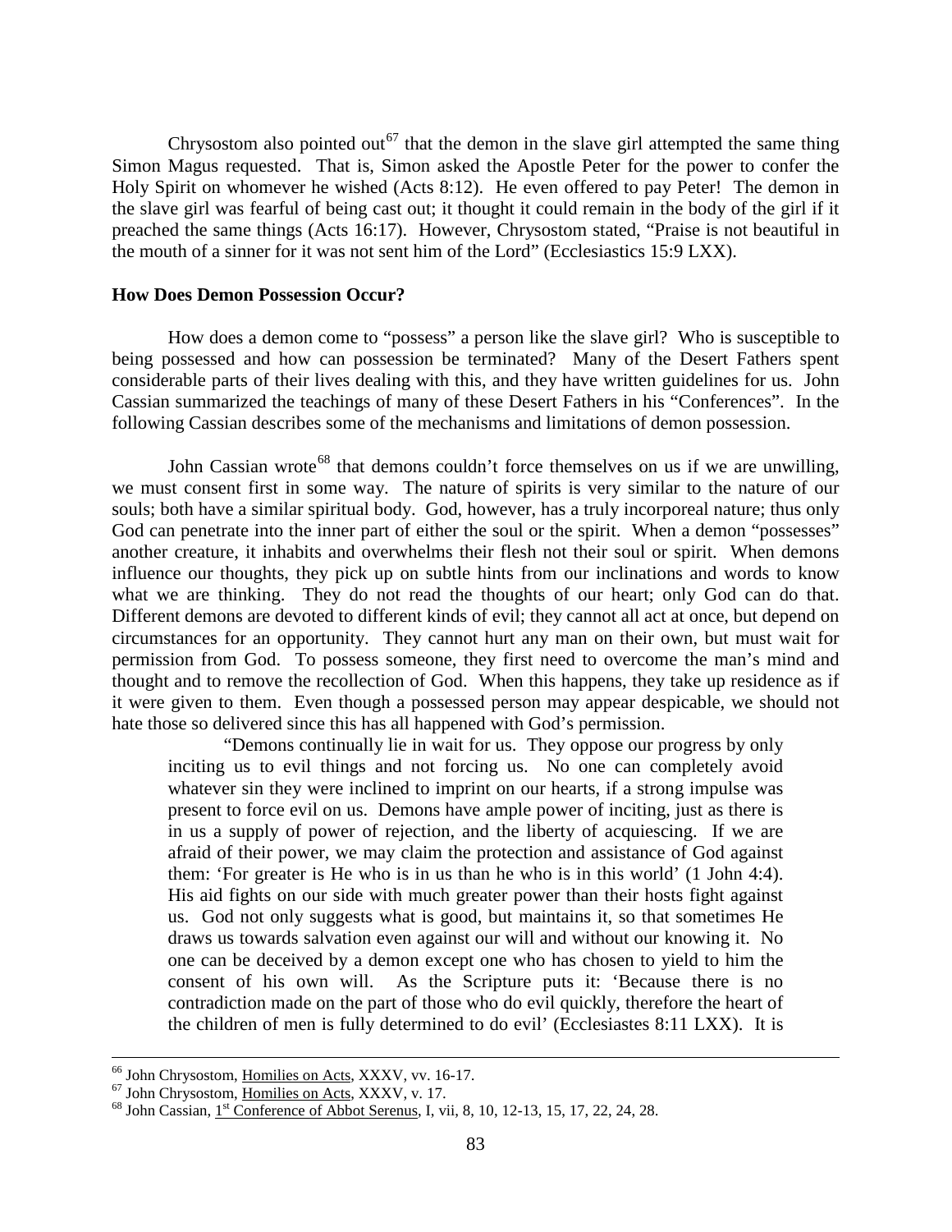Chrysostom also pointed out[67] that the demon in the slave girl attempted the same thing Simon Magus requested. That is, Simon asked the Apostle Peter for the power to confer the Holy Spirit on whomever he wished (Acts 8:12). He even offered to pay Peter! The demon in the slave girl was fearful of being cast out; it thought it could remain in the body of the girl if it preached the same things (Acts 16:17). However, Chrysostom stated, "Praise is not beautiful in the mouth of a sinner for it was not sent him of the Lord" (Ecclesiastics 15:9 LXX).

**How Does Demon Possession Occur?**

How does a demon come to "possess" a person like the slave girl? Who is susceptible to being possessed and how can possession be terminated? Many of the Desert Fathers spent considerable parts of their lives dealing with this, and they have written guidelines for us. John Cassian summarized the teachings of many of these Desert Fathers in his "Conferences". In the following Cassian describes some of the mechanisms and limitations of demon possession.

John Cassian wrote[68] that demons couldn't force themselves on us if we are unwilling, we must consent first in some way. The nature of spirits is very similar to the nature of our souls; both have a similar spiritual body. God, however, has a truly incorporeal nature; thus only God can penetrate into the inner part of either the soul or the spirit. When a demon "possesses" another creature, it inhabits and overwhelms their flesh not their soul or spirit. When demons influence our thoughts, they pick up on subtle hints from our inclinations and words to know what we are thinking. They do not read the thoughts of our heart; only God can do that. Different demons are devoted to different kinds of evil; they cannot all act at once, but depend on circumstances for an opportunity. They cannot hurt any man on their own, but must wait for permission from God. To possess someone, they first need to overcome the man's mind and thought and to remove the recollection of God. When this happens, they take up residence as if it were given to them. Even though a possessed person may appear despicable, we should not hate those so delivered since this has all happened with God's permission.

> "Demons continually lie in wait for us. They oppose our progress by only inciting us to evil things and not forcing us. No one can completely avoid whatever sin they were inclined to imprint on our hearts, if a strong impulse was present to force evil on us. Demons have ample power of inciting, just as there is in us a supply of power of rejection, and the liberty of acquiescing. If we are afraid of their power, we may claim the protection and assistance of God against them: 'For greater is He who is in us than he who is in this world' (1 John 4:4). His aid fights on our side with much greater power than their hosts fight against us. God not only suggests what is good, but maintains it, so that sometimes He draws us towards salvation even against our will and without our knowing it. No one can be deceived by a demon except one who has chosen to yield to him the consent of his own will. As the Scripture puts it: 'Because there is no contradiction made on the part of those who do evil quickly, therefore the heart of the children of men is fully determined to do evil' (Ecclesiastes 8:11 LXX). It is

---

[66] John Chrysostom, Homilies on Acts, XXXV, vv. 16-17.

[67] John Chrysostom, Homilies on Acts, XXXV, v. 17.

[68] John Cassian, 1st Conference of Abbot Serenus, I, vii, 8, 10, 12-13, 15, 17, 22, 24, 28.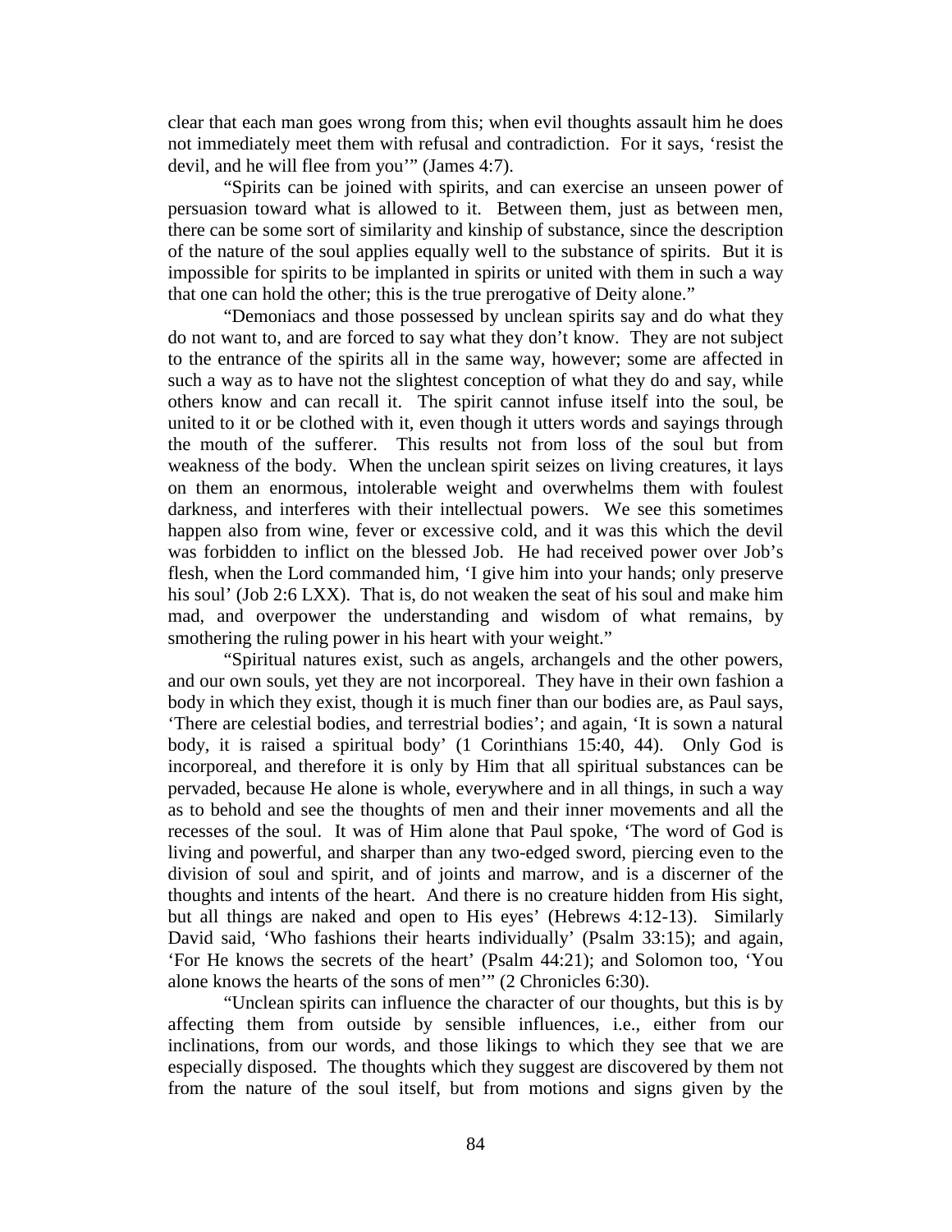clear that each man goes wrong from this; when evil thoughts assault him he does not immediately meet them with refusal and contradiction. For it says, 'resist the devil, and he will flee from you'" (James 4:7).

"Spirits can be joined with spirits, and can exercise an unseen power of persuasion toward what is allowed to it. Between them, just as between men, there can be some sort of similarity and kinship of substance, since the description of the nature of the soul applies equally well to the substance of spirits. But it is impossible for spirits to be implanted in spirits or united with them in such a way that one can hold the other; this is the true prerogative of Deity alone."

"Demoniacs and those possessed by unclean spirits say and do what they do not want to, and are forced to say what they don't know. They are not subject to the entrance of the spirits all in the same way, however; some are affected in such a way as to have not the slightest conception of what they do and say, while others know and can recall it. The spirit cannot infuse itself into the soul, be united to it or be clothed with it, even though it utters words and sayings through the mouth of the sufferer. This results not from loss of the soul but from weakness of the body. When the unclean spirit seizes on living creatures, it lays on them an enormous, intolerable weight and overwhelms them with foulest darkness, and interferes with their intellectual powers. We see this sometimes happen also from wine, fever or excessive cold, and it was this which the devil was forbidden to inflict on the blessed Job. He had received power over Job's flesh, when the Lord commanded him, 'I give him into your hands; only preserve his soul' (Job 2:6 LXX). That is, do not weaken the seat of his soul and make him mad, and overpower the understanding and wisdom of what remains, by smothering the ruling power in his heart with your weight."

"Spiritual natures exist, such as angels, archangels and the other powers, and our own souls, yet they are not incorporeal. They have in their own fashion a body in which they exist, though it is much finer than our bodies are, as Paul says, 'There are celestial bodies, and terrestrial bodies'; and again, 'It is sown a natural body, it is raised a spiritual body' (1 Corinthians 15:40, 44). Only God is incorporeal, and therefore it is only by Him that all spiritual substances can be pervaded, because He alone is whole, everywhere and in all things, in such a way as to behold and see the thoughts of men and their inner movements and all the recesses of the soul. It was of Him alone that Paul spoke, 'The word of God is living and powerful, and sharper than any two-edged sword, piercing even to the division of soul and spirit, and of joints and marrow, and is a discerner of the thoughts and intents of the heart. And there is no creature hidden from His sight, but all things are naked and open to His eyes' (Hebrews 4:12-13). Similarly David said, 'Who fashions their hearts individually' (Psalm 33:15); and again, 'For He knows the secrets of the heart' (Psalm 44:21); and Solomon too, 'You alone knows the hearts of the sons of men'" (2 Chronicles 6:30).

"Unclean spirits can influence the character of our thoughts, but this is by affecting them from outside by sensible influences, i.e., either from our inclinations, from our words, and those likings to which they see that we are especially disposed. The thoughts which they suggest are discovered by them not from the nature of the soul itself, but from motions and signs given by the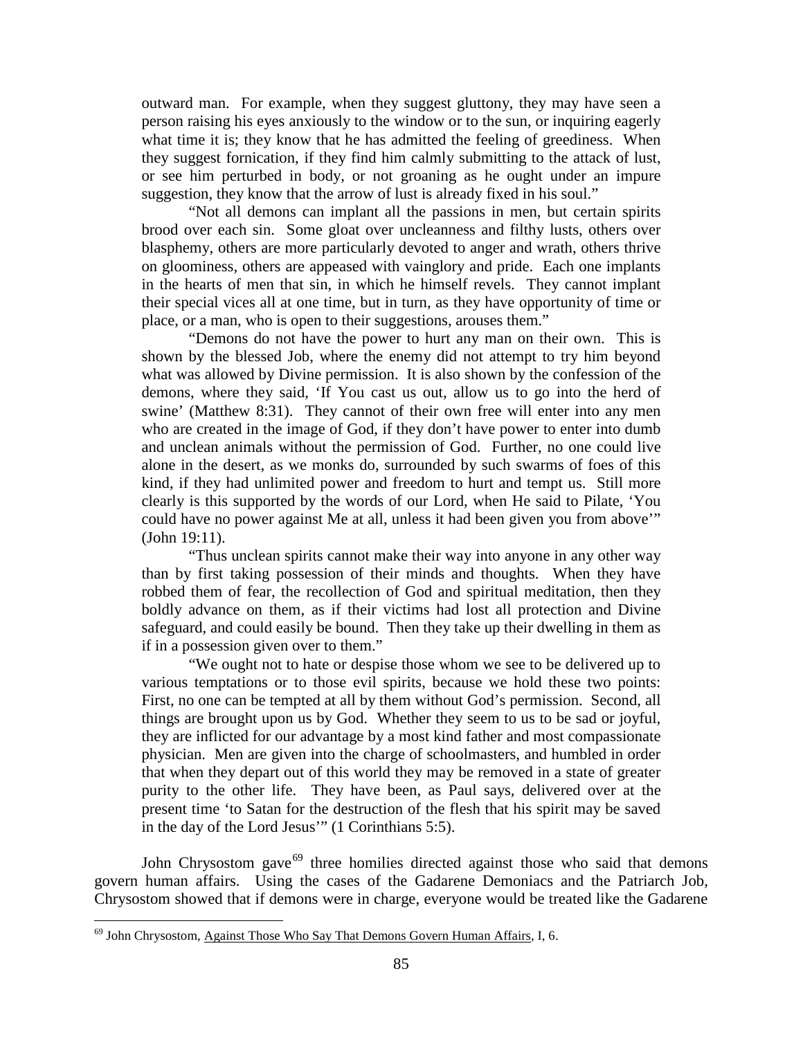outward man. For example, when they suggest gluttony, they may have seen a person raising his eyes anxiously to the window or to the sun, or inquiring eagerly what time it is; they know that he has admitted the feeling of greediness. When they suggest fornication, if they find him calmly submitting to the attack of lust, or see him perturbed in body, or not groaning as he ought under an impure suggestion, they know that the arrow of lust is already fixed in his soul."

"Not all demons can implant all the passions in men, but certain spirits brood over each sin. Some gloat over uncleanness and filthy lusts, others over blasphemy, others are more particularly devoted to anger and wrath, others thrive on gloominess, others are appeased with vainglory and pride. Each one implants in the hearts of men that sin, in which he himself revels. They cannot implant their special vices all at one time, but in turn, as they have opportunity of time or place, or a man, who is open to their suggestions, arouses them."

"Demons do not have the power to hurt any man on their own. This is shown by the blessed Job, where the enemy did not attempt to try him beyond what was allowed by Divine permission. It is also shown by the confession of the demons, where they said, 'If You cast us out, allow us to go into the herd of swine' (Matthew 8:31). They cannot of their own free will enter into any men who are created in the image of God, if they don't have power to enter into dumb and unclean animals without the permission of God. Further, no one could live alone in the desert, as we monks do, surrounded by such swarms of foes of this kind, if they had unlimited power and freedom to hurt and tempt us. Still more clearly is this supported by the words of our Lord, when He said to Pilate, 'You could have no power against Me at all, unless it had been given you from above'" (John 19:11).

"Thus unclean spirits cannot make their way into anyone in any other way than by first taking possession of their minds and thoughts. When they have robbed them of fear, the recollection of God and spiritual meditation, then they boldly advance on them, as if their victims had lost all protection and Divine safeguard, and could easily be bound. Then they take up their dwelling in them as if in a possession given over to them."

"We ought not to hate or despise those whom we see to be delivered up to various temptations or to those evil spirits, because we hold these two points: First, no one can be tempted at all by them without God's permission. Second, all things are brought upon us by God. Whether they seem to us to be sad or joyful, they are inflicted for our advantage by a most kind father and most compassionate physician. Men are given into the charge of schoolmasters, and humbled in order that when they depart out of this world they may be removed in a state of greater purity to the other life. They have been, as Paul says, delivered over at the present time 'to Satan for the destruction of the flesh that his spirit may be saved in the day of the Lord Jesus'" (1 Corinthians 5:5).

John Chrysostom gave[69] three homilies directed against those who said that demons govern human affairs. Using the cases of the Gadarene Demoniacs and the Patriarch Job, Chrysostom showed that if demons were in charge, everyone would be treated like the Gadarene

[69] John Chrysostom, Against Those Who Say That Demons Govern Human Affairs, I, 6.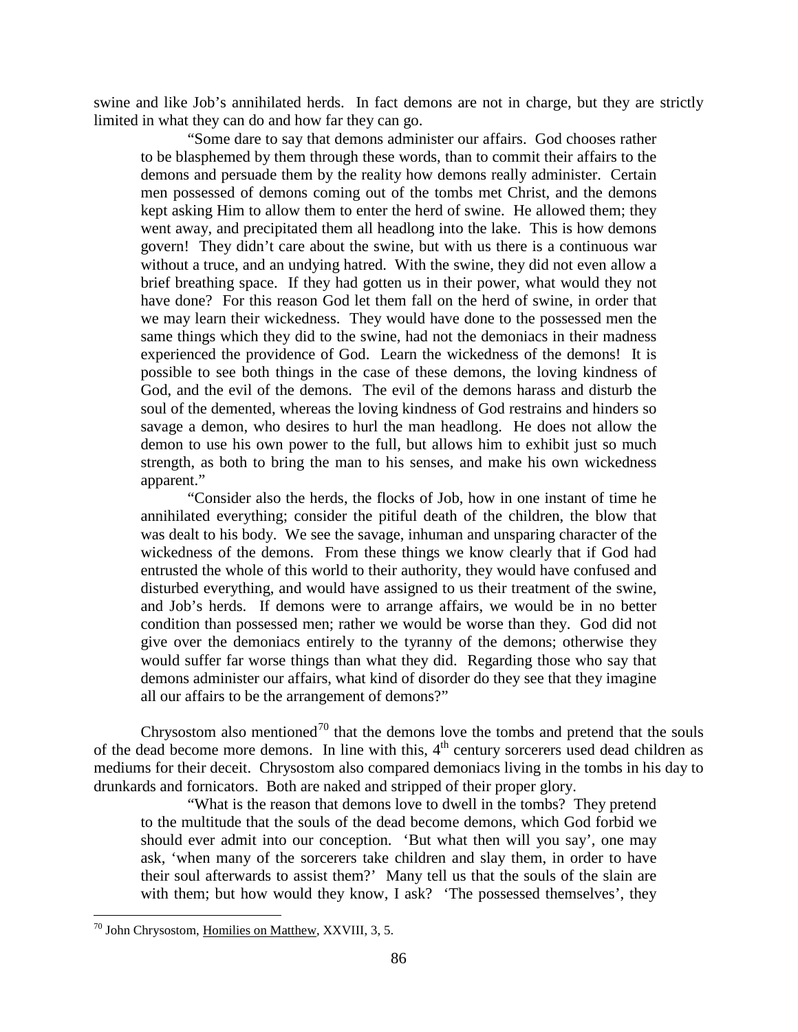swine and like Job's annihilated herds. In fact demons are not in charge, but they are strictly limited in what they can do and how far they can go.

> "Some dare to say that demons administer our affairs. God chooses rather to be blasphemed by them through these words, than to commit their affairs to the demons and persuade them by the reality how demons really administer. Certain men possessed of demons coming out of the tombs met Christ, and the demons kept asking Him to allow them to enter the herd of swine. He allowed them; they went away, and precipitated them all headlong into the lake. This is how demons govern! They didn't care about the swine, but with us there is a continuous war without a truce, and an undying hatred. With the swine, they did not even allow a brief breathing space. If they had gotten us in their power, what would they not have done? For this reason God let them fall on the herd of swine, in order that we may learn their wickedness. They would have done to the possessed men the same things which they did to the swine, had not the demoniacs in their madness experienced the providence of God. Learn the wickedness of the demons! It is possible to see both things in the case of these demons, the loving kindness of God, and the evil of the demons. The evil of the demons harass and disturb the soul of the demented, whereas the loving kindness of God restrains and hinders so savage a demon, who desires to hurl the man headlong. He does not allow the demon to use his own power to the full, but allows him to exhibit just so much strength, as both to bring the man to his senses, and make his own wickedness apparent."
>
> "Consider also the herds, the flocks of Job, how in one instant of time he annihilated everything; consider the pitiful death of the children, the blow that was dealt to his body. We see the savage, inhuman and unsparing character of the wickedness of the demons. From these things we know clearly that if God had entrusted the whole of this world to their authority, they would have confused and disturbed everything, and would have assigned to us their treatment of the swine, and Job's herds. If demons were to arrange affairs, we would be in no better condition than possessed men; rather we would be worse than they. God did not give over the demoniacs entirely to the tyranny of the demons; otherwise they would suffer far worse things than what they did. Regarding those who say that demons administer our affairs, what kind of disorder do they see that they imagine all our affairs to be the arrangement of demons?"

Chrysostom also mentioned[70] that the demons love the tombs and pretend that the souls of the dead become more demons. In line with this, 4th century sorcerers used dead children as mediums for their deceit. Chrysostom also compared demoniacs living in the tombs in his day to drunkards and fornicators. Both are naked and stripped of their proper glory.

> "What is the reason that demons love to dwell in the tombs? They pretend to the multitude that the souls of the dead become demons, which God forbid we should ever admit into our conception. 'But what then will you say', one may ask, 'when many of the sorcerers take children and slay them, in order to have their soul afterwards to assist them?' Many tell us that the souls of the slain are with them; but how would they know, I ask? 'The possessed themselves', they

---

[70] John Chrysostom, Homilies on Matthew, XXVIII, 3, 5.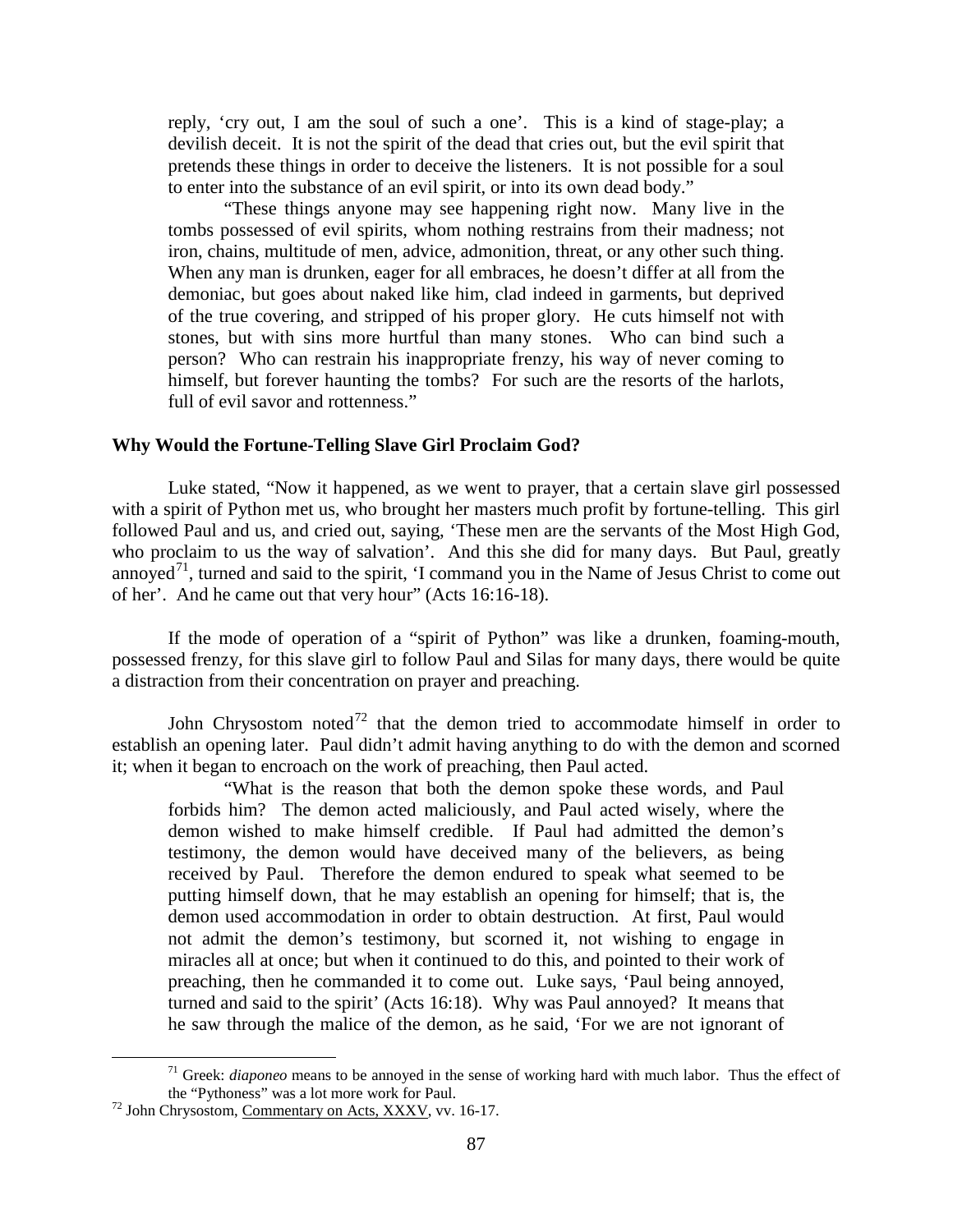reply, 'cry out, I am the soul of such a one'. This is a kind of stage-play; a devilish deceit. It is not the spirit of the dead that cries out, but the evil spirit that pretends these things in order to deceive the listeners. It is not possible for a soul to enter into the substance of an evil spirit, or into its own dead body."

"These things anyone may see happening right now. Many live in the tombs possessed of evil spirits, whom nothing restrains from their madness; not iron, chains, multitude of men, advice, admonition, threat, or any other such thing. When any man is drunken, eager for all embraces, he doesn't differ at all from the demoniac, but goes about naked like him, clad indeed in garments, but deprived of the true covering, and stripped of his proper glory. He cuts himself not with stones, but with sins more hurtful than many stones. Who can bind such a person? Who can restrain his inappropriate frenzy, his way of never coming to himself, but forever haunting the tombs? For such are the resorts of the harlots, full of evil savor and rottenness."

### Why Would the Fortune-Telling Slave Girl Proclaim God?

Luke stated, "Now it happened, as we went to prayer, that a certain slave girl possessed with a spirit of Python met us, who brought her masters much profit by fortune-telling. This girl followed Paul and us, and cried out, saying, 'These men are the servants of the Most High God, who proclaim to us the way of salvation'. And this she did for many days. But Paul, greatly annoyed[71], turned and said to the spirit, 'I command you in the Name of Jesus Christ to come out of her'. And he came out that very hour" (Acts 16:16-18).

If the mode of operation of a "spirit of Python" was like a drunken, foaming-mouth, possessed frenzy, for this slave girl to follow Paul and Silas for many days, there would be quite a distraction from their concentration on prayer and preaching.

John Chrysostom noted[72] that the demon tried to accommodate himself in order to establish an opening later. Paul didn't admit having anything to do with the demon and scorned it; when it began to encroach on the work of preaching, then Paul acted.

"What is the reason that both the demon spoke these words, and Paul forbids him? The demon acted maliciously, and Paul acted wisely, where the demon wished to make himself credible. If Paul had admitted the demon's testimony, the demon would have deceived many of the believers, as being received by Paul. Therefore the demon endured to speak what seemed to be putting himself down, that he may establish an opening for himself; that is, the demon used accommodation in order to obtain destruction. At first, Paul would not admit the demon's testimony, but scorned it, not wishing to engage in miracles all at once; but when it continued to do this, and pointed to their work of preaching, then he commanded it to come out. Luke says, 'Paul being annoyed, turned and said to the spirit' (Acts 16:18). Why was Paul annoyed? It means that he saw through the malice of the demon, as he said, 'For we are not ignorant of

---

[71] Greek: *diaponeo* means to be annoyed in the sense of working hard with much labor. Thus the effect of the "Pythoness" was a lot more work for Paul.

[72] John Chrysostom, Commentary on Acts, XXXV, vv. 16-17.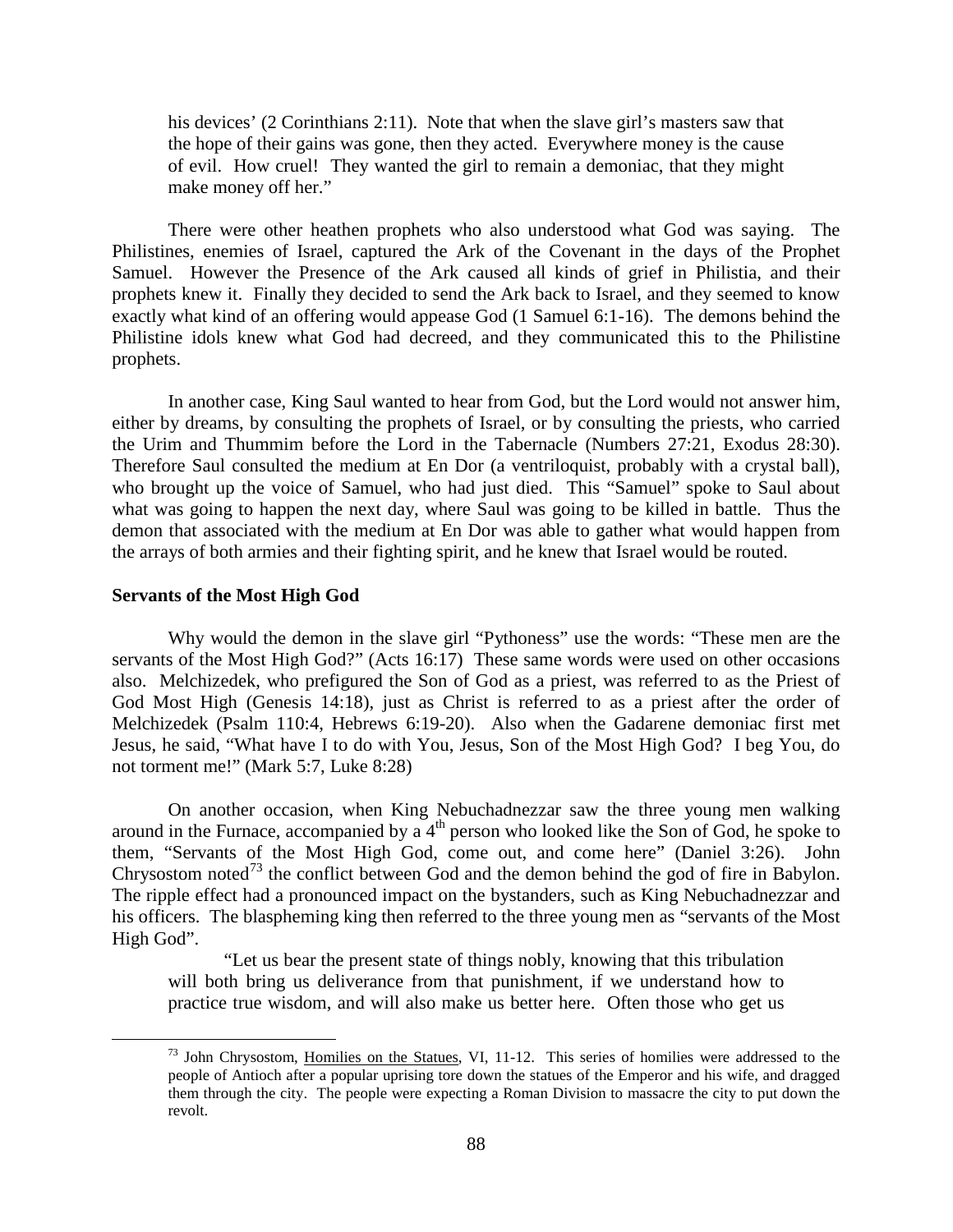his devices' (2 Corinthians 2:11). Note that when the slave girl's masters saw that the hope of their gains was gone, then they acted. Everywhere money is the cause of evil. How cruel! They wanted the girl to remain a demoniac, that they might make money off her."

There were other heathen prophets who also understood what God was saying. The Philistines, enemies of Israel, captured the Ark of the Covenant in the days of the Prophet Samuel. However the Presence of the Ark caused all kinds of grief in Philistia, and their prophets knew it. Finally they decided to send the Ark back to Israel, and they seemed to know exactly what kind of an offering would appease God (1 Samuel 6:1-16). The demons behind the Philistine idols knew what God had decreed, and they communicated this to the Philistine prophets.

In another case, King Saul wanted to hear from God, but the Lord would not answer him, either by dreams, by consulting the prophets of Israel, or by consulting the priests, who carried the Urim and Thummim before the Lord in the Tabernacle (Numbers 27:21, Exodus 28:30). Therefore Saul consulted the medium at En Dor (a ventriloquist, probably with a crystal ball), who brought up the voice of Samuel, who had just died. This "Samuel" spoke to Saul about what was going to happen the next day, where Saul was going to be killed in battle. Thus the demon that associated with the medium at En Dor was able to gather what would happen from the arrays of both armies and their fighting spirit, and he knew that Israel would be routed.

**Servants of the Most High God**

Why would the demon in the slave girl "Pythoness" use the words: "These men are the servants of the Most High God?" (Acts 16:17) These same words were used on other occasions also. Melchizedek, who prefigured the Son of God as a priest, was referred to as the Priest of God Most High (Genesis 14:18), just as Christ is referred to as a priest after the order of Melchizedek (Psalm 110:4, Hebrews 6:19-20). Also when the Gadarene demoniac first met Jesus, he said, "What have I to do with You, Jesus, Son of the Most High God? I beg You, do not torment me!" (Mark 5:7, Luke 8:28)

On another occasion, when King Nebuchadnezzar saw the three young men walking around in the Furnace, accompanied by a 4th person who looked like the Son of God, he spoke to them, "Servants of the Most High God, come out, and come here" (Daniel 3:26). John Chrysostom noted[73] the conflict between God and the demon behind the god of fire in Babylon. The ripple effect had a pronounced impact on the bystanders, such as King Nebuchadnezzar and his officers. The blaspheming king then referred to the three young men as "servants of the Most High God".

"Let us bear the present state of things nobly, knowing that this tribulation will both bring us deliverance from that punishment, if we understand how to practice true wisdom, and will also make us better here. Often those who get us

[73] John Chrysostom, Homilies on the Statues, VI, 11-12. This series of homilies were addressed to the people of Antioch after a popular uprising tore down the statues of the Emperor and his wife, and dragged them through the city. The people were expecting a Roman Division to massacre the city to put down the revolt.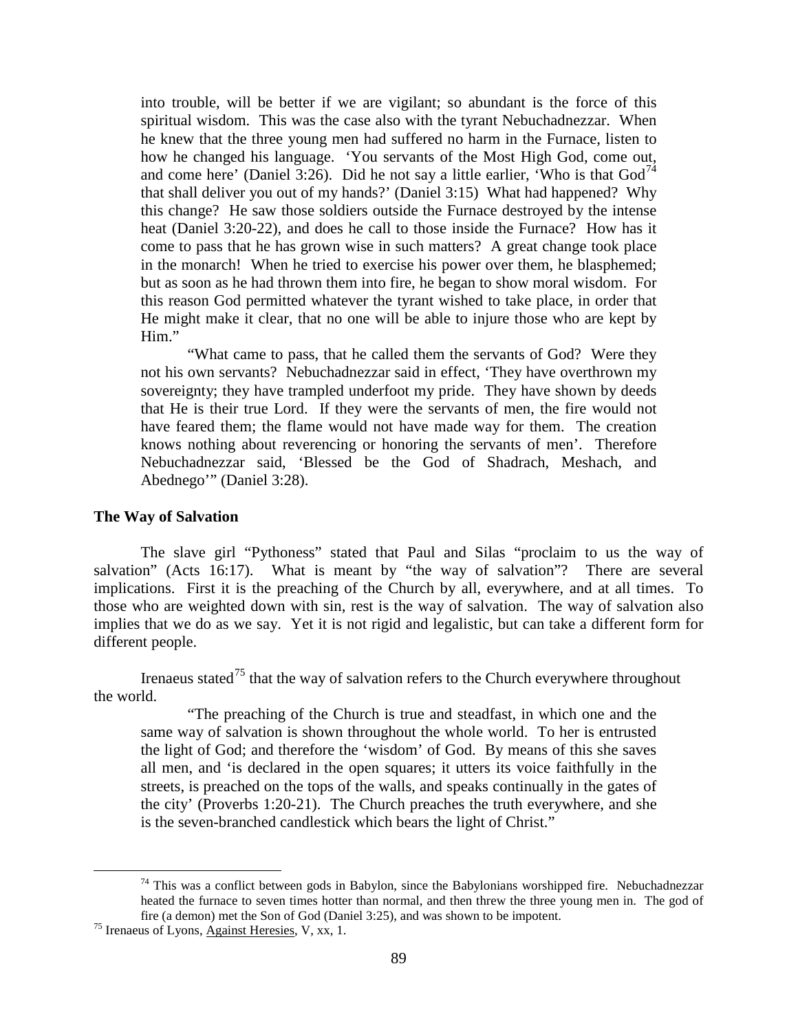into trouble, will be better if we are vigilant; so abundant is the force of this spiritual wisdom. This was the case also with the tyrant Nebuchadnezzar. When he knew that the three young men had suffered no harm in the Furnace, listen to how he changed his language. 'You servants of the Most High God, come out, and come here' (Daniel 3:26). Did he not say a little earlier, 'Who is that God[74] that shall deliver you out of my hands?' (Daniel 3:15) What had happened? Why this change? He saw those soldiers outside the Furnace destroyed by the intense heat (Daniel 3:20-22), and does he call to those inside the Furnace? How has it come to pass that he has grown wise in such matters? A great change took place in the monarch! When he tried to exercise his power over them, he blasphemed; but as soon as he had thrown them into fire, he began to show moral wisdom. For this reason God permitted whatever the tyrant wished to take place, in order that He might make it clear, that no one will be able to injure those who are kept by Him."

"What came to pass, that he called them the servants of God? Were they not his own servants? Nebuchadnezzar said in effect, 'They have overthrown my sovereignty; they have trampled underfoot my pride. They have shown by deeds that He is their true Lord. If they were the servants of men, the fire would not have feared them; the flame would not have made way for them. The creation knows nothing about reverencing or honoring the servants of men'. Therefore Nebuchadnezzar said, 'Blessed be the God of Shadrach, Meshach, and Abednego'" (Daniel 3:28).

**The Way of Salvation**

The slave girl "Pythoness" stated that Paul and Silas "proclaim to us the way of salvation" (Acts 16:17). What is meant by "the way of salvation"? There are several implications. First it is the preaching of the Church by all, everywhere, and at all times. To those who are weighted down with sin, rest is the way of salvation. The way of salvation also implies that we do as we say. Yet it is not rigid and legalistic, but can take a different form for different people.

Irenaeus stated[75] that the way of salvation refers to the Church everywhere throughout the world.

"The preaching of the Church is true and steadfast, in which one and the same way of salvation is shown throughout the whole world. To her is entrusted the light of God; and therefore the 'wisdom' of God. By means of this she saves all men, and 'is declared in the open squares; it utters its voice faithfully in the streets, is preached on the tops of the walls, and speaks continually in the gates of the city' (Proverbs 1:20-21). The Church preaches the truth everywhere, and she is the seven-branched candlestick which bears the light of Christ."

---

[74] This was a conflict between gods in Babylon, since the Babylonians worshipped fire. Nebuchadnezzar heated the furnace to seven times hotter than normal, and then threw the three young men in. The god of fire (a demon) met the Son of God (Daniel 3:25), and was shown to be impotent.

[75] Irenaeus of Lyons, Against Heresies, V, xx, 1.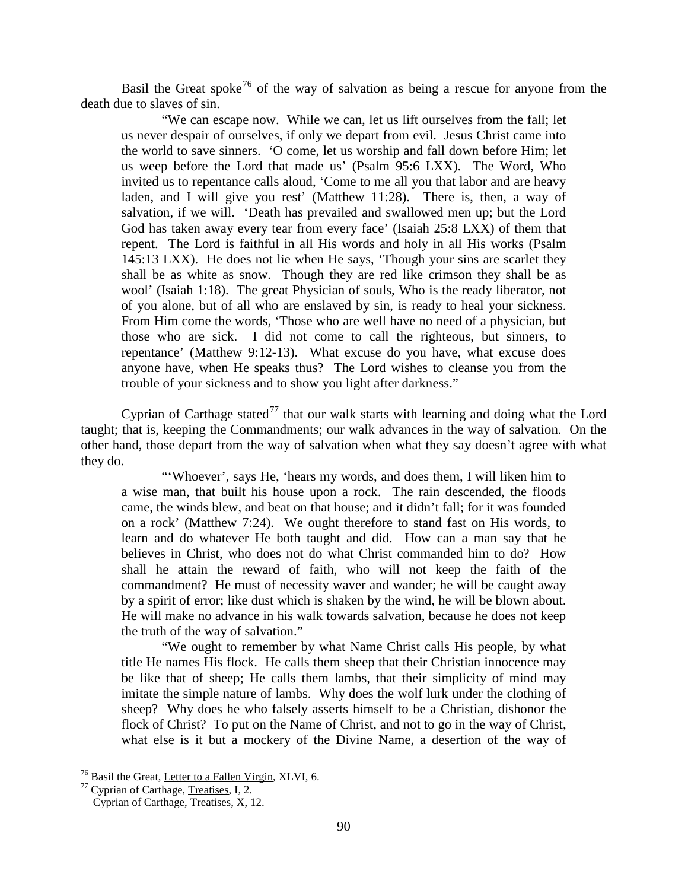Basil the Great spoke[76] of the way of salvation as being a rescue for anyone from the death due to slaves of sin.

> "We can escape now. While we can, let us lift ourselves from the fall; let us never despair of ourselves, if only we depart from evil. Jesus Christ came into the world to save sinners. 'O come, let us worship and fall down before Him; let us weep before the Lord that made us' (Psalm 95:6 LXX). The Word, Who invited us to repentance calls aloud, 'Come to me all you that labor and are heavy laden, and I will give you rest' (Matthew 11:28). There is, then, a way of salvation, if we will. 'Death has prevailed and swallowed men up; but the Lord God has taken away every tear from every face' (Isaiah 25:8 LXX) of them that repent. The Lord is faithful in all His words and holy in all His works (Psalm 145:13 LXX). He does not lie when He says, 'Though your sins are scarlet they shall be as white as snow. Though they are red like crimson they shall be as wool' (Isaiah 1:18). The great Physician of souls, Who is the ready liberator, not of you alone, but of all who are enslaved by sin, is ready to heal your sickness. From Him come the words, 'Those who are well have no need of a physician, but those who are sick. I did not come to call the righteous, but sinners, to repentance' (Matthew 9:12-13). What excuse do you have, what excuse does anyone have, when He speaks thus? The Lord wishes to cleanse you from the trouble of your sickness and to show you light after darkness."

Cyprian of Carthage stated[77] that our walk starts with learning and doing what the Lord taught; that is, keeping the Commandments; our walk advances in the way of salvation. On the other hand, those depart from the way of salvation when what they say doesn't agree with what they do.

> "'Whoever', says He, 'hears my words, and does them, I will liken him to a wise man, that built his house upon a rock. The rain descended, the floods came, the winds blew, and beat on that house; and it didn't fall; for it was founded on a rock' (Matthew 7:24). We ought therefore to stand fast on His words, to learn and do whatever He both taught and did. How can a man say that he believes in Christ, who does not do what Christ commanded him to do? How shall he attain the reward of faith, who will not keep the faith of the commandment? He must of necessity waver and wander; he will be caught away by a spirit of error; like dust which is shaken by the wind, he will be blown about. He will make no advance in his walk towards salvation, because he does not keep the truth of the way of salvation."
>
> "We ought to remember by what Name Christ calls His people, by what title He names His flock. He calls them sheep that their Christian innocence may be like that of sheep; He calls them lambs, that their simplicity of mind may imitate the simple nature of lambs. Why does the wolf lurk under the clothing of sheep? Why does he who falsely asserts himself to be a Christian, dishonor the flock of Christ? To put on the Name of Christ, and not to go in the way of Christ, what else is it but a mockery of the Divine Name, a desertion of the way of

---

[76] Basil the Great, Letter to a Fallen Virgin, XLVI, 6.

[77] Cyprian of Carthage, Treatises, I, 2.
Cyprian of Carthage, Treatises, X, 12.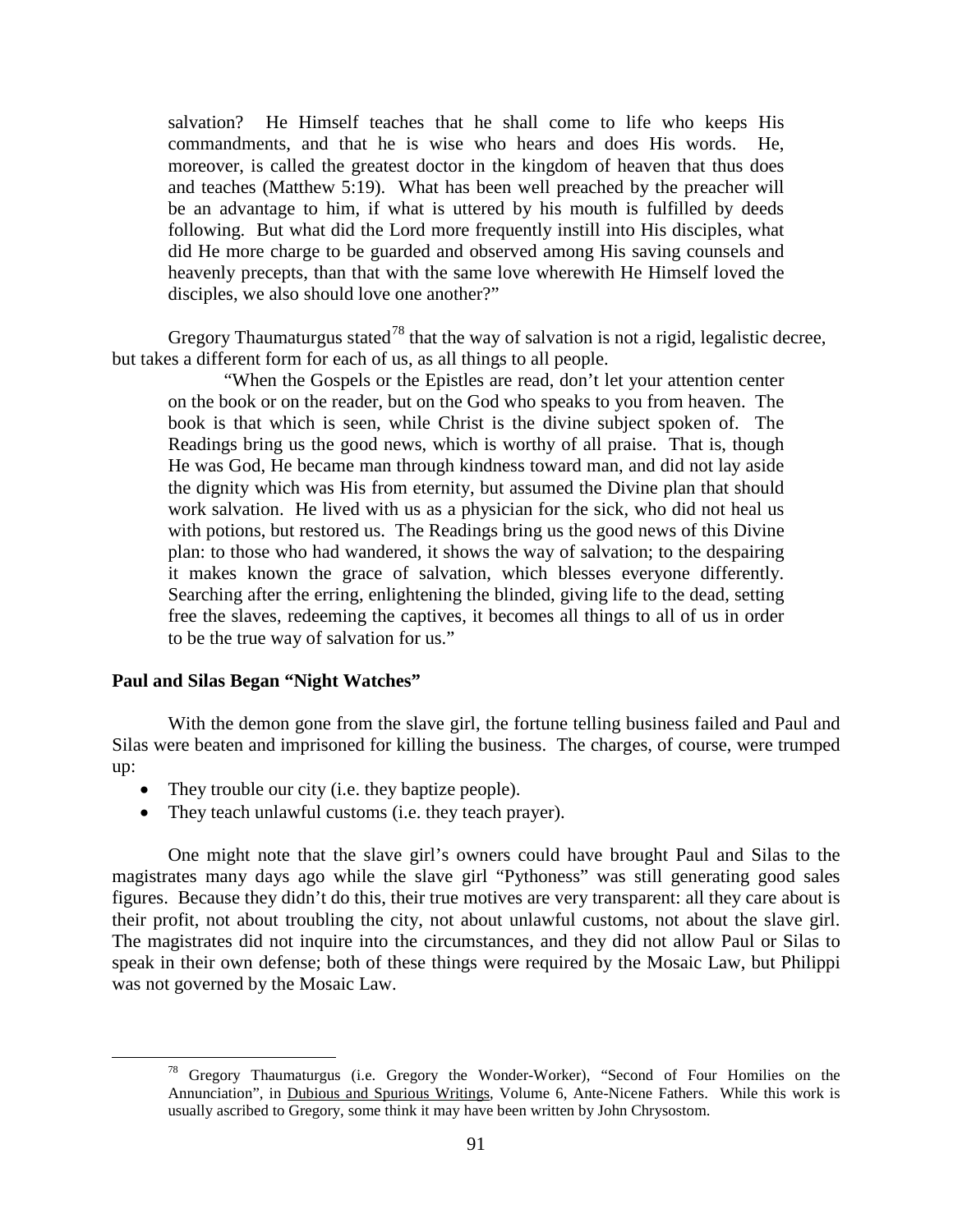> salvation? He Himself teaches that he shall come to life who keeps His commandments, and that he is wise who hears and does His words. He, moreover, is called the greatest doctor in the kingdom of heaven that thus does and teaches (Matthew 5:19). What has been well preached by the preacher will be an advantage to him, if what is uttered by his mouth is fulfilled by deeds following. But what did the Lord more frequently instill into His disciples, what did He more charge to be guarded and observed among His saving counsels and heavenly precepts, than that with the same love wherewith He Himself loved the disciples, we also should love one another?"

Gregory Thaumaturgus stated[78] that the way of salvation is not a rigid, legalistic decree, but takes a different form for each of us, as all things to all people.

> "When the Gospels or the Epistles are read, don't let your attention center on the book or on the reader, but on the God who speaks to you from heaven. The book is that which is seen, while Christ is the divine subject spoken of. The Readings bring us the good news, which is worthy of all praise. That is, though He was God, He became man through kindness toward man, and did not lay aside the dignity which was His from eternity, but assumed the Divine plan that should work salvation. He lived with us as a physician for the sick, who did not heal us with potions, but restored us. The Readings bring us the good news of this Divine plan: to those who had wandered, it shows the way of salvation; to the despairing it makes known the grace of salvation, which blesses everyone differently. Searching after the erring, enlightening the blinded, giving life to the dead, setting free the slaves, redeeming the captives, it becomes all things to all of us in order to be the true way of salvation for us."

**Paul and Silas Began "Night Watches"**

With the demon gone from the slave girl, the fortune telling business failed and Paul and Silas were beaten and imprisoned for killing the business. The charges, of course, were trumped up:

- They trouble our city (i.e. they baptize people).
- They teach unlawful customs (i.e. they teach prayer).

One might note that the slave girl's owners could have brought Paul and Silas to the magistrates many days ago while the slave girl "Pythoness" was still generating good sales figures. Because they didn't do this, their true motives are very transparent: all they care about is their profit, not about troubling the city, not about unlawful customs, not about the slave girl. The magistrates did not inquire into the circumstances, and they did not allow Paul or Silas to speak in their own defense; both of these things were required by the Mosaic Law, but Philippi was not governed by the Mosaic Law.

---

[78] Gregory Thaumaturgus (i.e. Gregory the Wonder-Worker), "Second of Four Homilies on the Annunciation", in Dubious and Spurious Writings, Volume 6, Ante-Nicene Fathers. While this work is usually ascribed to Gregory, some think it may have been written by John Chrysostom.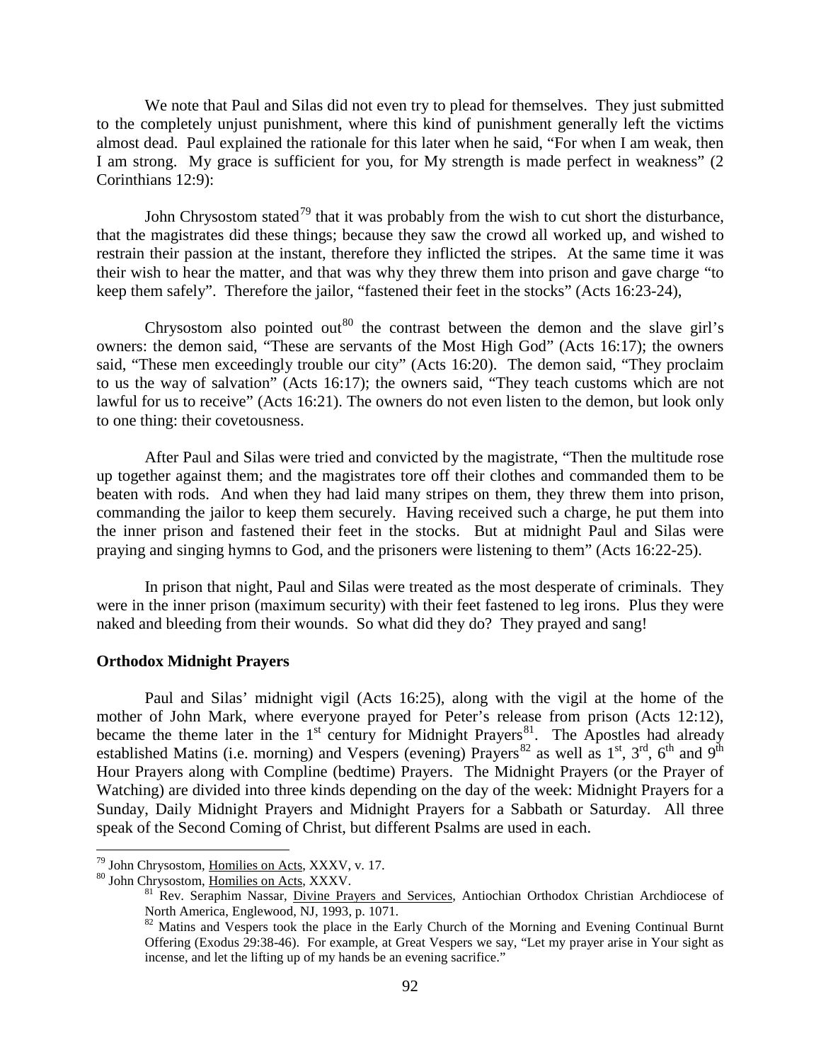We note that Paul and Silas did not even try to plead for themselves. They just submitted to the completely unjust punishment, where this kind of punishment generally left the victims almost dead. Paul explained the rationale for this later when he said, "For when I am weak, then I am strong. My grace is sufficient for you, for My strength is made perfect in weakness" (2 Corinthians 12:9):

John Chrysostom stated[79] that it was probably from the wish to cut short the disturbance, that the magistrates did these things; because they saw the crowd all worked up, and wished to restrain their passion at the instant, therefore they inflicted the stripes. At the same time it was their wish to hear the matter, and that was why they threw them into prison and gave charge "to keep them safely". Therefore the jailor, "fastened their feet in the stocks" (Acts 16:23-24),

Chrysostom also pointed out[80] the contrast between the demon and the slave girl's owners: the demon said, "These are servants of the Most High God" (Acts 16:17); the owners said, "These men exceedingly trouble our city" (Acts 16:20). The demon said, "They proclaim to us the way of salvation" (Acts 16:17); the owners said, "They teach customs which are not lawful for us to receive" (Acts 16:21). The owners do not even listen to the demon, but look only to one thing: their covetousness.

After Paul and Silas were tried and convicted by the magistrate, "Then the multitude rose up together against them; and the magistrates tore off their clothes and commanded them to be beaten with rods. And when they had laid many stripes on them, they threw them into prison, commanding the jailor to keep them securely. Having received such a charge, he put them into the inner prison and fastened their feet in the stocks. But at midnight Paul and Silas were praying and singing hymns to God, and the prisoners were listening to them" (Acts 16:22-25).

In prison that night, Paul and Silas were treated as the most desperate of criminals. They were in the inner prison (maximum security) with their feet fastened to leg irons. Plus they were naked and bleeding from their wounds. So what did they do? They prayed and sang!

**Orthodox Midnight Prayers**

Paul and Silas' midnight vigil (Acts 16:25), along with the vigil at the home of the mother of John Mark, where everyone prayed for Peter's release from prison (Acts 12:12), became the theme later in the 1st century for Midnight Prayers[81]. The Apostles had already established Matins (i.e. morning) and Vespers (evening) Prayers[82] as well as 1st, 3rd, 6th and 9th Hour Prayers along with Compline (bedtime) Prayers. The Midnight Prayers (or the Prayer of Watching) are divided into three kinds depending on the day of the week: Midnight Prayers for a Sunday, Daily Midnight Prayers and Midnight Prayers for a Sabbath or Saturday. All three speak of the Second Coming of Christ, but different Psalms are used in each.

---

[79] John Chrysostom, Homilies on Acts, XXXV, v. 17.

[80] John Chrysostom, Homilies on Acts, XXXV.

[81] Rev. Seraphim Nassar, Divine Prayers and Services, Antiochian Orthodox Christian Archdiocese of North America, Englewood, NJ, 1993, p. 1071.

[82] Matins and Vespers took the place in the Early Church of the Morning and Evening Continual Burnt Offering (Exodus 29:38-46). For example, at Great Vespers we say, "Let my prayer arise in Your sight as incense, and let the lifting up of my hands be an evening sacrifice."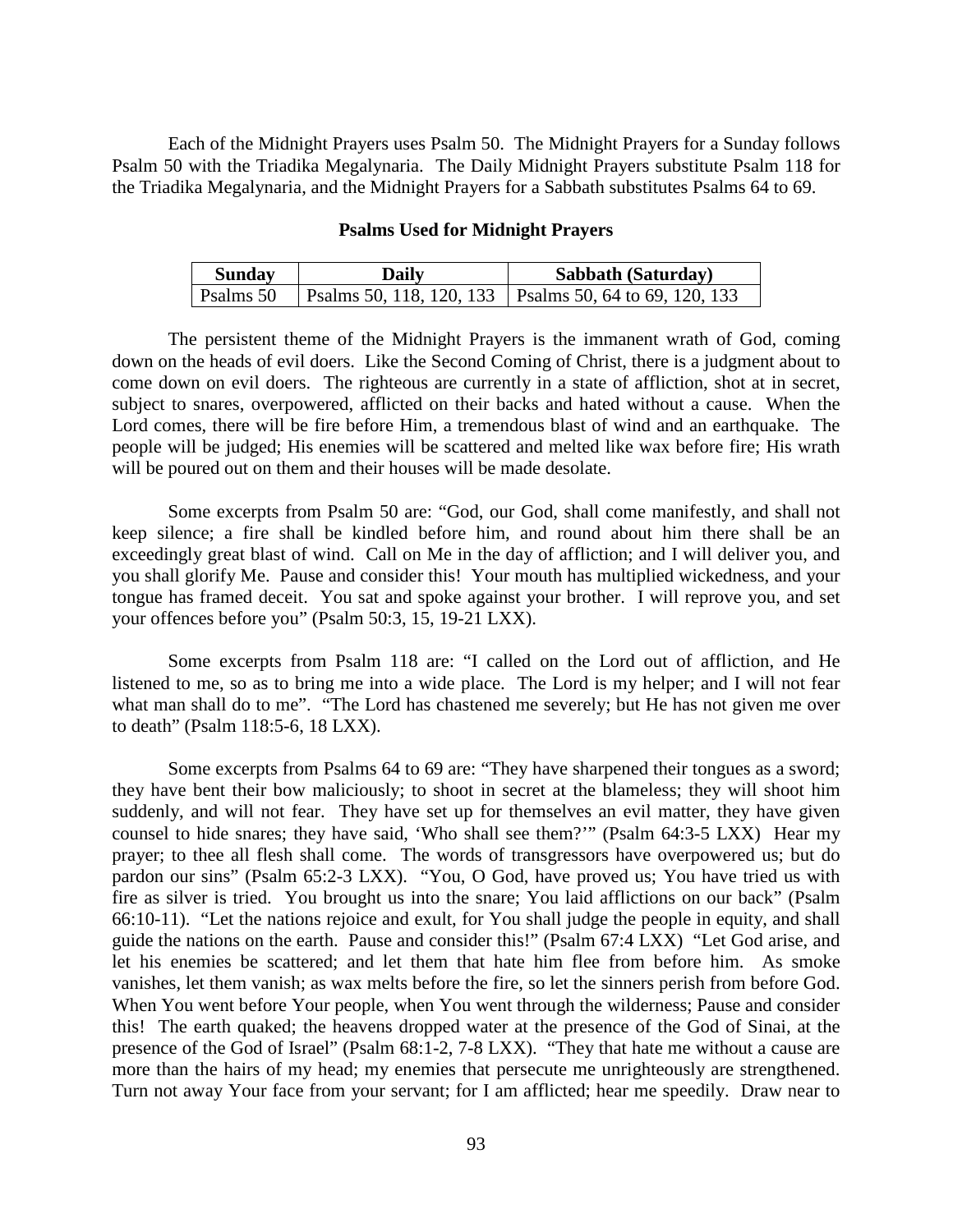Each of the Midnight Prayers uses Psalm 50. The Midnight Prayers for a Sunday follows Psalm 50 with the Triadika Megalynaria. The Daily Midnight Prayers substitute Psalm 118 for the Triadika Megalynaria, and the Midnight Prayers for a Sabbath substitutes Psalms 64 to 69.

**Psalms Used for Midnight Prayers**

| Sunday | Daily | Sabbath (Saturday) |
|---|---|---|
| Psalms 50 | Psalms 50, 118, 120, 133 | Psalms 50, 64 to 69, 120, 133 |

The persistent theme of the Midnight Prayers is the immanent wrath of God, coming down on the heads of evil doers. Like the Second Coming of Christ, there is a judgment about to come down on evil doers. The righteous are currently in a state of affliction, shot at in secret, subject to snares, overpowered, afflicted on their backs and hated without a cause. When the Lord comes, there will be fire before Him, a tremendous blast of wind and an earthquake. The people will be judged; His enemies will be scattered and melted like wax before fire; His wrath will be poured out on them and their houses will be made desolate.

Some excerpts from Psalm 50 are: "God, our God, shall come manifestly, and shall not keep silence; a fire shall be kindled before him, and round about him there shall be an exceedingly great blast of wind. Call on Me in the day of affliction; and I will deliver you, and you shall glorify Me. Pause and consider this! Your mouth has multiplied wickedness, and your tongue has framed deceit. You sat and spoke against your brother. I will reprove you, and set your offences before you" (Psalm 50:3, 15, 19-21 LXX).

Some excerpts from Psalm 118 are: "I called on the Lord out of affliction, and He listened to me, so as to bring me into a wide place. The Lord is my helper; and I will not fear what man shall do to me". "The Lord has chastened me severely; but He has not given me over to death" (Psalm 118:5-6, 18 LXX).

Some excerpts from Psalms 64 to 69 are: "They have sharpened their tongues as a sword; they have bent their bow maliciously; to shoot in secret at the blameless; they will shoot him suddenly, and will not fear. They have set up for themselves an evil matter, they have given counsel to hide snares; they have said, 'Who shall see them?'" (Psalm 64:3-5 LXX) Hear my prayer; to thee all flesh shall come. The words of transgressors have overpowered us; but do pardon our sins" (Psalm 65:2-3 LXX). "You, O God, have proved us; You have tried us with fire as silver is tried. You brought us into the snare; You laid afflictions on our back" (Psalm 66:10-11). "Let the nations rejoice and exult, for You shall judge the people in equity, and shall guide the nations on the earth. Pause and consider this!" (Psalm 67:4 LXX) "Let God arise, and let his enemies be scattered; and let them that hate him flee from before him. As smoke vanishes, let them vanish; as wax melts before the fire, so let the sinners perish from before God. When You went before Your people, when You went through the wilderness; Pause and consider this! The earth quaked; the heavens dropped water at the presence of the God of Sinai, at the presence of the God of Israel" (Psalm 68:1-2, 7-8 LXX). "They that hate me without a cause are more than the hairs of my head; my enemies that persecute me unrighteously are strengthened. Turn not away Your face from your servant; for I am afflicted; hear me speedily. Draw near to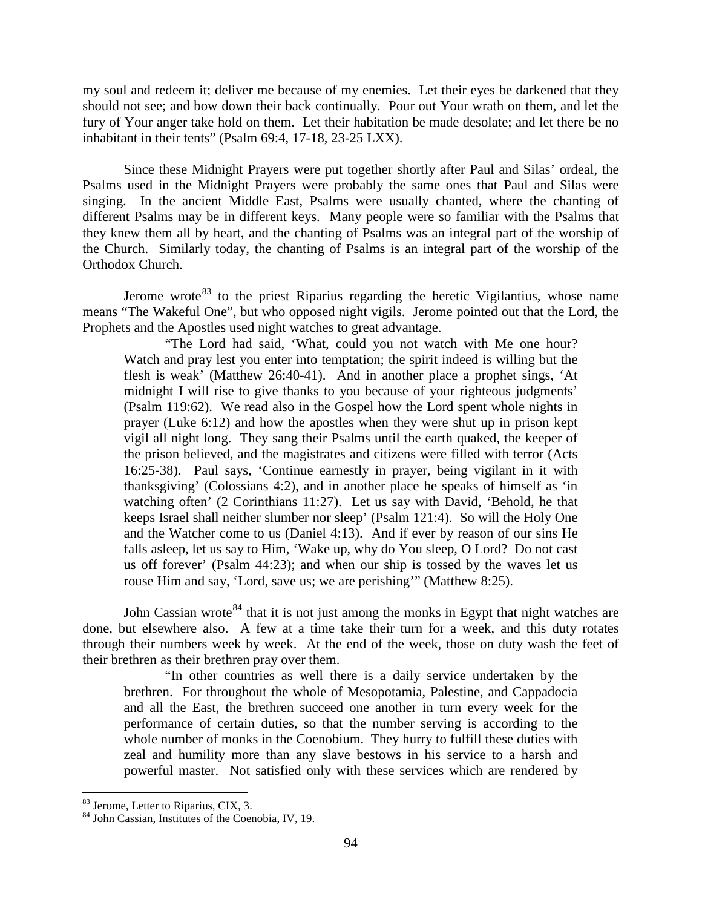my soul and redeem it; deliver me because of my enemies. Let their eyes be darkened that they should not see; and bow down their back continually. Pour out Your wrath on them, and let the fury of Your anger take hold on them. Let their habitation be made desolate; and let there be no inhabitant in their tents" (Psalm 69:4, 17-18, 23-25 LXX).

Since these Midnight Prayers were put together shortly after Paul and Silas' ordeal, the Psalms used in the Midnight Prayers were probably the same ones that Paul and Silas were singing. In the ancient Middle East, Psalms were usually chanted, where the chanting of different Psalms may be in different keys. Many people were so familiar with the Psalms that they knew them all by heart, and the chanting of Psalms was an integral part of the worship of the Church. Similarly today, the chanting of Psalms is an integral part of the worship of the Orthodox Church.

Jerome wrote[83] to the priest Riparius regarding the heretic Vigilantius, whose name means "The Wakeful One", but who opposed night vigils. Jerome pointed out that the Lord, the Prophets and the Apostles used night watches to great advantage.

> "The Lord had said, 'What, could you not watch with Me one hour? Watch and pray lest you enter into temptation; the spirit indeed is willing but the flesh is weak' (Matthew 26:40-41). And in another place a prophet sings, 'At midnight I will rise to give thanks to you because of your righteous judgments' (Psalm 119:62). We read also in the Gospel how the Lord spent whole nights in prayer (Luke 6:12) and how the apostles when they were shut up in prison kept vigil all night long. They sang their Psalms until the earth quaked, the keeper of the prison believed, and the magistrates and citizens were filled with terror (Acts 16:25-38). Paul says, 'Continue earnestly in prayer, being vigilant in it with thanksgiving' (Colossians 4:2), and in another place he speaks of himself as 'in watching often' (2 Corinthians 11:27). Let us say with David, 'Behold, he that keeps Israel shall neither slumber nor sleep' (Psalm 121:4). So will the Holy One and the Watcher come to us (Daniel 4:13). And if ever by reason of our sins He falls asleep, let us say to Him, 'Wake up, why do You sleep, O Lord? Do not cast us off forever' (Psalm 44:23); and when our ship is tossed by the waves let us rouse Him and say, 'Lord, save us; we are perishing'" (Matthew 8:25).

John Cassian wrote[84] that it is not just among the monks in Egypt that night watches are done, but elsewhere also. A few at a time take their turn for a week, and this duty rotates through their numbers week by week. At the end of the week, those on duty wash the feet of their brethren as their brethren pray over them.

> "In other countries as well there is a daily service undertaken by the brethren. For throughout the whole of Mesopotamia, Palestine, and Cappadocia and all the East, the brethren succeed one another in turn every week for the performance of certain duties, so that the number serving is according to the whole number of monks in the Coenobium. They hurry to fulfill these duties with zeal and humility more than any slave bestows in his service to a harsh and powerful master. Not satisfied only with these services which are rendered by

---

[83] Jerome, Letter to Riparius, CIX, 3.

[84] John Cassian, Institutes of the Coenobia, IV, 19.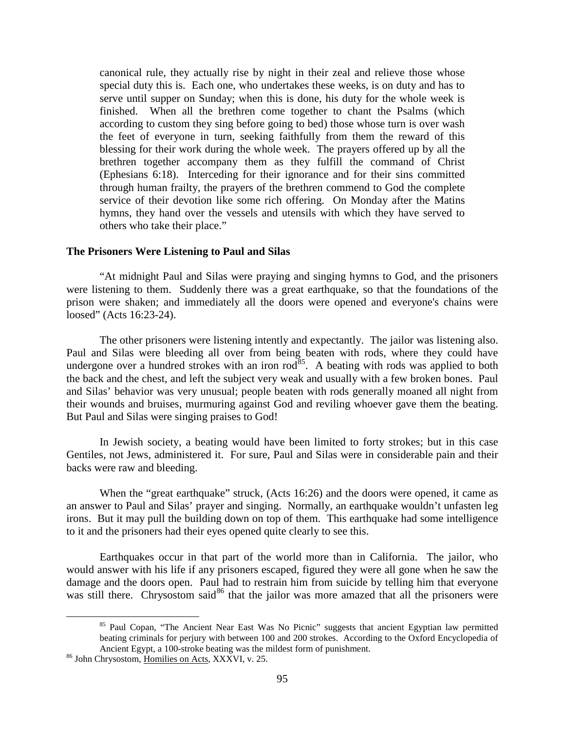canonical rule, they actually rise by night in their zeal and relieve those whose special duty this is. Each one, who undertakes these weeks, is on duty and has to serve until supper on Sunday; when this is done, his duty for the whole week is finished. When all the brethren come together to chant the Psalms (which according to custom they sing before going to bed) those whose turn is over wash the feet of everyone in turn, seeking faithfully from them the reward of this blessing for their work during the whole week. The prayers offered up by all the brethren together accompany them as they fulfill the command of Christ (Ephesians 6:18). Interceding for their ignorance and for their sins committed through human frailty, the prayers of the brethren commend to God the complete service of their devotion like some rich offering. On Monday after the Matins hymns, they hand over the vessels and utensils with which they have served to others who take their place."

**The Prisoners Were Listening to Paul and Silas**

"At midnight Paul and Silas were praying and singing hymns to God, and the prisoners were listening to them. Suddenly there was a great earthquake, so that the foundations of the prison were shaken; and immediately all the doors were opened and everyone's chains were loosed" (Acts 16:23-24).

The other prisoners were listening intently and expectantly. The jailor was listening also. Paul and Silas were bleeding all over from being beaten with rods, where they could have undergone over a hundred strokes with an iron rod[85]. A beating with rods was applied to both the back and the chest, and left the subject very weak and usually with a few broken bones. Paul and Silas' behavior was very unusual; people beaten with rods generally moaned all night from their wounds and bruises, murmuring against God and reviling whoever gave them the beating. But Paul and Silas were singing praises to God!

In Jewish society, a beating would have been limited to forty strokes; but in this case Gentiles, not Jews, administered it. For sure, Paul and Silas were in considerable pain and their backs were raw and bleeding.

When the "great earthquake" struck, (Acts 16:26) and the doors were opened, it came as an answer to Paul and Silas' prayer and singing. Normally, an earthquake wouldn't unfasten leg irons. But it may pull the building down on top of them. This earthquake had some intelligence to it and the prisoners had their eyes opened quite clearly to see this.

Earthquakes occur in that part of the world more than in California. The jailor, who would answer with his life if any prisoners escaped, figured they were all gone when he saw the damage and the doors open. Paul had to restrain him from suicide by telling him that everyone was still there. Chrysostom said[86] that the jailor was more amazed that all the prisoners were

---

[85] Paul Copan, "The Ancient Near East Was No Picnic" suggests that ancient Egyptian law permitted beating criminals for perjury with between 100 and 200 strokes. According to the Oxford Encyclopedia of Ancient Egypt, a 100-stroke beating was the mildest form of punishment.

[86] John Chrysostom, Homilies on Acts, XXXVI, v. 25.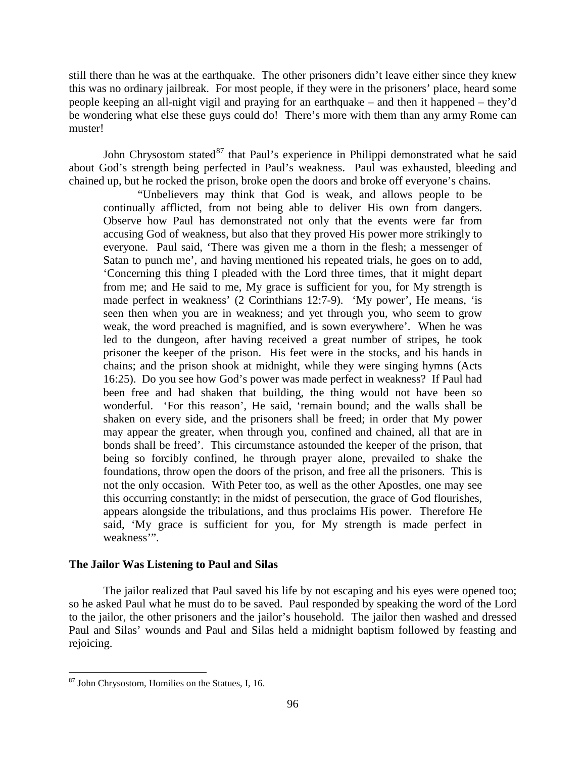still there than he was at the earthquake. The other prisoners didn't leave either since they knew this was no ordinary jailbreak. For most people, if they were in the prisoners' place, heard some people keeping an all-night vigil and praying for an earthquake – and then it happened – they'd be wondering what else these guys could do! There's more with them than any army Rome can muster!

John Chrysostom stated[87] that Paul's experience in Philippi demonstrated what he said about God's strength being perfected in Paul's weakness. Paul was exhausted, bleeding and chained up, but he rocked the prison, broke open the doors and broke off everyone's chains.

> "Unbelievers may think that God is weak, and allows people to be continually afflicted, from not being able to deliver His own from dangers. Observe how Paul has demonstrated not only that the events were far from accusing God of weakness, but also that they proved His power more strikingly to everyone. Paul said, 'There was given me a thorn in the flesh; a messenger of Satan to punch me', and having mentioned his repeated trials, he goes on to add, 'Concerning this thing I pleaded with the Lord three times, that it might depart from me; and He said to me, My grace is sufficient for you, for My strength is made perfect in weakness' (2 Corinthians 12:7-9). 'My power', He means, 'is seen then when you are in weakness; and yet through you, who seem to grow weak, the word preached is magnified, and is sown everywhere'. When he was led to the dungeon, after having received a great number of stripes, he took prisoner the keeper of the prison. His feet were in the stocks, and his hands in chains; and the prison shook at midnight, while they were singing hymns (Acts 16:25). Do you see how God's power was made perfect in weakness? If Paul had been free and had shaken that building, the thing would not have been so wonderful. 'For this reason', He said, 'remain bound; and the walls shall be shaken on every side, and the prisoners shall be freed; in order that My power may appear the greater, when through you, confined and chained, all that are in bonds shall be freed'. This circumstance astounded the keeper of the prison, that being so forcibly confined, he through prayer alone, prevailed to shake the foundations, throw open the doors of the prison, and free all the prisoners. This is not the only occasion. With Peter too, as well as the other Apostles, one may see this occurring constantly; in the midst of persecution, the grace of God flourishes, appears alongside the tribulations, and thus proclaims His power. Therefore He said, 'My grace is sufficient for you, for My strength is made perfect in weakness'".

**The Jailor Was Listening to Paul and Silas**

The jailor realized that Paul saved his life by not escaping and his eyes were opened too; so he asked Paul what he must do to be saved. Paul responded by speaking the word of the Lord to the jailor, the other prisoners and the jailor's household. The jailor then washed and dressed Paul and Silas' wounds and Paul and Silas held a midnight baptism followed by feasting and rejoicing.

---

[87] John Chrysostom, Homilies on the Statues, I, 16.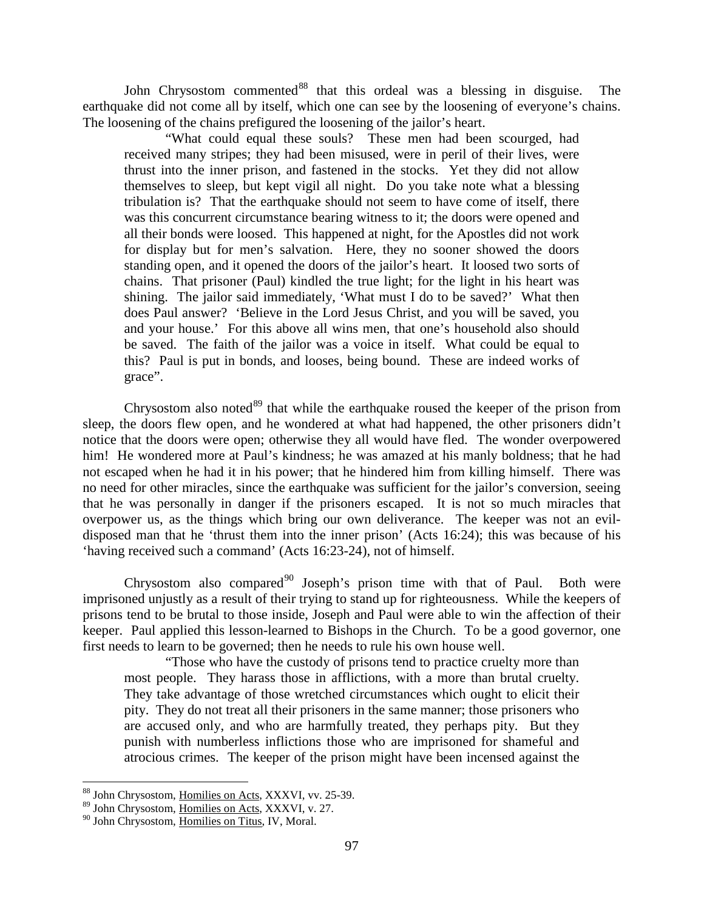John Chrysostom commented[88] that this ordeal was a blessing in disguise. The earthquake did not come all by itself, which one can see by the loosening of everyone's chains. The loosening of the chains prefigured the loosening of the jailor's heart.

> "What could equal these souls? These men had been scourged, had received many stripes; they had been misused, were in peril of their lives, were thrust into the inner prison, and fastened in the stocks. Yet they did not allow themselves to sleep, but kept vigil all night. Do you take note what a blessing tribulation is? That the earthquake should not seem to have come of itself, there was this concurrent circumstance bearing witness to it; the doors were opened and all their bonds were loosed. This happened at night, for the Apostles did not work for display but for men's salvation. Here, they no sooner showed the doors standing open, and it opened the doors of the jailor's heart. It loosed two sorts of chains. That prisoner (Paul) kindled the true light; for the light in his heart was shining. The jailor said immediately, 'What must I do to be saved?' What then does Paul answer? 'Believe in the Lord Jesus Christ, and you will be saved, you and your house.' For this above all wins men, that one's household also should be saved. The faith of the jailor was a voice in itself. What could be equal to this? Paul is put in bonds, and looses, being bound. These are indeed works of grace".

Chrysostom also noted[89] that while the earthquake roused the keeper of the prison from sleep, the doors flew open, and he wondered at what had happened, the other prisoners didn't notice that the doors were open; otherwise they all would have fled. The wonder overpowered him! He wondered more at Paul's kindness; he was amazed at his manly boldness; that he had not escaped when he had it in his power; that he hindered him from killing himself. There was no need for other miracles, since the earthquake was sufficient for the jailor's conversion, seeing that he was personally in danger if the prisoners escaped. It is not so much miracles that overpower us, as the things which bring our own deliverance. The keeper was not an evil-disposed man that he 'thrust them into the inner prison' (Acts 16:24); this was because of his 'having received such a command' (Acts 16:23-24), not of himself.

Chrysostom also compared[90] Joseph's prison time with that of Paul. Both were imprisoned unjustly as a result of their trying to stand up for righteousness. While the keepers of prisons tend to be brutal to those inside, Joseph and Paul were able to win the affection of their keeper. Paul applied this lesson-learned to Bishops in the Church. To be a good governor, one first needs to learn to be governed; then he needs to rule his own house well.

> "Those who have the custody of prisons tend to practice cruelty more than most people. They harass those in afflictions, with a more than brutal cruelty. They take advantage of those wretched circumstances which ought to elicit their pity. They do not treat all their prisoners in the same manner; those prisoners who are accused only, and who are harmfully treated, they perhaps pity. But they punish with numberless inflictions those who are imprisoned for shameful and atrocious crimes. The keeper of the prison might have been incensed against the

---

[88] John Chrysostom, Homilies on Acts, XXXVI, vv. 25-39.

[89] John Chrysostom, Homilies on Acts, XXXVI, v. 27.

[90] John Chrysostom, Homilies on Titus, IV, Moral.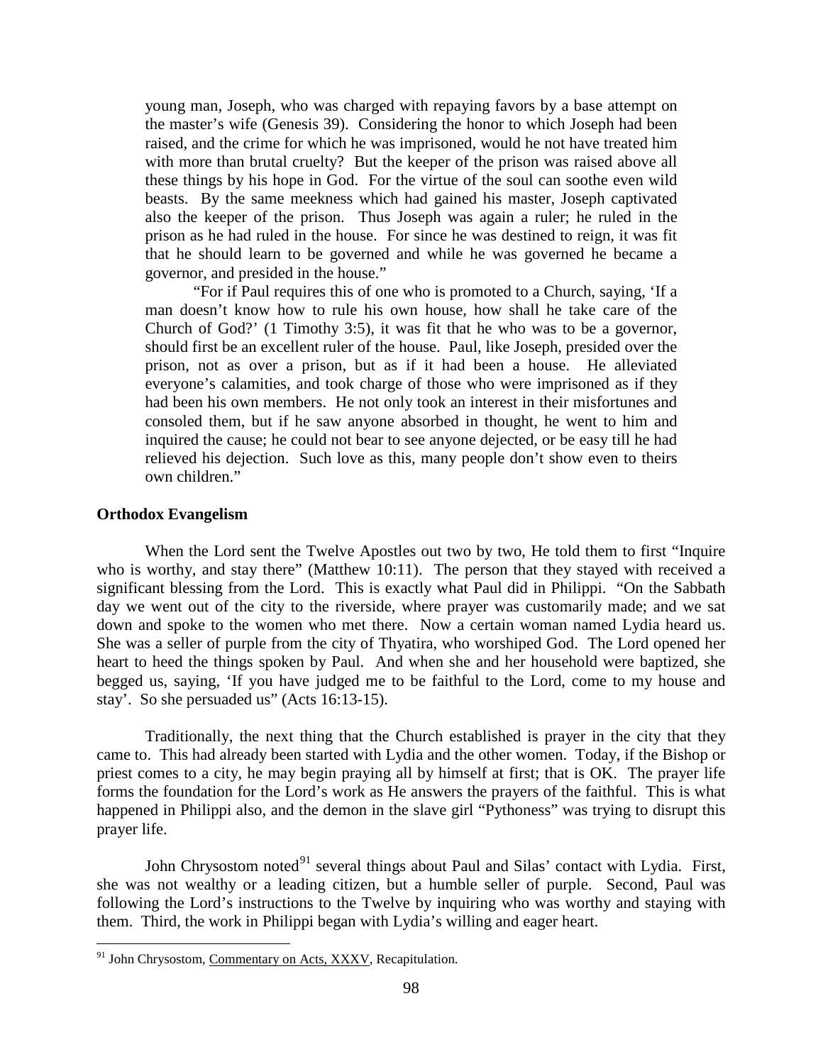young man, Joseph, who was charged with repaying favors by a base attempt on the master's wife (Genesis 39). Considering the honor to which Joseph had been raised, and the crime for which he was imprisoned, would he not have treated him with more than brutal cruelty? But the keeper of the prison was raised above all these things by his hope in God. For the virtue of the soul can soothe even wild beasts. By the same meekness which had gained his master, Joseph captivated also the keeper of the prison. Thus Joseph was again a ruler; he ruled in the prison as he had ruled in the house. For since he was destined to reign, it was fit that he should learn to be governed and while he was governed he became a governor, and presided in the house."

"For if Paul requires this of one who is promoted to a Church, saying, 'If a man doesn't know how to rule his own house, how shall he take care of the Church of God?' (1 Timothy 3:5), it was fit that he who was to be a governor, should first be an excellent ruler of the house. Paul, like Joseph, presided over the prison, not as over a prison, but as if it had been a house. He alleviated everyone's calamities, and took charge of those who were imprisoned as if they had been his own members. He not only took an interest in their misfortunes and consoled them, but if he saw anyone absorbed in thought, he went to him and inquired the cause; he could not bear to see anyone dejected, or be easy till he had relieved his dejection. Such love as this, many people don't show even to theirs own children."

**Orthodox Evangelism**

When the Lord sent the Twelve Apostles out two by two, He told them to first "Inquire who is worthy, and stay there" (Matthew 10:11). The person that they stayed with received a significant blessing from the Lord. This is exactly what Paul did in Philippi. "On the Sabbath day we went out of the city to the riverside, where prayer was customarily made; and we sat down and spoke to the women who met there. Now a certain woman named Lydia heard us. She was a seller of purple from the city of Thyatira, who worshiped God. The Lord opened her heart to heed the things spoken by Paul. And when she and her household were baptized, she begged us, saying, 'If you have judged me to be faithful to the Lord, come to my house and stay'. So she persuaded us" (Acts 16:13-15).

Traditionally, the next thing that the Church established is prayer in the city that they came to. This had already been started with Lydia and the other women. Today, if the Bishop or priest comes to a city, he may begin praying all by himself at first; that is OK. The prayer life forms the foundation for the Lord's work as He answers the prayers of the faithful. This is what happened in Philippi also, and the demon in the slave girl "Pythoness" was trying to disrupt this prayer life.

John Chrysostom noted[91] several things about Paul and Silas' contact with Lydia. First, she was not wealthy or a leading citizen, but a humble seller of purple. Second, Paul was following the Lord's instructions to the Twelve by inquiring who was worthy and staying with them. Third, the work in Philippi began with Lydia's willing and eager heart.

[91] John Chrysostom, Commentary on Acts, XXXV, Recapitulation.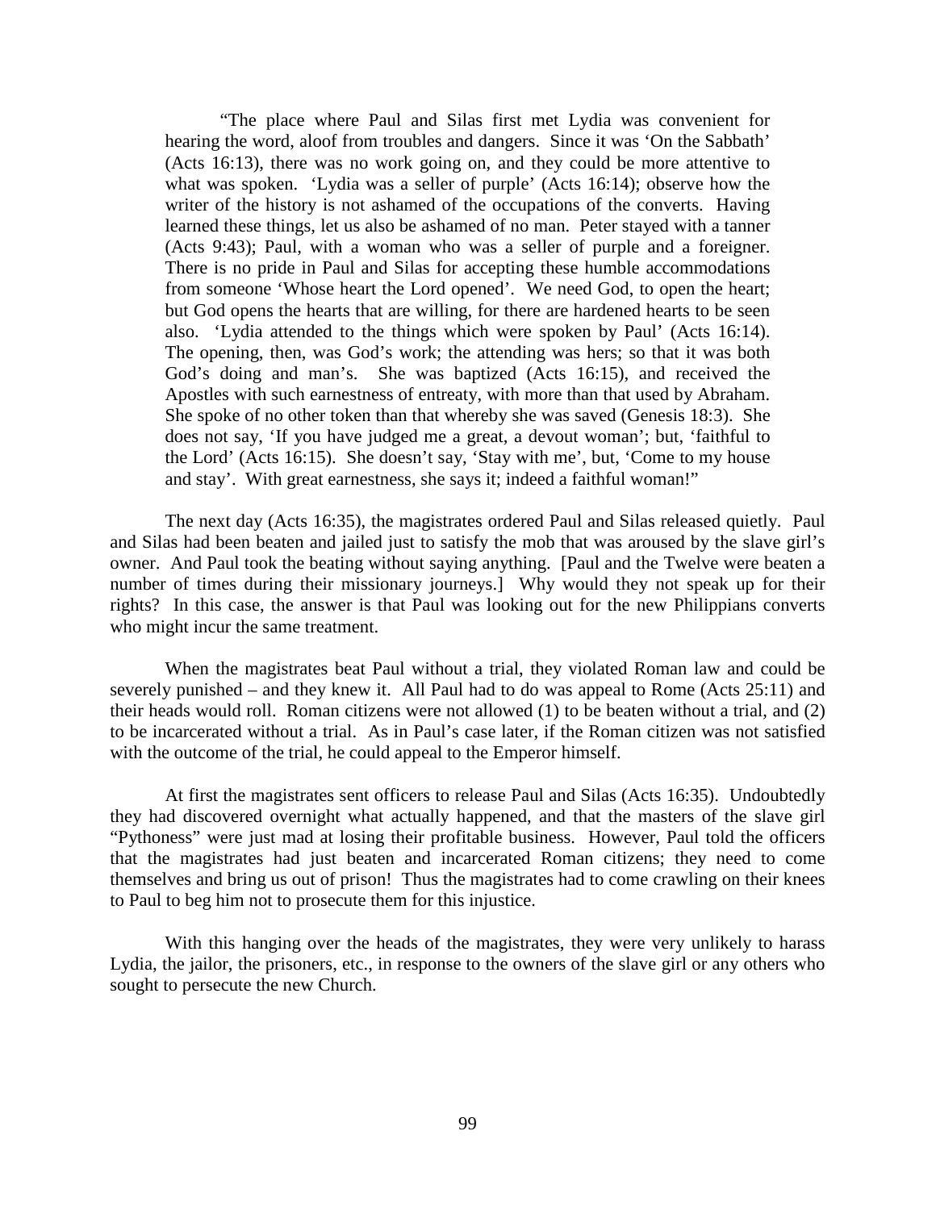> "The place where Paul and Silas first met Lydia was convenient for hearing the word, aloof from troubles and dangers. Since it was 'On the Sabbath' (Acts 16:13), there was no work going on, and they could be more attentive to what was spoken. 'Lydia was a seller of purple' (Acts 16:14); observe how the writer of the history is not ashamed of the occupations of the converts. Having learned these things, let us also be ashamed of no man. Peter stayed with a tanner (Acts 9:43); Paul, with a woman who was a seller of purple and a foreigner. There is no pride in Paul and Silas for accepting these humble accommodations from someone 'Whose heart the Lord opened'. We need God, to open the heart; but God opens the hearts that are willing, for there are hardened hearts to be seen also. 'Lydia attended to the things which were spoken by Paul' (Acts 16:14). The opening, then, was God's work; the attending was hers; so that it was both God's doing and man's. She was baptized (Acts 16:15), and received the Apostles with such earnestness of entreaty, with more than that used by Abraham. She spoke of no other token than that whereby she was saved (Genesis 18:3). She does not say, 'If you have judged me a great, a devout woman'; but, 'faithful to the Lord' (Acts 16:15). She doesn't say, 'Stay with me', but, 'Come to my house and stay'. With great earnestness, she says it; indeed a faithful woman!"

The next day (Acts 16:35), the magistrates ordered Paul and Silas released quietly. Paul and Silas had been beaten and jailed just to satisfy the mob that was aroused by the slave girl's owner. And Paul took the beating without saying anything. [Paul and the Twelve were beaten a number of times during their missionary journeys.] Why would they not speak up for their rights? In this case, the answer is that Paul was looking out for the new Philippians converts who might incur the same treatment.

When the magistrates beat Paul without a trial, they violated Roman law and could be severely punished – and they knew it. All Paul had to do was appeal to Rome (Acts 25:11) and their heads would roll. Roman citizens were not allowed (1) to be beaten without a trial, and (2) to be incarcerated without a trial. As in Paul's case later, if the Roman citizen was not satisfied with the outcome of the trial, he could appeal to the Emperor himself.

At first the magistrates sent officers to release Paul and Silas (Acts 16:35). Undoubtedly they had discovered overnight what actually happened, and that the masters of the slave girl "Pythoness" were just mad at losing their profitable business. However, Paul told the officers that the magistrates had just beaten and incarcerated Roman citizens; they need to come themselves and bring us out of prison! Thus the magistrates had to come crawling on their knees to Paul to beg him not to prosecute them for this injustice.

With this hanging over the heads of the magistrates, they were very unlikely to harass Lydia, the jailor, the prisoners, etc., in response to the owners of the slave girl or any others who sought to persecute the new Church.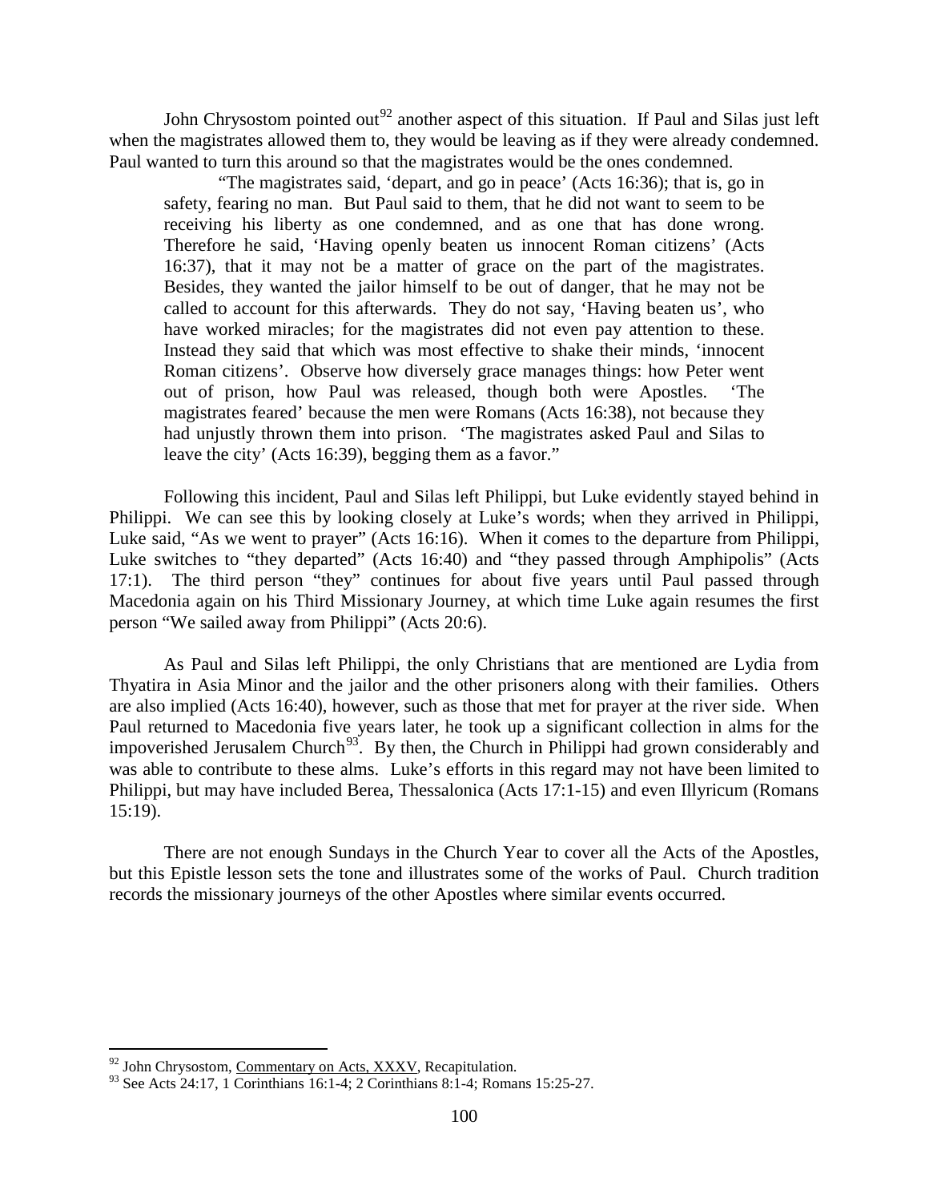John Chrysostom pointed out[92] another aspect of this situation. If Paul and Silas just left when the magistrates allowed them to, they would be leaving as if they were already condemned. Paul wanted to turn this around so that the magistrates would be the ones condemned.

> "The magistrates said, 'depart, and go in peace' (Acts 16:36); that is, go in safety, fearing no man. But Paul said to them, that he did not want to seem to be receiving his liberty as one condemned, and as one that has done wrong. Therefore he said, 'Having openly beaten us innocent Roman citizens' (Acts 16:37), that it may not be a matter of grace on the part of the magistrates. Besides, they wanted the jailor himself to be out of danger, that he may not be called to account for this afterwards. They do not say, 'Having beaten us', who have worked miracles; for the magistrates did not even pay attention to these. Instead they said that which was most effective to shake their minds, 'innocent Roman citizens'. Observe how diversely grace manages things: how Peter went out of prison, how Paul was released, though both were Apostles. 'The magistrates feared' because the men were Romans (Acts 16:38), not because they had unjustly thrown them into prison. 'The magistrates asked Paul and Silas to leave the city' (Acts 16:39), begging them as a favor."

Following this incident, Paul and Silas left Philippi, but Luke evidently stayed behind in Philippi. We can see this by looking closely at Luke's words; when they arrived in Philippi, Luke said, "As we went to prayer" (Acts 16:16). When it comes to the departure from Philippi, Luke switches to "they departed" (Acts 16:40) and "they passed through Amphipolis" (Acts 17:1). The third person "they" continues for about five years until Paul passed through Macedonia again on his Third Missionary Journey, at which time Luke again resumes the first person "We sailed away from Philippi" (Acts 20:6).

As Paul and Silas left Philippi, the only Christians that are mentioned are Lydia from Thyatira in Asia Minor and the jailor and the other prisoners along with their families. Others are also implied (Acts 16:40), however, such as those that met for prayer at the river side. When Paul returned to Macedonia five years later, he took up a significant collection in alms for the impoverished Jerusalem Church[93]. By then, the Church in Philippi had grown considerably and was able to contribute to these alms. Luke's efforts in this regard may not have been limited to Philippi, but may have included Berea, Thessalonica (Acts 17:1-15) and even Illyricum (Romans 15:19).

There are not enough Sundays in the Church Year to cover all the Acts of the Apostles, but this Epistle lesson sets the tone and illustrates some of the works of Paul. Church tradition records the missionary journeys of the other Apostles where similar events occurred.

---

[92] John Chrysostom, Commentary on Acts, XXXV, Recapitulation.

[93] See Acts 24:17, 1 Corinthians 16:1-4; 2 Corinthians 8:1-4; Romans 15:25-27.